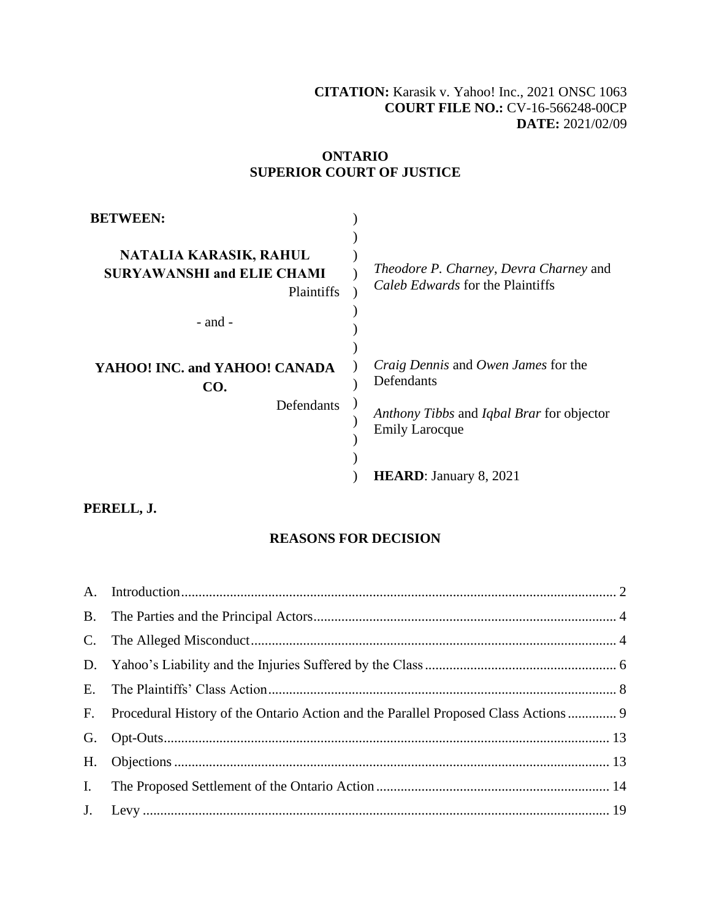**CITATION:** Karasik v. Yahoo! Inc., 2021 ONSC 1063
**COURT FILE NO.:** CV-16-566248-00CP
**DATE:** 2021/02/09

**ONTARIO**
**SUPERIOR COURT OF JUSTICE**

**BETWEEN:**

**NATALIA KARASIK, RAHUL SURYAWANSHI and ELIE CHAMI**
Plaintiffs

*Theodore P. Charney*, *Devra Charney* and *Caleb Edwards* for the Plaintiffs

\- and -

**YAHOO! INC. and YAHOO! CANADA CO.**
Defendants

*Craig Dennis* and *Owen James* for the Defendants

*Anthony Tibbs* and *Iqbal Brar* for objector Emily Larocque

**HEARD**: January 8, 2021

**PERELL, J.**

**REASONS FOR DECISION**

A. Introduction ........ 2
B. The Parties and the Principal Actors ........ 4
C. The Alleged Misconduct ........ 4
D. Yahoo's Liability and the Injuries Suffered by the Class ........ 6
E. The Plaintiffs' Class Action ........ 8
F. Procedural History of the Ontario Action and the Parallel Proposed Class Actions ........ 9
G. Opt-Outs ........ 13
H. Objections ........ 13
I. The Proposed Settlement of the Ontario Action ........ 14
J. Levy ........ 19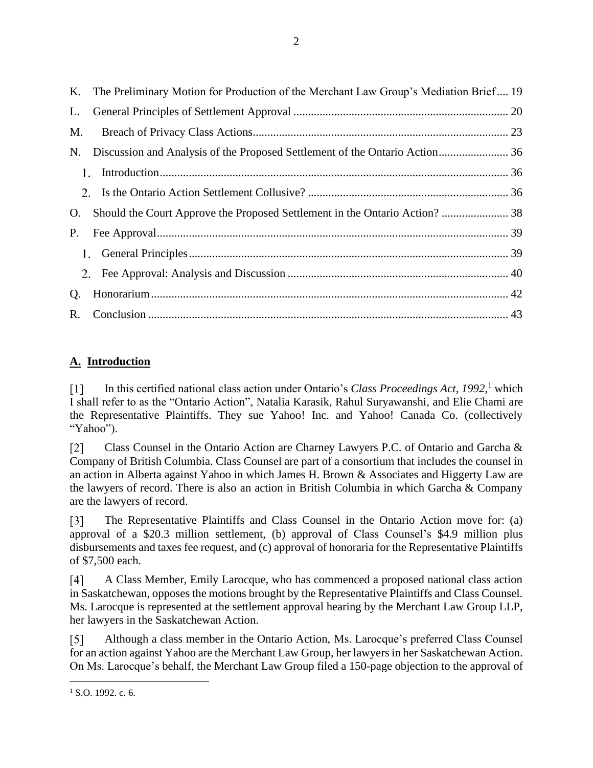K. The Preliminary Motion for Production of the Merchant Law Group's Mediation Brief .... 19

L. General Principles of Settlement Approval .......................................................................... 20

M. Breach of Privacy Class Actions ....................................................................................... 23

N. Discussion and Analysis of the Proposed Settlement of the Ontario Action ........................ 36

1. Introduction ....................................................................................................................... 36
2. Is the Ontario Action Settlement Collusive? ..................................................................... 36

O. Should the Court Approve the Proposed Settlement in the Ontario Action? ....................... 38

P. Fee Approval ......................................................................................................................... 39

1. General Principles ............................................................................................................. 39
2. Fee Approval: Analysis and Discussion ............................................................................ 40

Q. Honorarium .......................................................................................................................... 42

R. Conclusion ........................................................................................................................... 43

## A. Introduction

[1] In this certified national class action under Ontario's *Class Proceedings Act, 1992*,[1] which I shall refer to as the "Ontario Action", Natalia Karasik, Rahul Suryawanshi, and Elie Chami are the Representative Plaintiffs. They sue Yahoo! Inc. and Yahoo! Canada Co. (collectively "Yahoo").

[2] Class Counsel in the Ontario Action are Charney Lawyers P.C. of Ontario and Garcha & Company of British Columbia. Class Counsel are part of a consortium that includes the counsel in an action in Alberta against Yahoo in which James H. Brown & Associates and Higgerty Law are the lawyers of record. There is also an action in British Columbia in which Garcha & Company are the lawyers of record.

[3] The Representative Plaintiffs and Class Counsel in the Ontario Action move for: (a) approval of a $20.3 million settlement, (b) approval of Class Counsel's $4.9 million plus disbursements and taxes fee request, and (c) approval of honoraria for the Representative Plaintiffs of $7,500 each.

[4] A Class Member, Emily Larocque, who has commenced a proposed national class action in Saskatchewan, opposes the motions brought by the Representative Plaintiffs and Class Counsel. Ms. Larocque is represented at the settlement approval hearing by the Merchant Law Group LLP, her lawyers in the Saskatchewan Action.

[5] Although a class member in the Ontario Action, Ms. Larocque's preferred Class Counsel for an action against Yahoo are the Merchant Law Group, her lawyers in her Saskatchewan Action. On Ms. Larocque's behalf, the Merchant Law Group filed a 150-page objection to the approval of

[1] S.O. 1992. c. 6.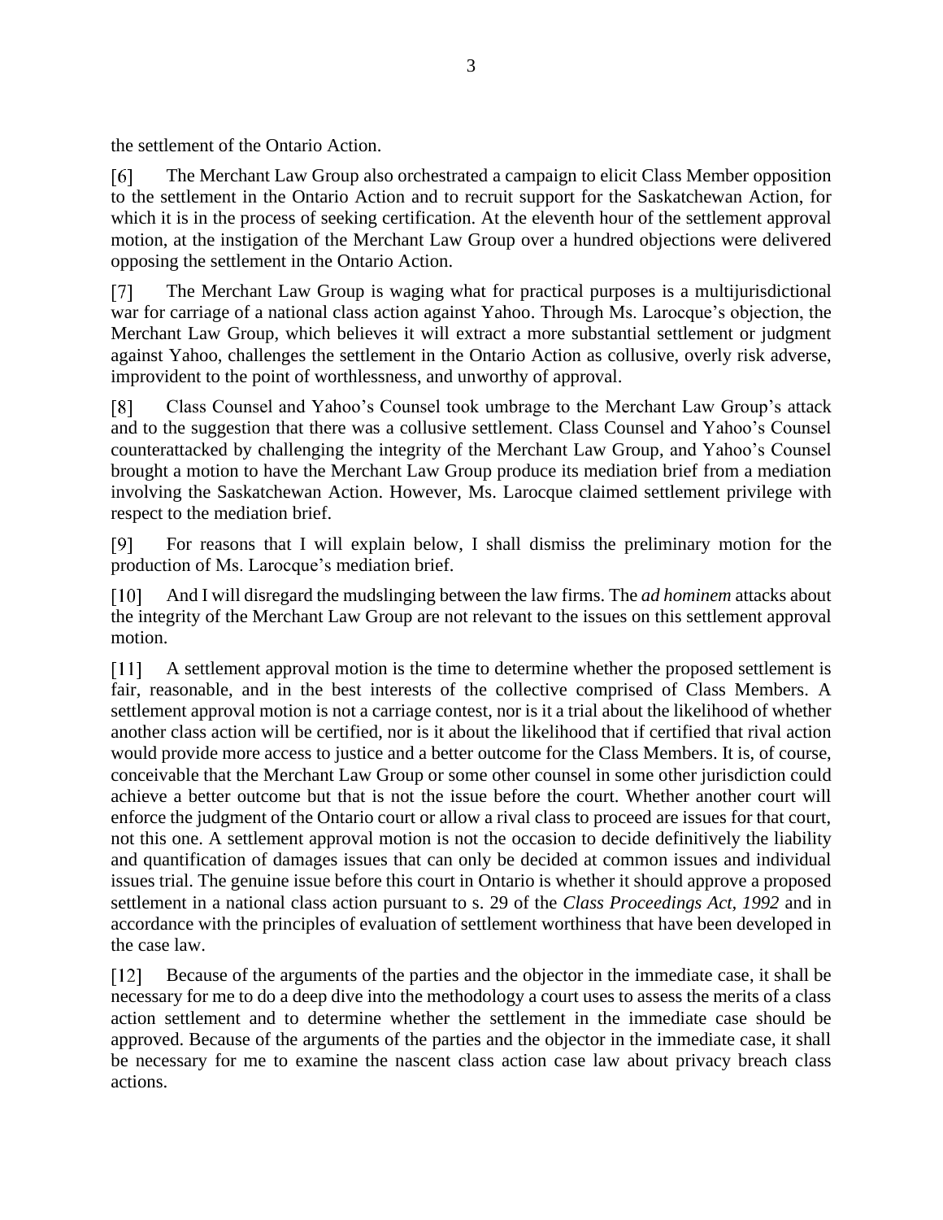the settlement of the Ontario Action.

[6] The Merchant Law Group also orchestrated a campaign to elicit Class Member opposition to the settlement in the Ontario Action and to recruit support for the Saskatchewan Action, for which it is in the process of seeking certification. At the eleventh hour of the settlement approval motion, at the instigation of the Merchant Law Group over a hundred objections were delivered opposing the settlement in the Ontario Action.

[7] The Merchant Law Group is waging what for practical purposes is a multijurisdictional war for carriage of a national class action against Yahoo. Through Ms. Larocque's objection, the Merchant Law Group, which believes it will extract a more substantial settlement or judgment against Yahoo, challenges the settlement in the Ontario Action as collusive, overly risk adverse, improvident to the point of worthlessness, and unworthy of approval.

[8] Class Counsel and Yahoo's Counsel took umbrage to the Merchant Law Group's attack and to the suggestion that there was a collusive settlement. Class Counsel and Yahoo's Counsel counterattacked by challenging the integrity of the Merchant Law Group, and Yahoo's Counsel brought a motion to have the Merchant Law Group produce its mediation brief from a mediation involving the Saskatchewan Action. However, Ms. Larocque claimed settlement privilege with respect to the mediation brief.

[9] For reasons that I will explain below, I shall dismiss the preliminary motion for the production of Ms. Larocque's mediation brief.

[10] And I will disregard the mudslinging between the law firms. The *ad hominem* attacks about the integrity of the Merchant Law Group are not relevant to the issues on this settlement approval motion.

[11] A settlement approval motion is the time to determine whether the proposed settlement is fair, reasonable, and in the best interests of the collective comprised of Class Members. A settlement approval motion is not a carriage contest, nor is it a trial about the likelihood of whether another class action will be certified, nor is it about the likelihood that if certified that rival action would provide more access to justice and a better outcome for the Class Members. It is, of course, conceivable that the Merchant Law Group or some other counsel in some other jurisdiction could achieve a better outcome but that is not the issue before the court. Whether another court will enforce the judgment of the Ontario court or allow a rival class to proceed are issues for that court, not this one. A settlement approval motion is not the occasion to decide definitively the liability and quantification of damages issues that can only be decided at common issues and individual issues trial. The genuine issue before this court in Ontario is whether it should approve a proposed settlement in a national class action pursuant to s. 29 of the *Class Proceedings Act, 1992* and in accordance with the principles of evaluation of settlement worthiness that have been developed in the case law.

[12] Because of the arguments of the parties and the objector in the immediate case, it shall be necessary for me to do a deep dive into the methodology a court uses to assess the merits of a class action settlement and to determine whether the settlement in the immediate case should be approved. Because of the arguments of the parties and the objector in the immediate case, it shall be necessary for me to examine the nascent class action case law about privacy breach class actions.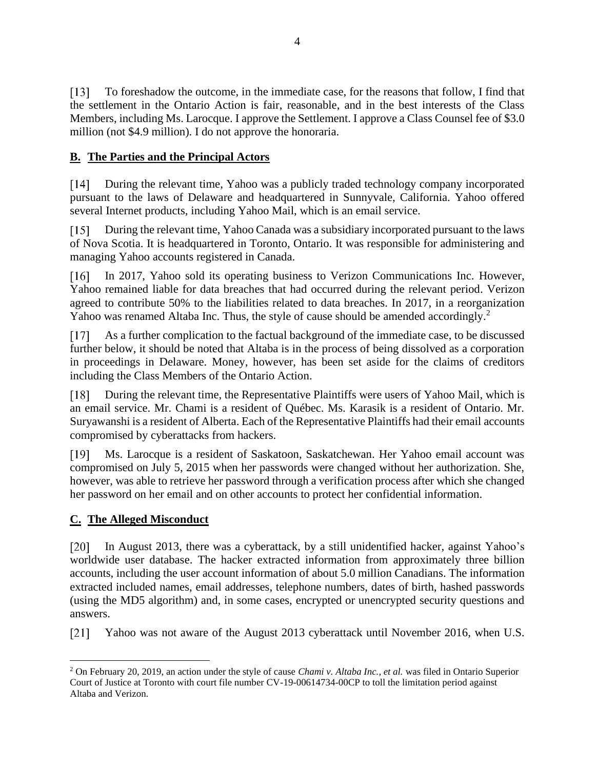[13] To foreshadow the outcome, in the immediate case, for the reasons that follow, I find that the settlement in the Ontario Action is fair, reasonable, and in the best interests of the Class Members, including Ms. Larocque. I approve the Settlement. I approve a Class Counsel fee of $3.0 million (not $4.9 million). I do not approve the honoraria.

## **B. The Parties and the Principal Actors**

[14] During the relevant time, Yahoo was a publicly traded technology company incorporated pursuant to the laws of Delaware and headquartered in Sunnyvale, California. Yahoo offered several Internet products, including Yahoo Mail, which is an email service.

[15] During the relevant time, Yahoo Canada was a subsidiary incorporated pursuant to the laws of Nova Scotia. It is headquartered in Toronto, Ontario. It was responsible for administering and managing Yahoo accounts registered in Canada.

[16] In 2017, Yahoo sold its operating business to Verizon Communications Inc. However, Yahoo remained liable for data breaches that had occurred during the relevant period. Verizon agreed to contribute 50% to the liabilities related to data breaches. In 2017, in a reorganization Yahoo was renamed Altaba Inc. Thus, the style of cause should be amended accordingly.[2]

[17] As a further complication to the factual background of the immediate case, to be discussed further below, it should be noted that Altaba is in the process of being dissolved as a corporation in proceedings in Delaware. Money, however, has been set aside for the claims of creditors including the Class Members of the Ontario Action.

[18] During the relevant time, the Representative Plaintiffs were users of Yahoo Mail, which is an email service. Mr. Chami is a resident of Québec. Ms. Karasik is a resident of Ontario. Mr. Suryawanshi is a resident of Alberta. Each of the Representative Plaintiffs had their email accounts compromised by cyberattacks from hackers.

[19] Ms. Larocque is a resident of Saskatoon, Saskatchewan. Her Yahoo email account was compromised on July 5, 2015 when her passwords were changed without her authorization. She, however, was able to retrieve her password through a verification process after which she changed her password on her email and on other accounts to protect her confidential information.

## **C. The Alleged Misconduct**

[20] In August 2013, there was a cyberattack, by a still unidentified hacker, against Yahoo's worldwide user database. The hacker extracted information from approximately three billion accounts, including the user account information of about 5.0 million Canadians. The information extracted included names, email addresses, telephone numbers, dates of birth, hashed passwords (using the MD5 algorithm) and, in some cases, encrypted or unencrypted security questions and answers.

[21] Yahoo was not aware of the August 2013 cyberattack until November 2016, when U.S.

[2] On February 20, 2019, an action under the style of cause *Chami v. Altaba Inc., et al.* was filed in Ontario Superior Court of Justice at Toronto with court file number CV-19-00614734-00CP to toll the limitation period against Altaba and Verizon.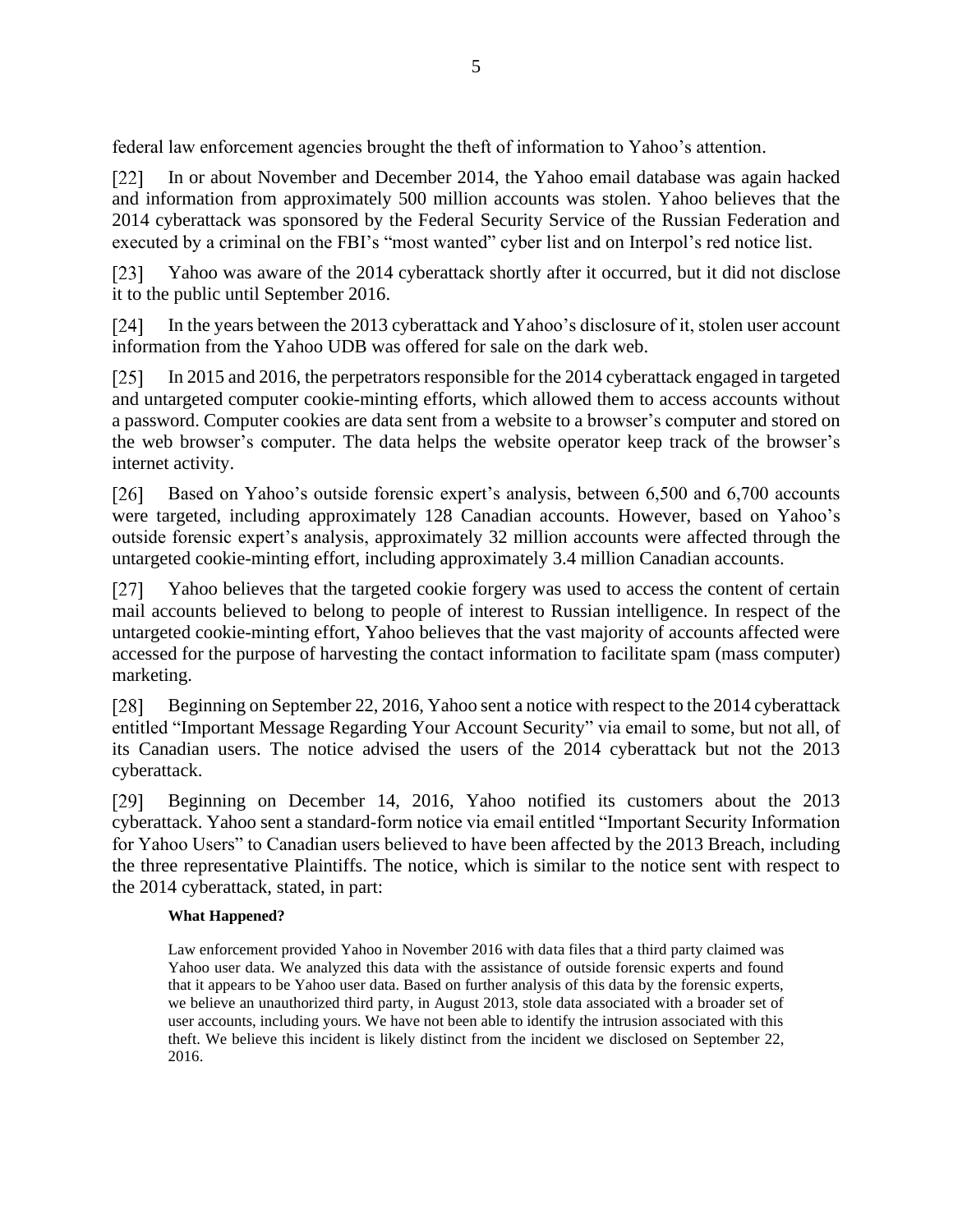federal law enforcement agencies brought the theft of information to Yahoo's attention.

[22] In or about November and December 2014, the Yahoo email database was again hacked and information from approximately 500 million accounts was stolen. Yahoo believes that the 2014 cyberattack was sponsored by the Federal Security Service of the Russian Federation and executed by a criminal on the FBI's "most wanted" cyber list and on Interpol's red notice list.

[23] Yahoo was aware of the 2014 cyberattack shortly after it occurred, but it did not disclose it to the public until September 2016.

[24] In the years between the 2013 cyberattack and Yahoo's disclosure of it, stolen user account information from the Yahoo UDB was offered for sale on the dark web.

[25] In 2015 and 2016, the perpetrators responsible for the 2014 cyberattack engaged in targeted and untargeted computer cookie-minting efforts, which allowed them to access accounts without a password. Computer cookies are data sent from a website to a browser's computer and stored on the web browser's computer. The data helps the website operator keep track of the browser's internet activity.

[26] Based on Yahoo's outside forensic expert's analysis, between 6,500 and 6,700 accounts were targeted, including approximately 128 Canadian accounts. However, based on Yahoo's outside forensic expert's analysis, approximately 32 million accounts were affected through the untargeted cookie-minting effort, including approximately 3.4 million Canadian accounts.

[27] Yahoo believes that the targeted cookie forgery was used to access the content of certain mail accounts believed to belong to people of interest to Russian intelligence. In respect of the untargeted cookie-minting effort, Yahoo believes that the vast majority of accounts affected were accessed for the purpose of harvesting the contact information to facilitate spam (mass computer) marketing.

[28] Beginning on September 22, 2016, Yahoo sent a notice with respect to the 2014 cyberattack entitled "Important Message Regarding Your Account Security" via email to some, but not all, of its Canadian users. The notice advised the users of the 2014 cyberattack but not the 2013 cyberattack.

[29] Beginning on December 14, 2016, Yahoo notified its customers about the 2013 cyberattack. Yahoo sent a standard-form notice via email entitled "Important Security Information for Yahoo Users" to Canadian users believed to have been affected by the 2013 Breach, including the three representative Plaintiffs. The notice, which is similar to the notice sent with respect to the 2014 cyberattack, stated, in part:

> **What Happened?**
>
> Law enforcement provided Yahoo in November 2016 with data files that a third party claimed was Yahoo user data. We analyzed this data with the assistance of outside forensic experts and found that it appears to be Yahoo user data. Based on further analysis of this data by the forensic experts, we believe an unauthorized third party, in August 2013, stole data associated with a broader set of user accounts, including yours. We have not been able to identify the intrusion associated with this theft. We believe this incident is likely distinct from the incident we disclosed on September 22, 2016.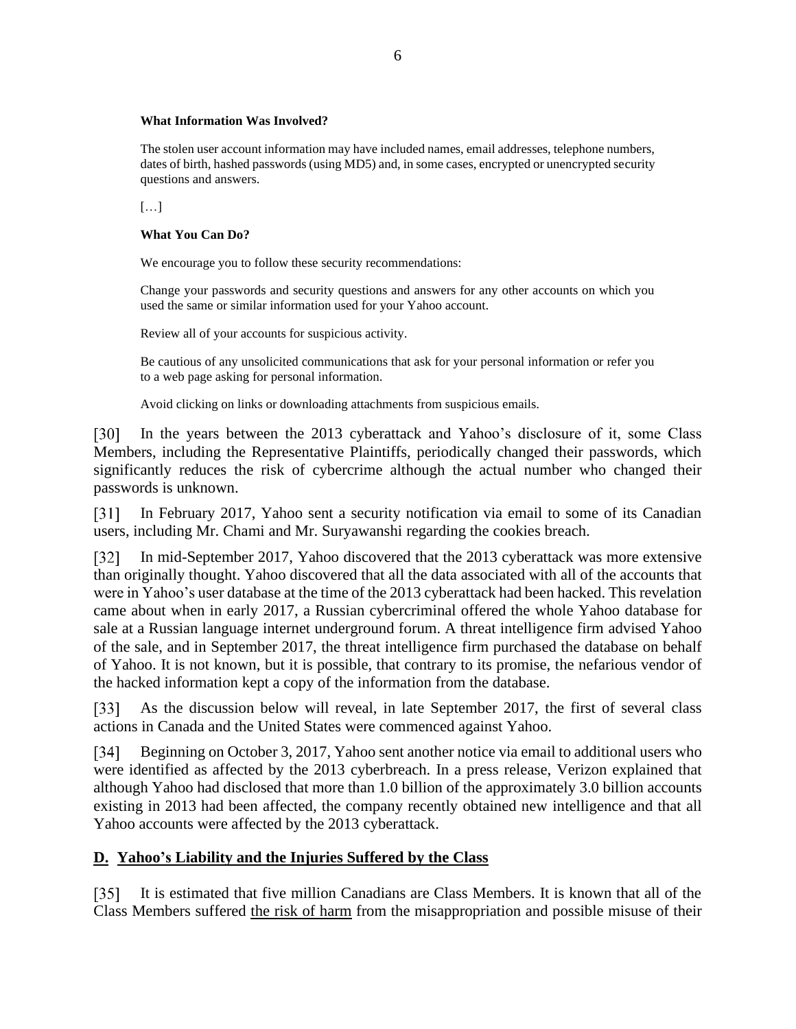> **What Information Was Involved?**
>
> The stolen user account information may have included names, email addresses, telephone numbers, dates of birth, hashed passwords (using MD5) and, in some cases, encrypted or unencrypted security questions and answers.
>
> […]
>
> **What You Can Do?**
>
> We encourage you to follow these security recommendations:
>
> Change your passwords and security questions and answers for any other accounts on which you used the same or similar information used for your Yahoo account.
>
> Review all of your accounts for suspicious activity.
>
> Be cautious of any unsolicited communications that ask for your personal information or refer you to a web page asking for personal information.
>
> Avoid clicking on links or downloading attachments from suspicious emails.

[30] In the years between the 2013 cyberattack and Yahoo's disclosure of it, some Class Members, including the Representative Plaintiffs, periodically changed their passwords, which significantly reduces the risk of cybercrime although the actual number who changed their passwords is unknown.

[31] In February 2017, Yahoo sent a security notification via email to some of its Canadian users, including Mr. Chami and Mr. Suryawanshi regarding the cookies breach.

[32] In mid-September 2017, Yahoo discovered that the 2013 cyberattack was more extensive than originally thought. Yahoo discovered that all the data associated with all of the accounts that were in Yahoo's user database at the time of the 2013 cyberattack had been hacked. This revelation came about when in early 2017, a Russian cybercriminal offered the whole Yahoo database for sale at a Russian language internet underground forum. A threat intelligence firm advised Yahoo of the sale, and in September 2017, the threat intelligence firm purchased the database on behalf of Yahoo. It is not known, but it is possible, that contrary to its promise, the nefarious vendor of the hacked information kept a copy of the information from the database.

[33] As the discussion below will reveal, in late September 2017, the first of several class actions in Canada and the United States were commenced against Yahoo.

[34] Beginning on October 3, 2017, Yahoo sent another notice via email to additional users who were identified as affected by the 2013 cyberbreach. In a press release, Verizon explained that although Yahoo had disclosed that more than 1.0 billion of the approximately 3.0 billion accounts existing in 2013 had been affected, the company recently obtained new intelligence and that all Yahoo accounts were affected by the 2013 cyberattack.

## D. Yahoo's Liability and the Injuries Suffered by the Class

[35] It is estimated that five million Canadians are Class Members. It is known that all of the Class Members suffered the risk of harm from the misappropriation and possible misuse of their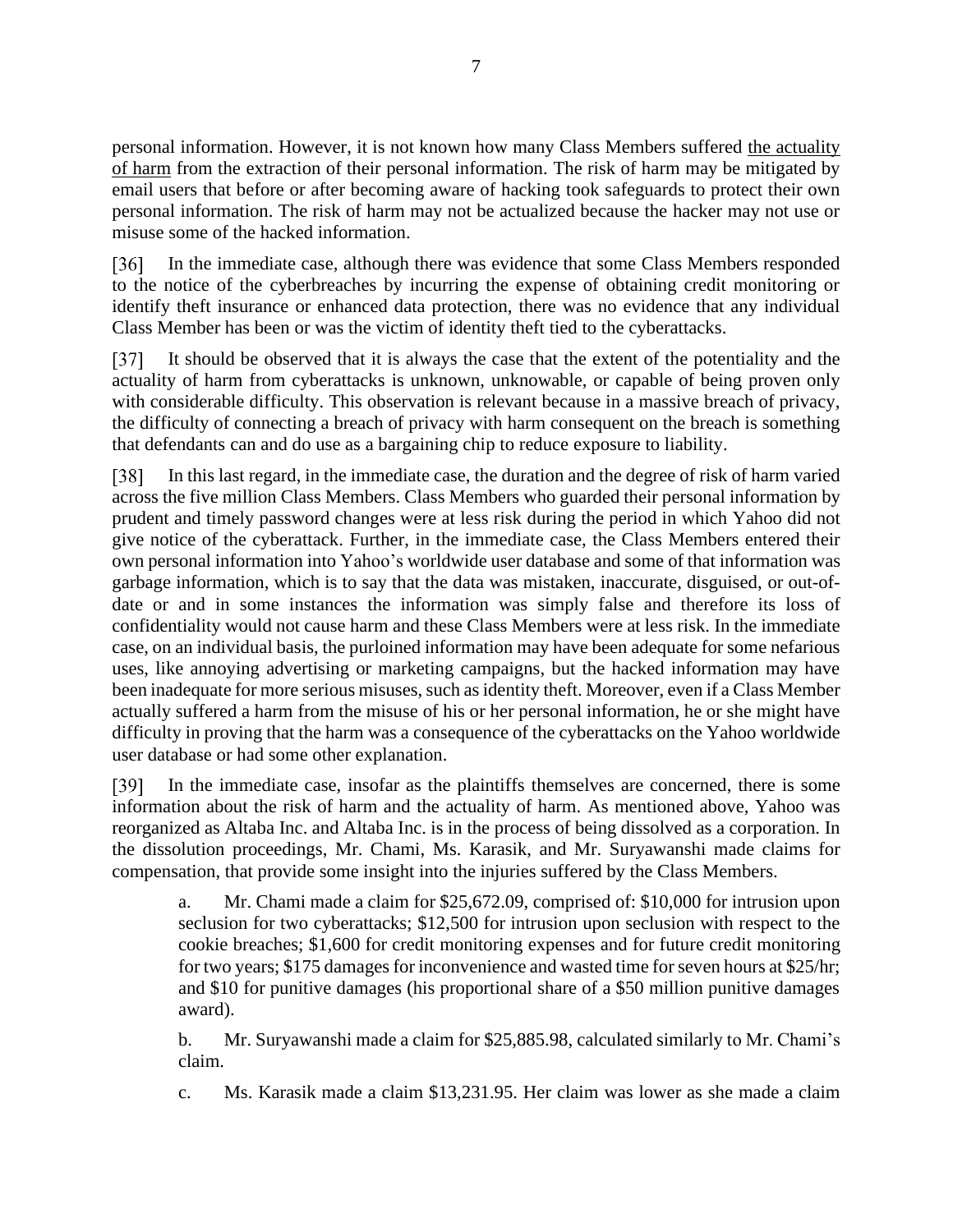personal information. However, it is not known how many Class Members suffered the actuality of harm from the extraction of their personal information. The risk of harm may be mitigated by email users that before or after becoming aware of hacking took safeguards to protect their own personal information. The risk of harm may not be actualized because the hacker may not use or misuse some of the hacked information.

[36] In the immediate case, although there was evidence that some Class Members responded to the notice of the cyberbreaches by incurring the expense of obtaining credit monitoring or identify theft insurance or enhanced data protection, there was no evidence that any individual Class Member has been or was the victim of identity theft tied to the cyberattacks.

[37] It should be observed that it is always the case that the extent of the potentiality and the actuality of harm from cyberattacks is unknown, unknowable, or capable of being proven only with considerable difficulty. This observation is relevant because in a massive breach of privacy, the difficulty of connecting a breach of privacy with harm consequent on the breach is something that defendants can and do use as a bargaining chip to reduce exposure to liability.

[38] In this last regard, in the immediate case, the duration and the degree of risk of harm varied across the five million Class Members. Class Members who guarded their personal information by prudent and timely password changes were at less risk during the period in which Yahoo did not give notice of the cyberattack. Further, in the immediate case, the Class Members entered their own personal information into Yahoo's worldwide user database and some of that information was garbage information, which is to say that the data was mistaken, inaccurate, disguised, or out-of-date or and in some instances the information was simply false and therefore its loss of confidentiality would not cause harm and these Class Members were at less risk. In the immediate case, on an individual basis, the purloined information may have been adequate for some nefarious uses, like annoying advertising or marketing campaigns, but the hacked information may have been inadequate for more serious misuses, such as identity theft. Moreover, even if a Class Member actually suffered a harm from the misuse of his or her personal information, he or she might have difficulty in proving that the harm was a consequence of the cyberattacks on the Yahoo worldwide user database or had some other explanation.

[39] In the immediate case, insofar as the plaintiffs themselves are concerned, there is some information about the risk of harm and the actuality of harm. As mentioned above, Yahoo was reorganized as Altaba Inc. and Altaba Inc. is in the process of being dissolved as a corporation. In the dissolution proceedings, Mr. Chami, Ms. Karasik, and Mr. Suryawanshi made claims for compensation, that provide some insight into the injuries suffered by the Class Members.

> a. Mr. Chami made a claim for $25,672.09, comprised of: $10,000 for intrusion upon seclusion for two cyberattacks; $12,500 for intrusion upon seclusion with respect to the cookie breaches; $1,600 for credit monitoring expenses and for future credit monitoring for two years; $175 damages for inconvenience and wasted time for seven hours at $25/hr; and $10 for punitive damages (his proportional share of a $50 million punitive damages award).
>
> b. Mr. Suryawanshi made a claim for $25,885.98, calculated similarly to Mr. Chami's claim.
>
> c. Ms. Karasik made a claim $13,231.95. Her claim was lower as she made a claim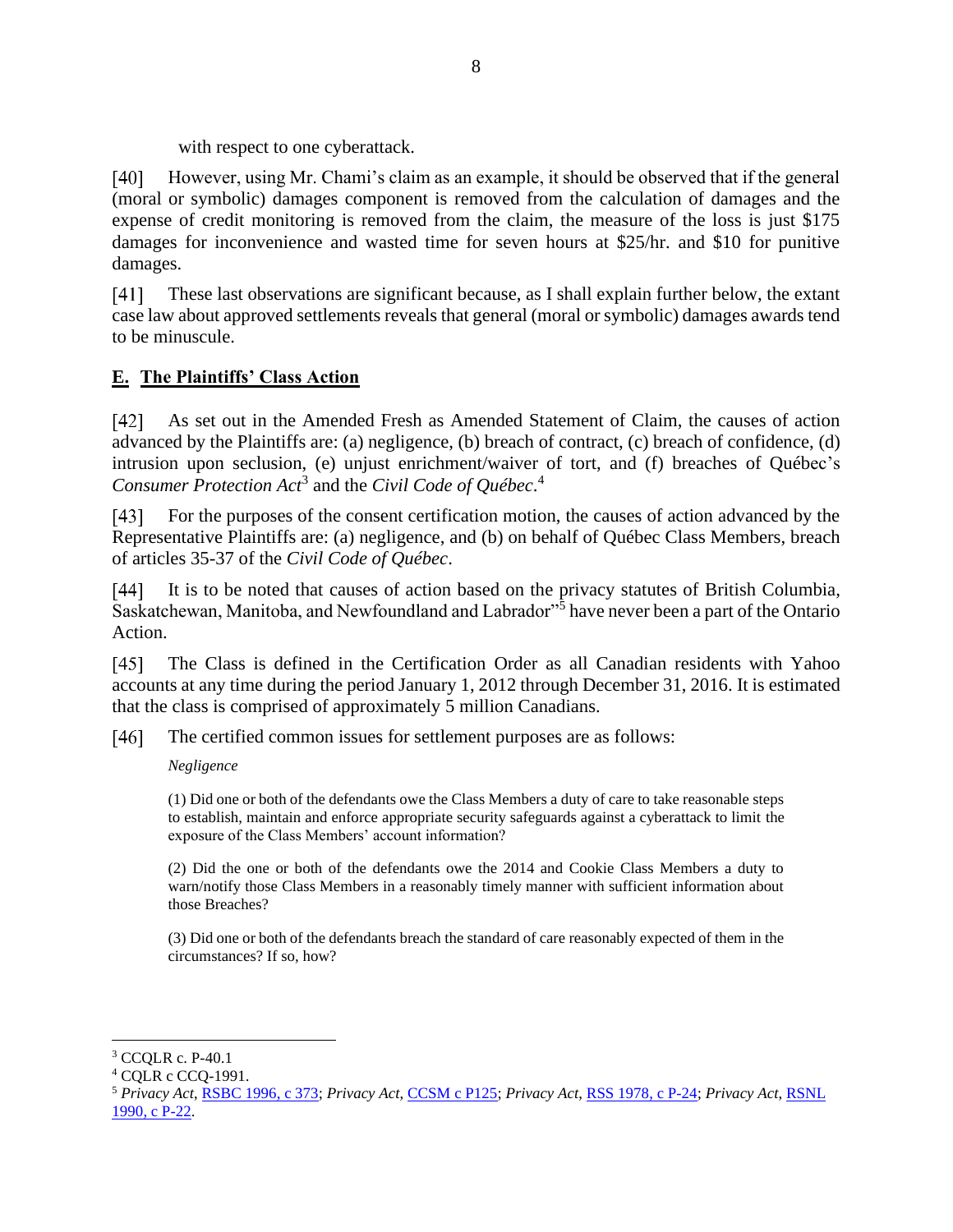with respect to one cyberattack.

[40] However, using Mr. Chami's claim as an example, it should be observed that if the general (moral or symbolic) damages component is removed from the calculation of damages and the expense of credit monitoring is removed from the claim, the measure of the loss is just $175 damages for inconvenience and wasted time for seven hours at $25/hr. and $10 for punitive damages.

[41] These last observations are significant because, as I shall explain further below, the extant case law about approved settlements reveals that general (moral or symbolic) damages awards tend to be minuscule.

## **E. The Plaintiffs' Class Action**

[42] As set out in the Amended Fresh as Amended Statement of Claim, the causes of action advanced by the Plaintiffs are: (a) negligence, (b) breach of contract, (c) breach of confidence, (d) intrusion upon seclusion, (e) unjust enrichment/waiver of tort, and (f) breaches of Québec's *Consumer Protection Act*[3] and the *Civil Code of Québec*.[4]

[43] For the purposes of the consent certification motion, the causes of action advanced by the Representative Plaintiffs are: (a) negligence, and (b) on behalf of Québec Class Members, breach of articles 35-37 of the *Civil Code of Québec*.

[44] It is to be noted that causes of action based on the privacy statutes of British Columbia, Saskatchewan, Manitoba, and Newfoundland and Labrador"[5] have never been a part of the Ontario Action.

[45] The Class is defined in the Certification Order as all Canadian residents with Yahoo accounts at any time during the period January 1, 2012 through December 31, 2016. It is estimated that the class is comprised of approximately 5 million Canadians.

[46] The certified common issues for settlement purposes are as follows:

> *Negligence*
>
> (1) Did one or both of the defendants owe the Class Members a duty of care to take reasonable steps to establish, maintain and enforce appropriate security safeguards against a cyberattack to limit the exposure of the Class Members' account information?
>
> (2) Did the one or both of the defendants owe the 2014 and Cookie Class Members a duty to warn/notify those Class Members in a reasonably timely manner with sufficient information about those Breaches?
>
> (3) Did one or both of the defendants breach the standard of care reasonably expected of them in the circumstances? If so, how?

---

[3] CCQLR c. P-40.1

[4] CQLR c CCQ-1991.

[5] *Privacy Act*, RSBC 1996, c 373; *Privacy Act*, CCSM c P125; *Privacy Act*, RSS 1978, c P-24; *Privacy Act*, RSNL 1990, c P-22.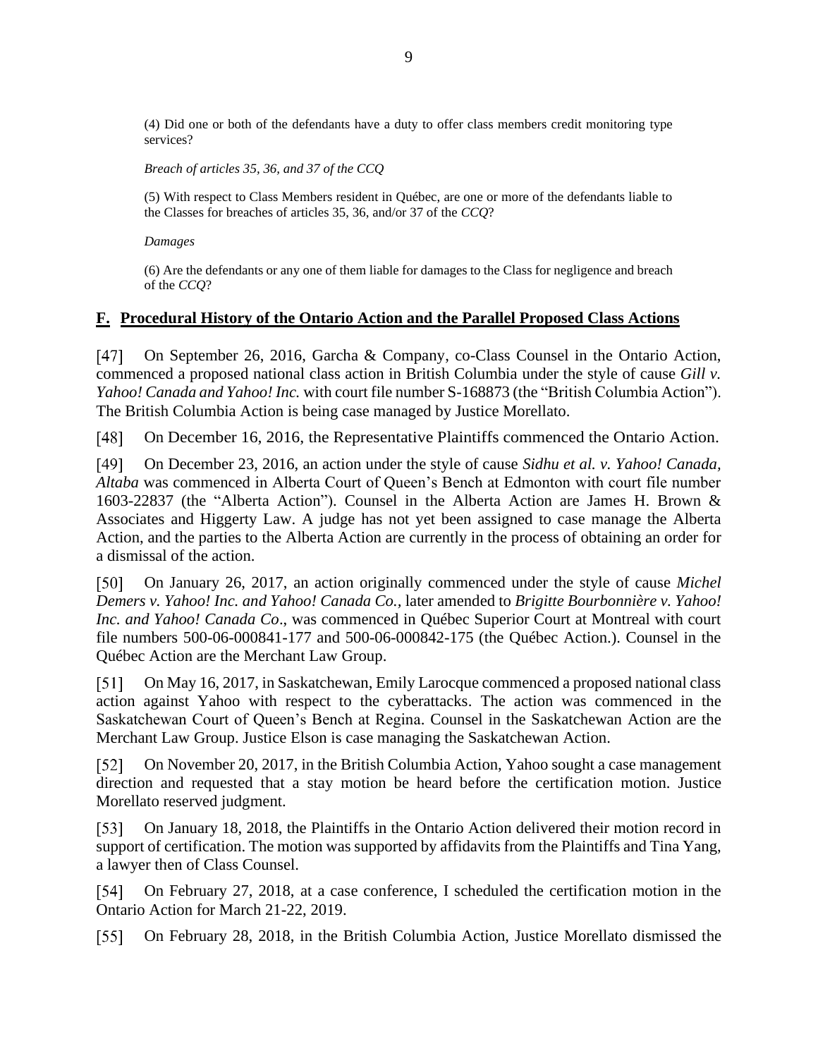(4) Did one or both of the defendants have a duty to offer class members credit monitoring type services?

*Breach of articles 35, 36, and 37 of the CCQ*

(5) With respect to Class Members resident in Québec, are one or more of the defendants liable to the Classes for breaches of articles 35, 36, and/or 37 of the *CCQ*?

*Damages*

(6) Are the defendants or any one of them liable for damages to the Class for negligence and breach of the *CCQ*?

## **F. Procedural History of the Ontario Action and the Parallel Proposed Class Actions**

[47] On September 26, 2016, Garcha & Company, co-Class Counsel in the Ontario Action, commenced a proposed national class action in British Columbia under the style of cause *Gill v. Yahoo! Canada and Yahoo! Inc.* with court file number S-168873 (the "British Columbia Action"). The British Columbia Action is being case managed by Justice Morellato.

[48] On December 16, 2016, the Representative Plaintiffs commenced the Ontario Action.

[49] On December 23, 2016, an action under the style of cause *Sidhu et al. v. Yahoo! Canada, Altaba* was commenced in Alberta Court of Queen's Bench at Edmonton with court file number 1603-22837 (the "Alberta Action"). Counsel in the Alberta Action are James H. Brown & Associates and Higgerty Law. A judge has not yet been assigned to case manage the Alberta Action, and the parties to the Alberta Action are currently in the process of obtaining an order for a dismissal of the action.

[50] On January 26, 2017, an action originally commenced under the style of cause *Michel Demers v. Yahoo! Inc. and Yahoo! Canada Co.*, later amended to *Brigitte Bourbonnière v. Yahoo! Inc. and Yahoo! Canada Co*., was commenced in Québec Superior Court at Montreal with court file numbers 500-06-000841-177 and 500-06-000842-175 (the Québec Action.). Counsel in the Québec Action are the Merchant Law Group.

[51] On May 16, 2017, in Saskatchewan, Emily Larocque commenced a proposed national class action against Yahoo with respect to the cyberattacks. The action was commenced in the Saskatchewan Court of Queen's Bench at Regina. Counsel in the Saskatchewan Action are the Merchant Law Group. Justice Elson is case managing the Saskatchewan Action.

[52] On November 20, 2017, in the British Columbia Action, Yahoo sought a case management direction and requested that a stay motion be heard before the certification motion. Justice Morellato reserved judgment.

[53] On January 18, 2018, the Plaintiffs in the Ontario Action delivered their motion record in support of certification. The motion was supported by affidavits from the Plaintiffs and Tina Yang, a lawyer then of Class Counsel.

[54] On February 27, 2018, at a case conference, I scheduled the certification motion in the Ontario Action for March 21-22, 2019.

[55] On February 28, 2018, in the British Columbia Action, Justice Morellato dismissed the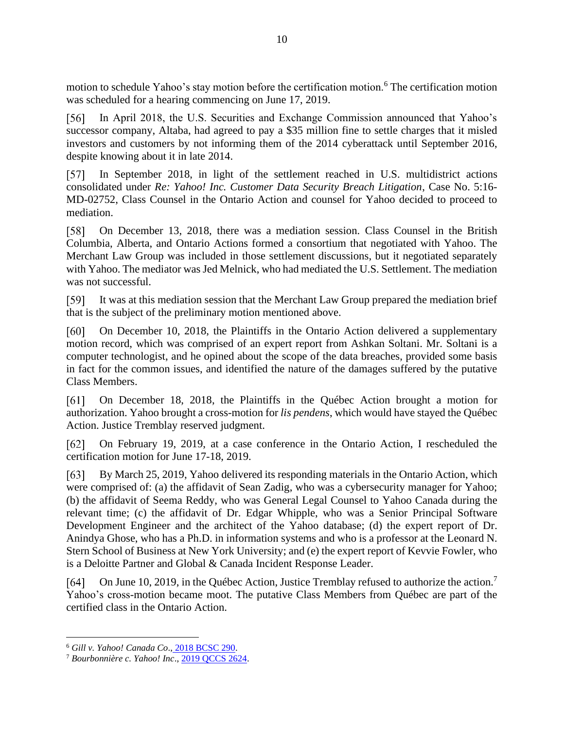motion to schedule Yahoo's stay motion before the certification motion.[6] The certification motion was scheduled for a hearing commencing on June 17, 2019.

[56] In April 2018, the U.S. Securities and Exchange Commission announced that Yahoo's successor company, Altaba, had agreed to pay a $35 million fine to settle charges that it misled investors and customers by not informing them of the 2014 cyberattack until September 2016, despite knowing about it in late 2014.

[57] In September 2018, in light of the settlement reached in U.S. multidistrict actions consolidated under *Re: Yahoo! Inc. Customer Data Security Breach Litigation*, Case No. 5:16-MD-02752, Class Counsel in the Ontario Action and counsel for Yahoo decided to proceed to mediation.

[58] On December 13, 2018, there was a mediation session. Class Counsel in the British Columbia, Alberta, and Ontario Actions formed a consortium that negotiated with Yahoo. The Merchant Law Group was included in those settlement discussions, but it negotiated separately with Yahoo. The mediator was Jed Melnick, who had mediated the U.S. Settlement. The mediation was not successful.

[59] It was at this mediation session that the Merchant Law Group prepared the mediation brief that is the subject of the preliminary motion mentioned above.

[60] On December 10, 2018, the Plaintiffs in the Ontario Action delivered a supplementary motion record, which was comprised of an expert report from Ashkan Soltani. Mr. Soltani is a computer technologist, and he opined about the scope of the data breaches, provided some basis in fact for the common issues, and identified the nature of the damages suffered by the putative Class Members.

[61] On December 18, 2018, the Plaintiffs in the Québec Action brought a motion for authorization. Yahoo brought a cross-motion for *lis pendens*, which would have stayed the Québec Action. Justice Tremblay reserved judgment.

[62] On February 19, 2019, at a case conference in the Ontario Action, I rescheduled the certification motion for June 17-18, 2019.

[63] By March 25, 2019, Yahoo delivered its responding materials in the Ontario Action, which were comprised of: (a) the affidavit of Sean Zadig, who was a cybersecurity manager for Yahoo; (b) the affidavit of Seema Reddy, who was General Legal Counsel to Yahoo Canada during the relevant time; (c) the affidavit of Dr. Edgar Whipple, who was a Senior Principal Software Development Engineer and the architect of the Yahoo database; (d) the expert report of Dr. Anindya Ghose, who has a Ph.D. in information systems and who is a professor at the Leonard N. Stern School of Business at New York University; and (e) the expert report of Kevvie Fowler, who is a Deloitte Partner and Global & Canada Incident Response Leader.

[64] On June 10, 2019, in the Québec Action, Justice Tremblay refused to authorize the action.[7] Yahoo's cross-motion became moot. The putative Class Members from Québec are part of the certified class in the Ontario Action.

---

[6] *Gill v. Yahoo! Canada Co*., 2018 BCSC 290.

[7] *Bourbonnière c. Yahoo! Inc*., 2019 QCCS 2624.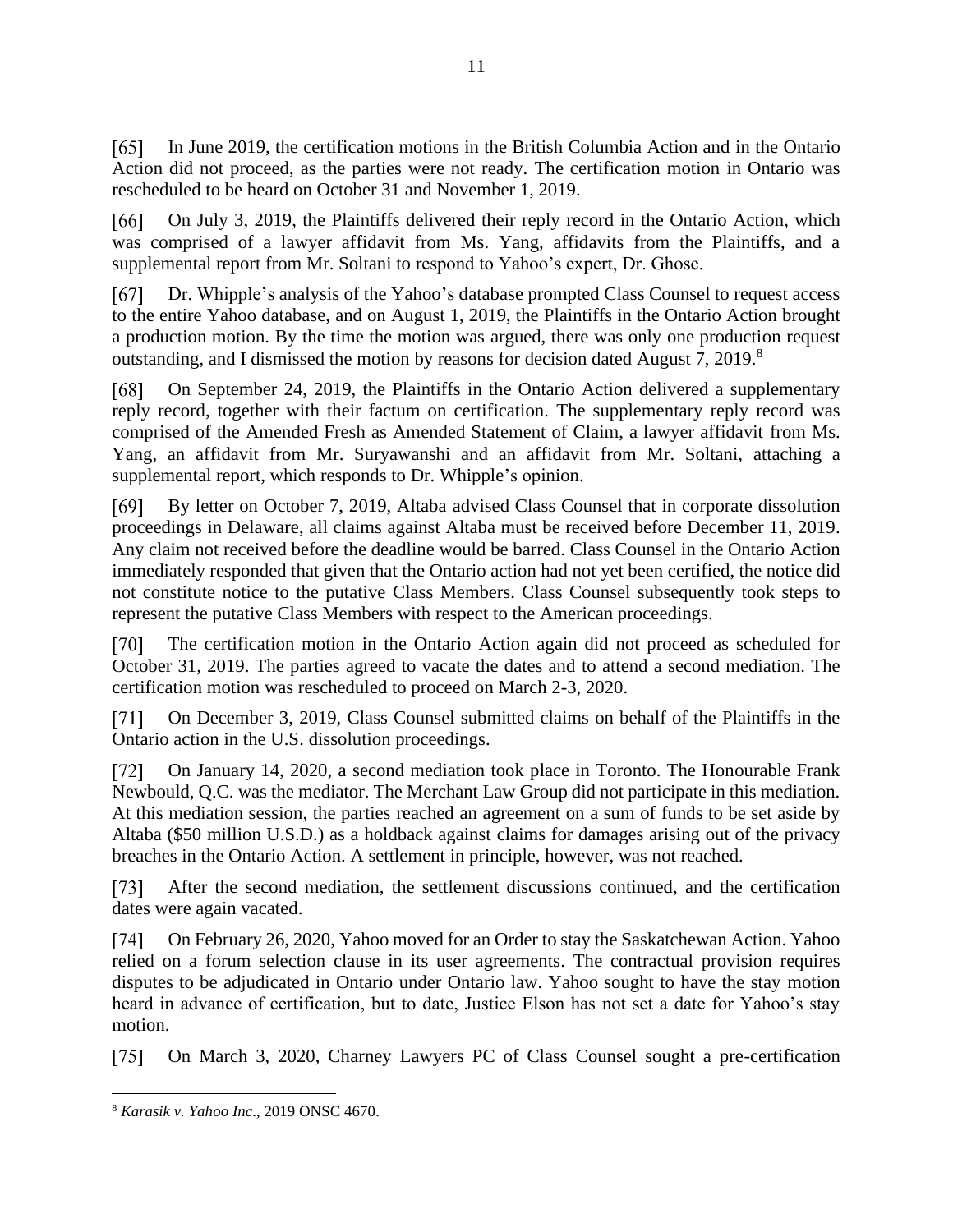[65] In June 2019, the certification motions in the British Columbia Action and in the Ontario Action did not proceed, as the parties were not ready. The certification motion in Ontario was rescheduled to be heard on October 31 and November 1, 2019.

[66] On July 3, 2019, the Plaintiffs delivered their reply record in the Ontario Action, which was comprised of a lawyer affidavit from Ms. Yang, affidavits from the Plaintiffs, and a supplemental report from Mr. Soltani to respond to Yahoo's expert, Dr. Ghose.

[67] Dr. Whipple's analysis of the Yahoo's database prompted Class Counsel to request access to the entire Yahoo database, and on August 1, 2019, the Plaintiffs in the Ontario Action brought a production motion. By the time the motion was argued, there was only one production request outstanding, and I dismissed the motion by reasons for decision dated August 7, 2019.[8]

[68] On September 24, 2019, the Plaintiffs in the Ontario Action delivered a supplementary reply record, together with their factum on certification. The supplementary reply record was comprised of the Amended Fresh as Amended Statement of Claim, a lawyer affidavit from Ms. Yang, an affidavit from Mr. Suryawanshi and an affidavit from Mr. Soltani, attaching a supplemental report, which responds to Dr. Whipple's opinion.

[69] By letter on October 7, 2019, Altaba advised Class Counsel that in corporate dissolution proceedings in Delaware, all claims against Altaba must be received before December 11, 2019. Any claim not received before the deadline would be barred. Class Counsel in the Ontario Action immediately responded that given that the Ontario action had not yet been certified, the notice did not constitute notice to the putative Class Members. Class Counsel subsequently took steps to represent the putative Class Members with respect to the American proceedings.

[70] The certification motion in the Ontario Action again did not proceed as scheduled for October 31, 2019. The parties agreed to vacate the dates and to attend a second mediation. The certification motion was rescheduled to proceed on March 2-3, 2020.

[71] On December 3, 2019, Class Counsel submitted claims on behalf of the Plaintiffs in the Ontario action in the U.S. dissolution proceedings.

[72] On January 14, 2020, a second mediation took place in Toronto. The Honourable Frank Newbould, Q.C. was the mediator. The Merchant Law Group did not participate in this mediation. At this mediation session, the parties reached an agreement on a sum of funds to be set aside by Altaba ($50 million U.S.D.) as a holdback against claims for damages arising out of the privacy breaches in the Ontario Action. A settlement in principle, however, was not reached.

[73] After the second mediation, the settlement discussions continued, and the certification dates were again vacated.

[74] On February 26, 2020, Yahoo moved for an Order to stay the Saskatchewan Action. Yahoo relied on a forum selection clause in its user agreements. The contractual provision requires disputes to be adjudicated in Ontario under Ontario law. Yahoo sought to have the stay motion heard in advance of certification, but to date, Justice Elson has not set a date for Yahoo's stay motion.

[75] On March 3, 2020, Charney Lawyers PC of Class Counsel sought a pre-certification

---

[8] *Karasik v. Yahoo Inc*., 2019 ONSC 4670.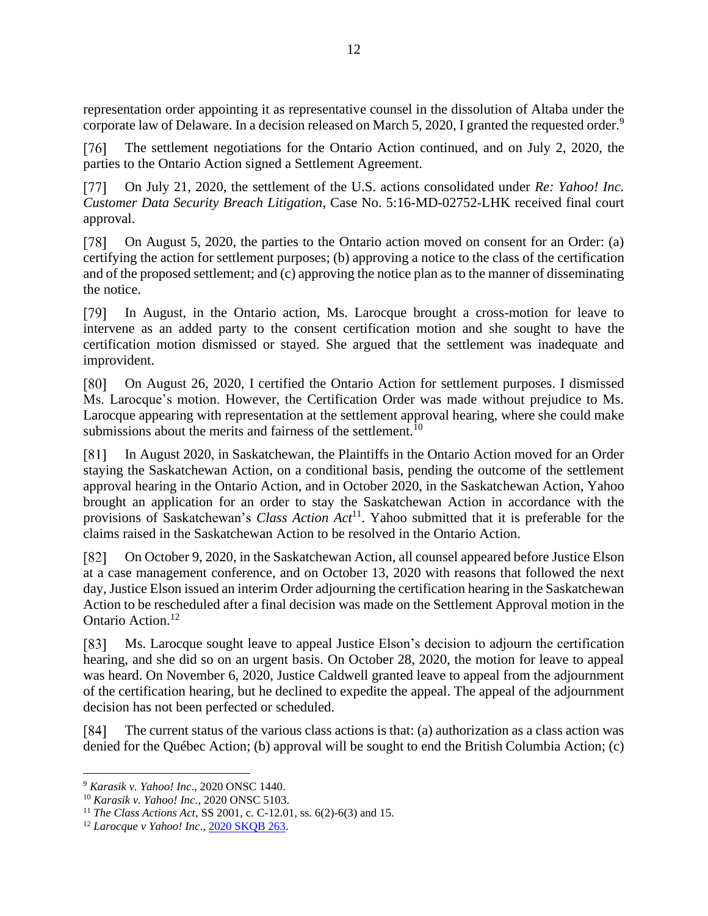representation order appointing it as representative counsel in the dissolution of Altaba under the corporate law of Delaware. In a decision released on March 5, 2020, I granted the requested order.[9]

[76] The settlement negotiations for the Ontario Action continued, and on July 2, 2020, the parties to the Ontario Action signed a Settlement Agreement.

[77] On July 21, 2020, the settlement of the U.S. actions consolidated under *Re: Yahoo! Inc. Customer Data Security Breach Litigation*, Case No. 5:16-MD-02752-LHK received final court approval.

[78] On August 5, 2020, the parties to the Ontario action moved on consent for an Order: (a) certifying the action for settlement purposes; (b) approving a notice to the class of the certification and of the proposed settlement; and (c) approving the notice plan as to the manner of disseminating the notice.

[79] In August, in the Ontario action, Ms. Larocque brought a cross-motion for leave to intervene as an added party to the consent certification motion and she sought to have the certification motion dismissed or stayed. She argued that the settlement was inadequate and improvident.

[80] On August 26, 2020, I certified the Ontario Action for settlement purposes. I dismissed Ms. Larocque's motion. However, the Certification Order was made without prejudice to Ms. Larocque appearing with representation at the settlement approval hearing, where she could make submissions about the merits and fairness of the settlement.[10]

[81] In August 2020, in Saskatchewan, the Plaintiffs in the Ontario Action moved for an Order staying the Saskatchewan Action, on a conditional basis, pending the outcome of the settlement approval hearing in the Ontario Action, and in October 2020, in the Saskatchewan Action, Yahoo brought an application for an order to stay the Saskatchewan Action in accordance with the provisions of Saskatchewan's *Class Action Act*[11]. Yahoo submitted that it is preferable for the claims raised in the Saskatchewan Action to be resolved in the Ontario Action.

[82] On October 9, 2020, in the Saskatchewan Action, all counsel appeared before Justice Elson at a case management conference, and on October 13, 2020 with reasons that followed the next day, Justice Elson issued an interim Order adjourning the certification hearing in the Saskatchewan Action to be rescheduled after a final decision was made on the Settlement Approval motion in the Ontario Action.[12]

[83] Ms. Larocque sought leave to appeal Justice Elson's decision to adjourn the certification hearing, and she did so on an urgent basis. On October 28, 2020, the motion for leave to appeal was heard. On November 6, 2020, Justice Caldwell granted leave to appeal from the adjournment of the certification hearing, but he declined to expedite the appeal. The appeal of the adjournment decision has not been perfected or scheduled.

[84] The current status of the various class actions is that: (a) authorization as a class action was denied for the Québec Action; (b) approval will be sought to end the British Columbia Action; (c)

---

[9] *Karasik v. Yahoo! Inc*., 2020 ONSC 1440.

[10] *Karasik v. Yahoo! Inc.*, 2020 ONSC 5103.

[11] *The Class Actions Act*, SS 2001, c. C-12.01, ss. 6(2)-6(3) and 15.

[12] *Larocque v Yahoo! Inc*., 2020 SKQB 263.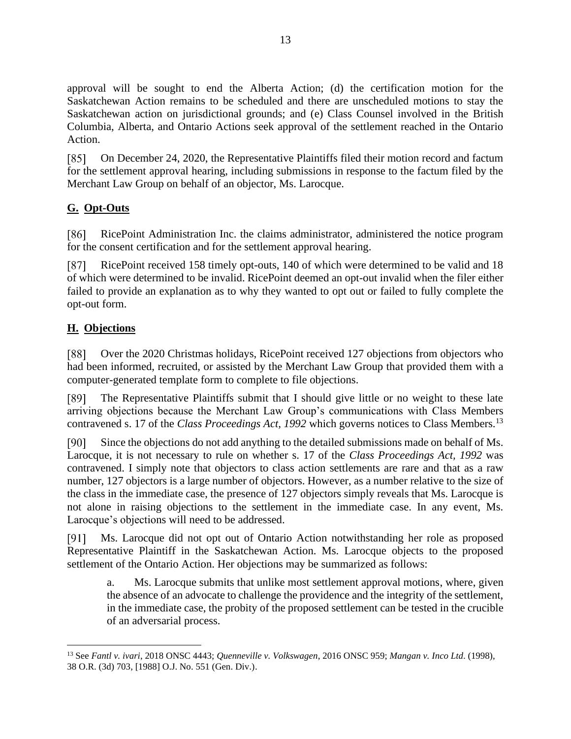approval will be sought to end the Alberta Action; (d) the certification motion for the Saskatchewan Action remains to be scheduled and there are unscheduled motions to stay the Saskatchewan action on jurisdictional grounds; and (e) Class Counsel involved in the British Columbia, Alberta, and Ontario Actions seek approval of the settlement reached in the Ontario Action.

[85] On December 24, 2020, the Representative Plaintiffs filed their motion record and factum for the settlement approval hearing, including submissions in response to the factum filed by the Merchant Law Group on behalf of an objector, Ms. Larocque.

## G. Opt-Outs

[86] RicePoint Administration Inc. the claims administrator, administered the notice program for the consent certification and for the settlement approval hearing.

[87] RicePoint received 158 timely opt-outs, 140 of which were determined to be valid and 18 of which were determined to be invalid. RicePoint deemed an opt-out invalid when the filer either failed to provide an explanation as to why they wanted to opt out or failed to fully complete the opt-out form.

## H. Objections

[88] Over the 2020 Christmas holidays, RicePoint received 127 objections from objectors who had been informed, recruited, or assisted by the Merchant Law Group that provided them with a computer-generated template form to complete to file objections.

[89] The Representative Plaintiffs submit that I should give little or no weight to these late arriving objections because the Merchant Law Group's communications with Class Members contravened s. 17 of the *Class Proceedings Act, 1992* which governs notices to Class Members.[13]

[90] Since the objections do not add anything to the detailed submissions made on behalf of Ms. Larocque, it is not necessary to rule on whether s. 17 of the *Class Proceedings Act, 1992* was contravened. I simply note that objectors to class action settlements are rare and that as a raw number, 127 objectors is a large number of objectors. However, as a number relative to the size of the class in the immediate case, the presence of 127 objectors simply reveals that Ms. Larocque is not alone in raising objections to the settlement in the immediate case. In any event, Ms. Larocque's objections will need to be addressed.

[91] Ms. Larocque did not opt out of Ontario Action notwithstanding her role as proposed Representative Plaintiff in the Saskatchewan Action. Ms. Larocque objects to the proposed settlement of the Ontario Action. Her objections may be summarized as follows:

> a. Ms. Larocque submits that unlike most settlement approval motions, where, given the absence of an advocate to challenge the providence and the integrity of the settlement, in the immediate case, the probity of the proposed settlement can be tested in the crucible of an adversarial process.

---

[13] See *Fantl v. ivari*, 2018 ONSC 4443; *Quenneville v. Volkswagen*, 2016 ONSC 959; *Mangan v. Inco Ltd.* (1998), 38 O.R. (3d) 703, [1988] O.J. No. 551 (Gen. Div.).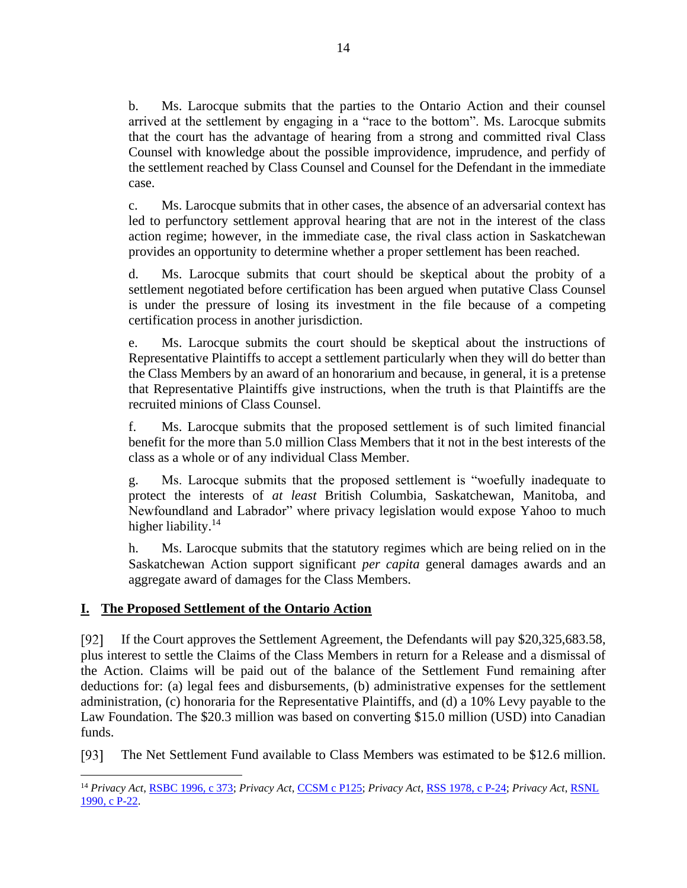b. Ms. Larocque submits that the parties to the Ontario Action and their counsel arrived at the settlement by engaging in a "race to the bottom". Ms. Larocque submits that the court has the advantage of hearing from a strong and committed rival Class Counsel with knowledge about the possible improvidence, imprudence, and perfidy of the settlement reached by Class Counsel and Counsel for the Defendant in the immediate case.

c. Ms. Larocque submits that in other cases, the absence of an adversarial context has led to perfunctory settlement approval hearing that are not in the interest of the class action regime; however, in the immediate case, the rival class action in Saskatchewan provides an opportunity to determine whether a proper settlement has been reached.

d. Ms. Larocque submits that court should be skeptical about the probity of a settlement negotiated before certification has been argued when putative Class Counsel is under the pressure of losing its investment in the file because of a competing certification process in another jurisdiction.

e. Ms. Larocque submits the court should be skeptical about the instructions of Representative Plaintiffs to accept a settlement particularly when they will do better than the Class Members by an award of an honorarium and because, in general, it is a pretense that Representative Plaintiffs give instructions, when the truth is that Plaintiffs are the recruited minions of Class Counsel.

f. Ms. Larocque submits that the proposed settlement is of such limited financial benefit for the more than 5.0 million Class Members that it not in the best interests of the class as a whole or of any individual Class Member.

g. Ms. Larocque submits that the proposed settlement is "woefully inadequate to protect the interests of *at least* British Columbia, Saskatchewan, Manitoba, and Newfoundland and Labrador" where privacy legislation would expose Yahoo to much higher liability.[14]

h. Ms. Larocque submits that the statutory regimes which are being relied on in the Saskatchewan Action support significant *per capita* general damages awards and an aggregate award of damages for the Class Members.

## **I. The Proposed Settlement of the Ontario Action**

[92] If the Court approves the Settlement Agreement, the Defendants will pay $20,325,683.58, plus interest to settle the Claims of the Class Members in return for a Release and a dismissal of the Action. Claims will be paid out of the balance of the Settlement Fund remaining after deductions for: (a) legal fees and disbursements, (b) administrative expenses for the settlement administration, (c) honoraria for the Representative Plaintiffs, and (d) a 10% Levy payable to the Law Foundation. The $20.3 million was based on converting $15.0 million (USD) into Canadian funds.

[93] The Net Settlement Fund available to Class Members was estimated to be $12.6 million.

---

[14] *Privacy Act*, RSBC 1996, c 373; *Privacy Act*, CCSM c P125; *Privacy Act*, RSS 1978, c P-24; *Privacy Act*, RSNL 1990, c P-22.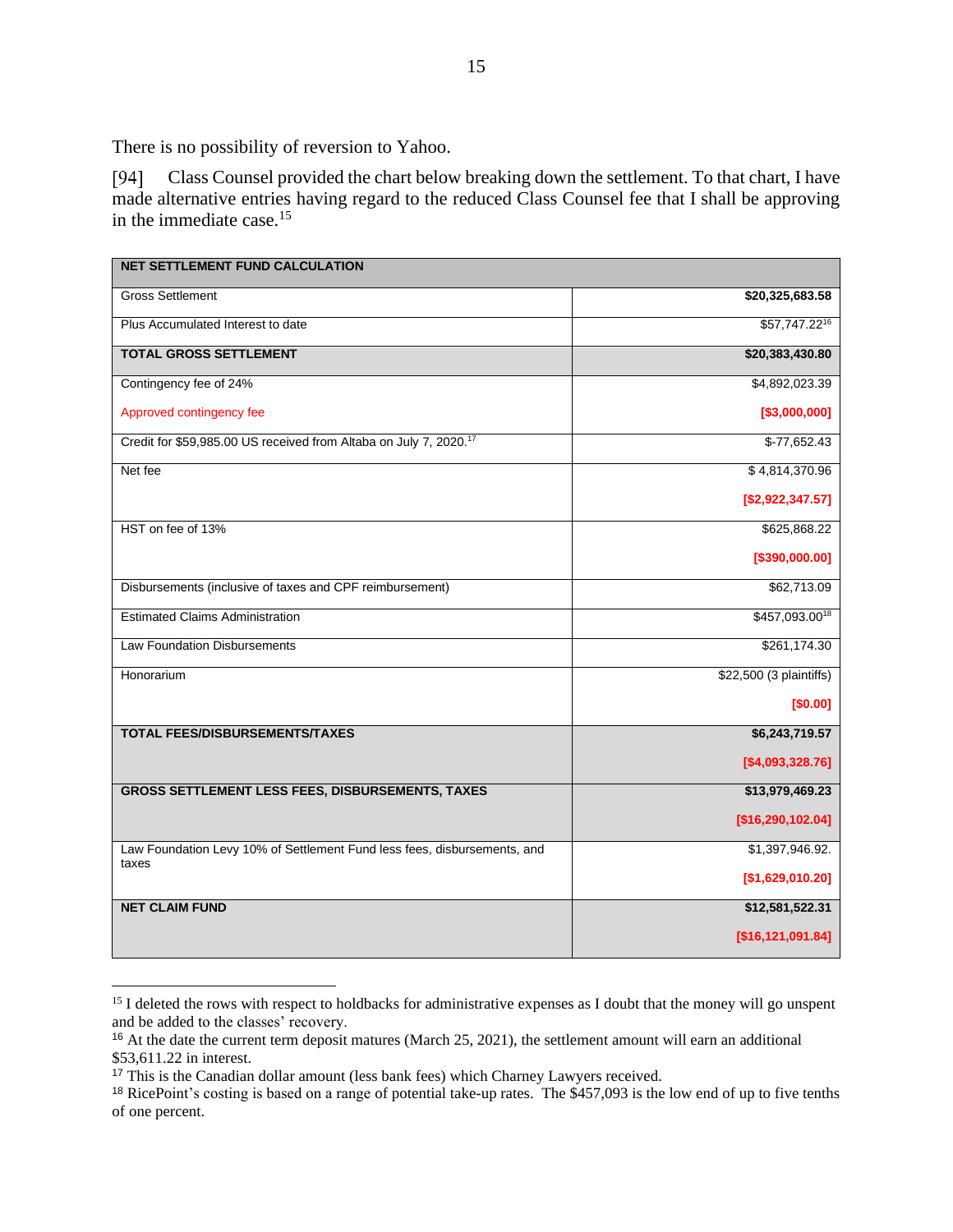There is no possibility of reversion to Yahoo.

[94] Class Counsel provided the chart below breaking down the settlement. To that chart, I have made alternative entries having regard to the reduced Class Counsel fee that I shall be approving in the immediate case.[15]

| NET SETTLEMENT FUND CALCULATION | |
|---|---|
| Gross Settlement | **$20,325,683.58** |
| Plus Accumulated Interest to date | $57,747.22[16] |
| **TOTAL GROSS SETTLEMENT** | **$20,383,430.80** |
| Contingency fee of 24%<br>Approved contingency fee | $4,892,023.39<br>**[$3,000,000]** |
| Credit for $59,985.00 US received from Altaba on July 7, 2020.[17] | $-77,652.43 |
| Net fee | $ 4,814,370.96<br>**[$2,922,347.57]** |
| HST on fee of 13% | $625,868.22<br>**[$390,000.00]** |
| Disbursements (inclusive of taxes and CPF reimbursement) | $62,713.09 |
| Estimated Claims Administration | $457,093.00[18] |
| Law Foundation Disbursements | $261,174.30 |
| Honorarium | $22,500 (3 plaintiffs)<br>**[$0.00]** |
| **TOTAL FEES/DISBURSEMENTS/TAXES** | **$6,243,719.57**<br>**[$4,093,328.76]** |
| **GROSS SETTLEMENT LESS FEES, DISBURSEMENTS, TAXES** | **$13,979,469.23**<br>**[$16,290,102.04]** |
| Law Foundation Levy 10% of Settlement Fund less fees, disbursements, and taxes | $1,397,946.92.<br>**[$1,629,010.20]** |
| **NET CLAIM FUND** | **$12,581,522.31**<br>**[$16,121,091.84]** |

---

[15] I deleted the rows with respect to holdbacks for administrative expenses as I doubt that the money will go unspent and be added to the classes' recovery.

[16] At the date the current term deposit matures (March 25, 2021), the settlement amount will earn an additional $53,611.22 in interest.

[17] This is the Canadian dollar amount (less bank fees) which Charney Lawyers received.

[18] RicePoint's costing is based on a range of potential take-up rates. The $457,093 is the low end of up to five tenths of one percent.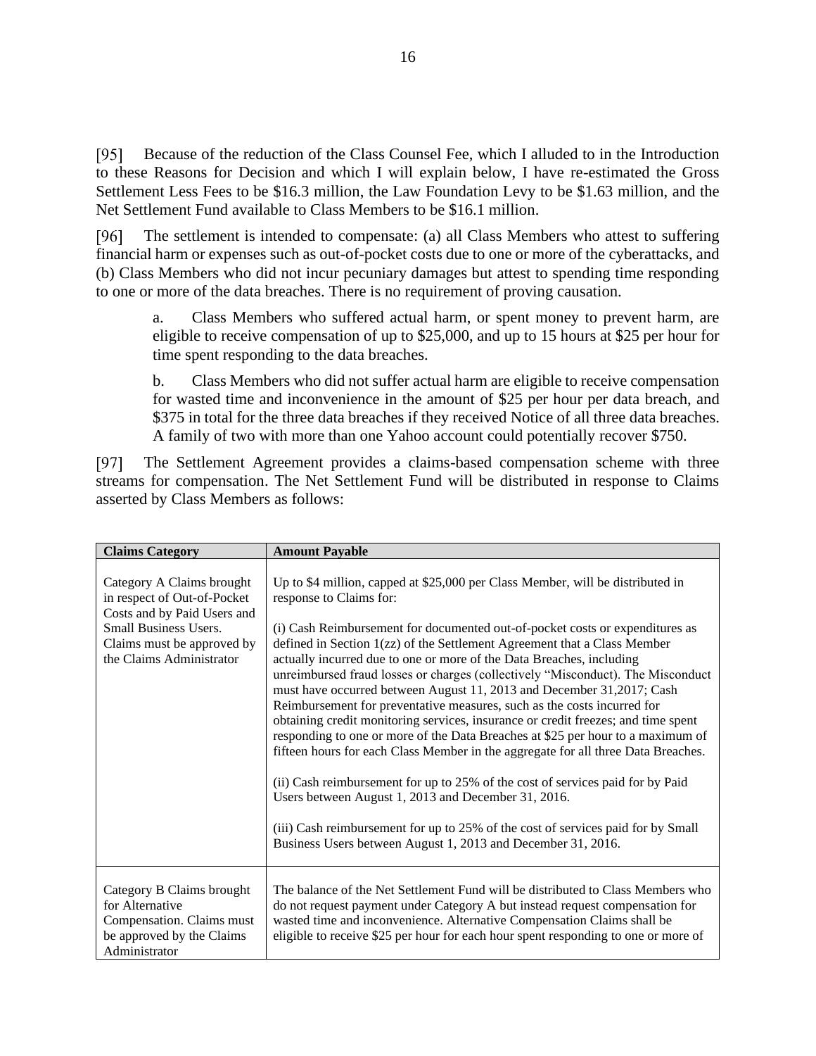[95] Because of the reduction of the Class Counsel Fee, which I alluded to in the Introduction to these Reasons for Decision and which I will explain below, I have re-estimated the Gross Settlement Less Fees to be $16.3 million, the Law Foundation Levy to be $1.63 million, and the Net Settlement Fund available to Class Members to be $16.1 million.

[96] The settlement is intended to compensate: (a) all Class Members who attest to suffering financial harm or expenses such as out-of-pocket costs due to one or more of the cyberattacks, and (b) Class Members who did not incur pecuniary damages but attest to spending time responding to one or more of the data breaches. There is no requirement of proving causation.

> a. Class Members who suffered actual harm, or spent money to prevent harm, are eligible to receive compensation of up to $25,000, and up to 15 hours at $25 per hour for time spent responding to the data breaches.
>
> b. Class Members who did not suffer actual harm are eligible to receive compensation for wasted time and inconvenience in the amount of $25 per hour per data breach, and $375 in total for the three data breaches if they received Notice of all three data breaches. A family of two with more than one Yahoo account could potentially recover $750.

[97] The Settlement Agreement provides a claims-based compensation scheme with three streams for compensation. The Net Settlement Fund will be distributed in response to Claims asserted by Class Members as follows:

| Claims Category | Amount Payable |
|---|---|
| Category A Claims brought in respect of Out-of-Pocket Costs and by Paid Users and Small Business Users. Claims must be approved by the Claims Administrator | Up to $4 million, capped at $25,000 per Class Member, will be distributed in response to Claims for:<br><br>(i) Cash Reimbursement for documented out-of-pocket costs or expenditures as defined in Section 1(zz) of the Settlement Agreement that a Class Member actually incurred due to one or more of the Data Breaches, including unreimbursed fraud losses or charges (collectively "Misconduct). The Misconduct must have occurred between August 11, 2013 and December 31,2017; Cash Reimbursement for preventative measures, such as the costs incurred for obtaining credit monitoring services, insurance or credit freezes; and time spent responding to one or more of the Data Breaches at $25 per hour to a maximum of fifteen hours for each Class Member in the aggregate for all three Data Breaches.<br><br>(ii) Cash reimbursement for up to 25% of the cost of services paid for by Paid Users between August 1, 2013 and December 31, 2016.<br><br>(iii) Cash reimbursement for up to 25% of the cost of services paid for by Small Business Users between August 1, 2013 and December 31, 2016. |
| Category B Claims brought for Alternative Compensation. Claims must be approved by the Claims Administrator | The balance of the Net Settlement Fund will be distributed to Class Members who do not request payment under Category A but instead request compensation for wasted time and inconvenience. Alternative Compensation Claims shall be eligible to receive $25 per hour for each hour spent responding to one or more of |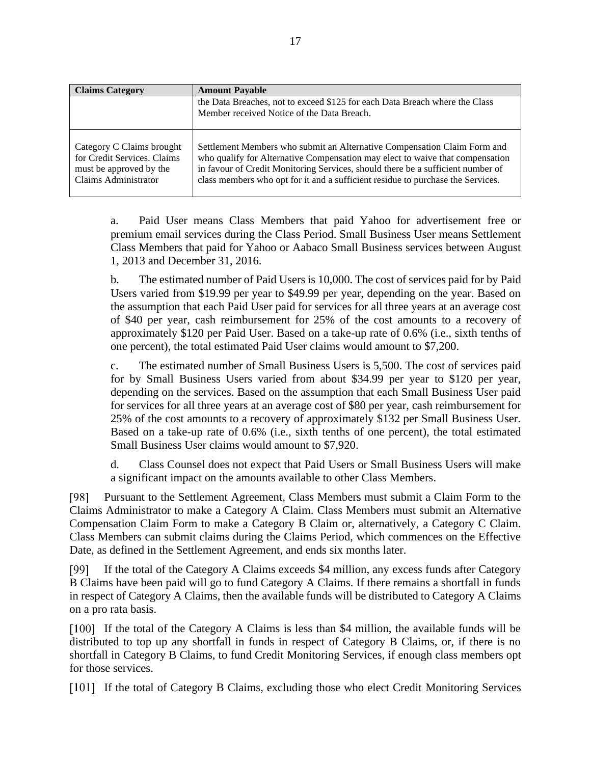| Claims Category | Amount Payable |
|---|---|
| | the Data Breaches, not to exceed $125 for each Data Breach where the Class Member received Notice of the Data Breach. |
| Category C Claims brought for Credit Services. Claims must be approved by the Claims Administrator | Settlement Members who submit an Alternative Compensation Claim Form and who qualify for Alternative Compensation may elect to waive that compensation in favour of Credit Monitoring Services, should there be a sufficient number of class members who opt for it and a sufficient residue to purchase the Services. |

a. Paid User means Class Members that paid Yahoo for advertisement free or premium email services during the Class Period. Small Business User means Settlement Class Members that paid for Yahoo or Aabaco Small Business services between August 1, 2013 and December 31, 2016.

b. The estimated number of Paid Users is 10,000. The cost of services paid for by Paid Users varied from $19.99 per year to $49.99 per year, depending on the year. Based on the assumption that each Paid User paid for services for all three years at an average cost of $40 per year, cash reimbursement for 25% of the cost amounts to a recovery of approximately $120 per Paid User. Based on a take-up rate of 0.6% (i.e., sixth tenths of one percent), the total estimated Paid User claims would amount to $7,200.

c. The estimated number of Small Business Users is 5,500. The cost of services paid for by Small Business Users varied from about $34.99 per year to $120 per year, depending on the services. Based on the assumption that each Small Business User paid for services for all three years at an average cost of $80 per year, cash reimbursement for 25% of the cost amounts to a recovery of approximately $132 per Small Business User. Based on a take-up rate of 0.6% (i.e., sixth tenths of one percent), the total estimated Small Business User claims would amount to $7,920.

d. Class Counsel does not expect that Paid Users or Small Business Users will make a significant impact on the amounts available to other Class Members.

[98] Pursuant to the Settlement Agreement, Class Members must submit a Claim Form to the Claims Administrator to make a Category A Claim. Class Members must submit an Alternative Compensation Claim Form to make a Category B Claim or, alternatively, a Category C Claim. Class Members can submit claims during the Claims Period, which commences on the Effective Date, as defined in the Settlement Agreement, and ends six months later.

[99] If the total of the Category A Claims exceeds $4 million, any excess funds after Category B Claims have been paid will go to fund Category A Claims. If there remains a shortfall in funds in respect of Category A Claims, then the available funds will be distributed to Category A Claims on a pro rata basis.

[100] If the total of the Category A Claims is less than $4 million, the available funds will be distributed to top up any shortfall in funds in respect of Category B Claims, or, if there is no shortfall in Category B Claims, to fund Credit Monitoring Services, if enough class members opt for those services.

[101] If the total of Category B Claims, excluding those who elect Credit Monitoring Services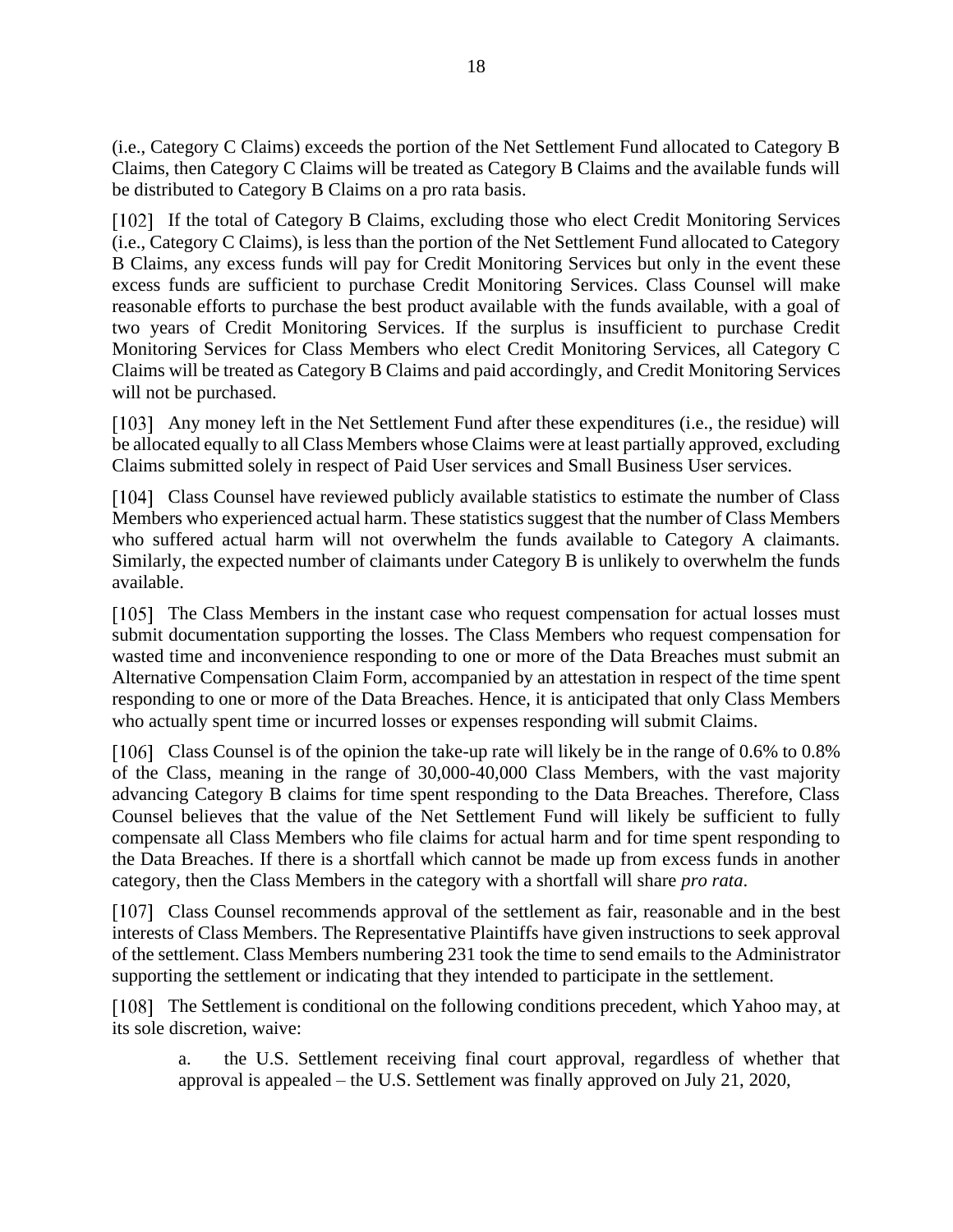(i.e., Category C Claims) exceeds the portion of the Net Settlement Fund allocated to Category B Claims, then Category C Claims will be treated as Category B Claims and the available funds will be distributed to Category B Claims on a pro rata basis.

[102] If the total of Category B Claims, excluding those who elect Credit Monitoring Services (i.e., Category C Claims), is less than the portion of the Net Settlement Fund allocated to Category B Claims, any excess funds will pay for Credit Monitoring Services but only in the event these excess funds are sufficient to purchase Credit Monitoring Services. Class Counsel will make reasonable efforts to purchase the best product available with the funds available, with a goal of two years of Credit Monitoring Services. If the surplus is insufficient to purchase Credit Monitoring Services for Class Members who elect Credit Monitoring Services, all Category C Claims will be treated as Category B Claims and paid accordingly, and Credit Monitoring Services will not be purchased.

[103] Any money left in the Net Settlement Fund after these expenditures (i.e., the residue) will be allocated equally to all Class Members whose Claims were at least partially approved, excluding Claims submitted solely in respect of Paid User services and Small Business User services.

[104] Class Counsel have reviewed publicly available statistics to estimate the number of Class Members who experienced actual harm. These statistics suggest that the number of Class Members who suffered actual harm will not overwhelm the funds available to Category A claimants. Similarly, the expected number of claimants under Category B is unlikely to overwhelm the funds available.

[105] The Class Members in the instant case who request compensation for actual losses must submit documentation supporting the losses. The Class Members who request compensation for wasted time and inconvenience responding to one or more of the Data Breaches must submit an Alternative Compensation Claim Form, accompanied by an attestation in respect of the time spent responding to one or more of the Data Breaches. Hence, it is anticipated that only Class Members who actually spent time or incurred losses or expenses responding will submit Claims.

[106] Class Counsel is of the opinion the take-up rate will likely be in the range of 0.6% to 0.8% of the Class, meaning in the range of 30,000-40,000 Class Members, with the vast majority advancing Category B claims for time spent responding to the Data Breaches. Therefore, Class Counsel believes that the value of the Net Settlement Fund will likely be sufficient to fully compensate all Class Members who file claims for actual harm and for time spent responding to the Data Breaches. If there is a shortfall which cannot be made up from excess funds in another category, then the Class Members in the category with a shortfall will share *pro rata*.

[107] Class Counsel recommends approval of the settlement as fair, reasonable and in the best interests of Class Members. The Representative Plaintiffs have given instructions to seek approval of the settlement. Class Members numbering 231 took the time to send emails to the Administrator supporting the settlement or indicating that they intended to participate in the settlement.

[108] The Settlement is conditional on the following conditions precedent, which Yahoo may, at its sole discretion, waive:

a. the U.S. Settlement receiving final court approval, regardless of whether that approval is appealed – the U.S. Settlement was finally approved on July 21, 2020,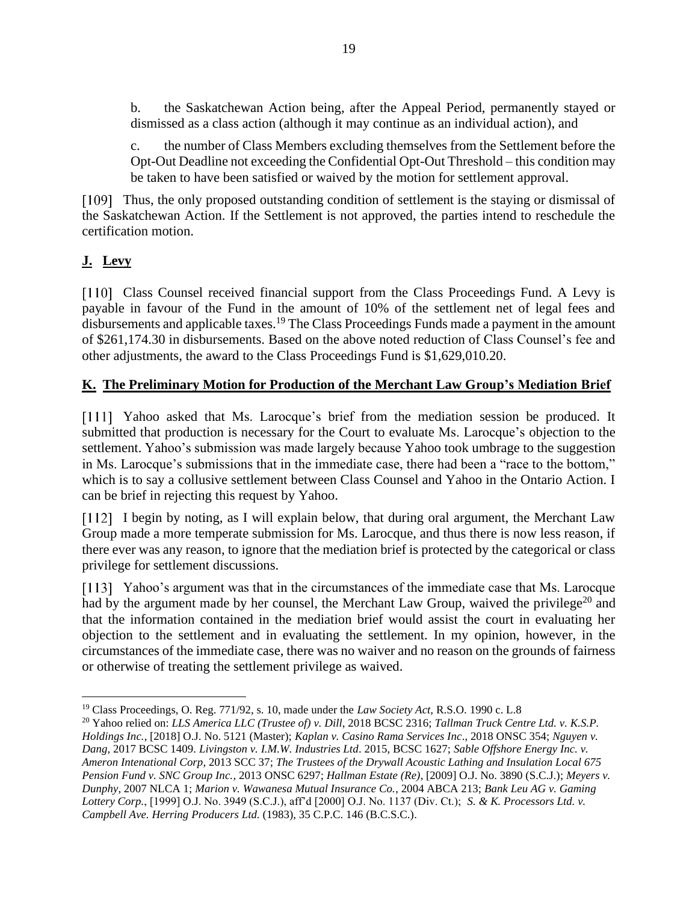b. the Saskatchewan Action being, after the Appeal Period, permanently stayed or dismissed as a class action (although it may continue as an individual action), and

c. the number of Class Members excluding themselves from the Settlement before the Opt-Out Deadline not exceeding the Confidential Opt-Out Threshold – this condition may be taken to have been satisfied or waived by the motion for settlement approval.

[109] Thus, the only proposed outstanding condition of settlement is the staying or dismissal of the Saskatchewan Action. If the Settlement is not approved, the parties intend to reschedule the certification motion.

## J. Levy

[110] Class Counsel received financial support from the Class Proceedings Fund. A Levy is payable in favour of the Fund in the amount of 10% of the settlement net of legal fees and disbursements and applicable taxes.[19] The Class Proceedings Funds made a payment in the amount of $261,174.30 in disbursements. Based on the above noted reduction of Class Counsel's fee and other adjustments, the award to the Class Proceedings Fund is $1,629,010.20.

## K. The Preliminary Motion for Production of the Merchant Law Group's Mediation Brief

[111] Yahoo asked that Ms. Larocque's brief from the mediation session be produced. It submitted that production is necessary for the Court to evaluate Ms. Larocque's objection to the settlement. Yahoo's submission was made largely because Yahoo took umbrage to the suggestion in Ms. Larocque's submissions that in the immediate case, there had been a "race to the bottom," which is to say a collusive settlement between Class Counsel and Yahoo in the Ontario Action. I can be brief in rejecting this request by Yahoo.

[112] I begin by noting, as I will explain below, that during oral argument, the Merchant Law Group made a more temperate submission for Ms. Larocque, and thus there is now less reason, if there ever was any reason, to ignore that the mediation brief is protected by the categorical or class privilege for settlement discussions.

[113] Yahoo's argument was that in the circumstances of the immediate case that Ms. Larocque had by the argument made by her counsel, the Merchant Law Group, waived the privilege[20] and that the information contained in the mediation brief would assist the court in evaluating her objection to the settlement and in evaluating the settlement. In my opinion, however, in the circumstances of the immediate case, there was no waiver and no reason on the grounds of fairness or otherwise of treating the settlement privilege as waived.

---

[19] Class Proceedings, O. Reg. 771/92, s. 10, made under the *Law Society Act*, R.S.O. 1990 c. L.8

[20] Yahoo relied on: *LLS America LLC (Trustee of) v. Dill*, 2018 BCSC 2316; *Tallman Truck Centre Ltd. v. K.S.P. Holdings Inc.*, [2018] O.J. No. 5121 (Master); *Kaplan v. Casino Rama Services Inc*., 2018 ONSC 354; *Nguyen v. Dang*, 2017 BCSC 1409. *Livingston v. I.M.W. Industries Ltd*. 2015, BCSC 1627; *Sable Offshore Energy Inc. v. Ameron Intenational Corp*, 2013 SCC 37; *The Trustees of the Drywall Acoustic Lathing and Insulation Local 675 Pension Fund v. SNC Group Inc.*, 2013 ONSC 6297; *Hallman Estate (Re)*, [2009] O.J. No. 3890 (S.C.J.); *Meyers v. Dunphy*, 2007 NLCA 1; *Marion v. Wawanesa Mutual Insurance Co.*, 2004 ABCA 213; *Bank Leu AG v. Gaming Lottery Corp.*, [1999] O.J. No. 3949 (S.C.J.), aff'd [2000] O.J. No. 1137 (Div. Ct.); *S. & K. Processors Ltd. v. Campbell Ave. Herring Producers Ltd.* (1983), 35 C.P.C. 146 (B.C.S.C.).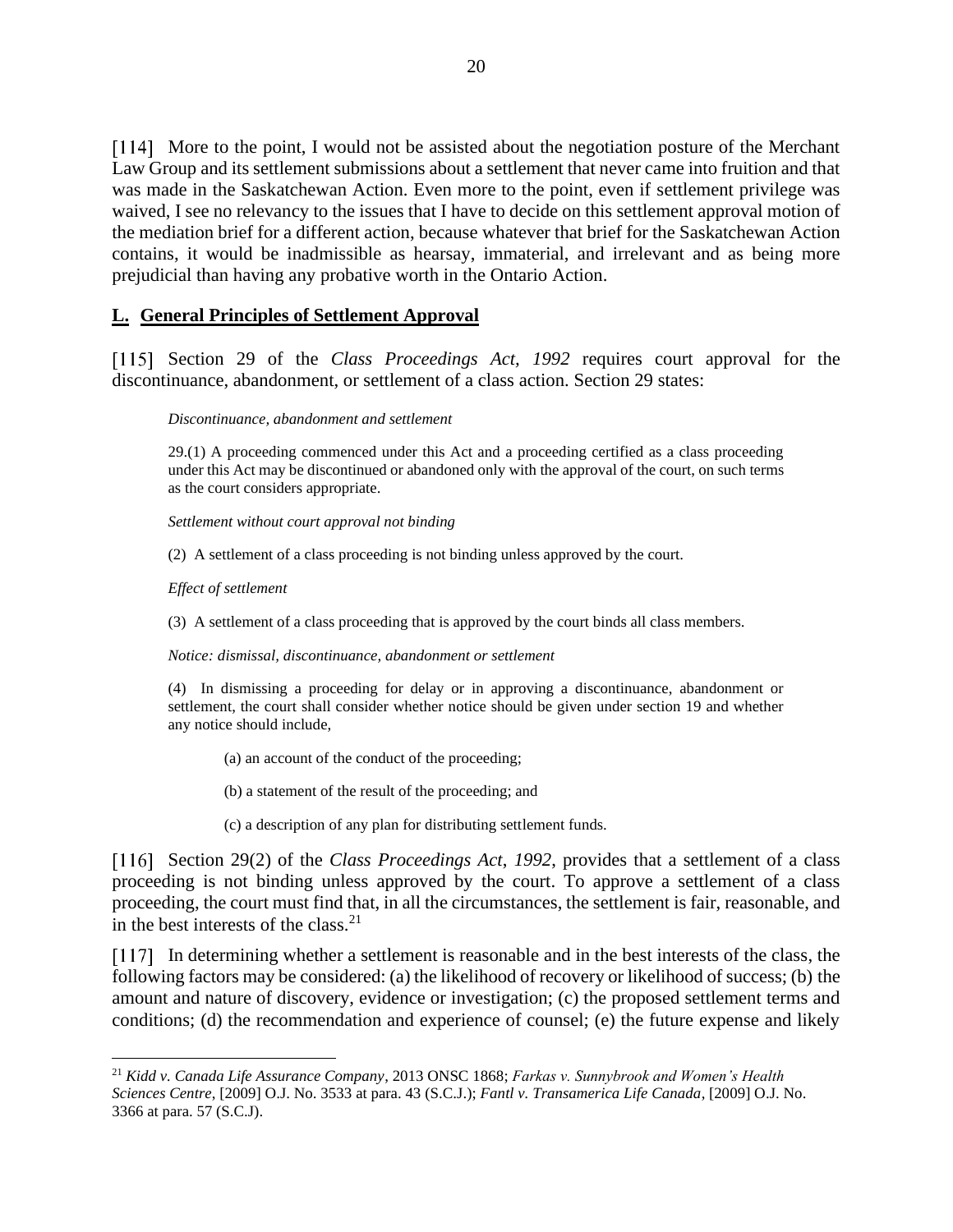[114] More to the point, I would not be assisted about the negotiation posture of the Merchant Law Group and its settlement submissions about a settlement that never came into fruition and that was made in the Saskatchewan Action. Even more to the point, even if settlement privilege was waived, I see no relevancy to the issues that I have to decide on this settlement approval motion of the mediation brief for a different action, because whatever that brief for the Saskatchewan Action contains, it would be inadmissible as hearsay, immaterial, and irrelevant and as being more prejudicial than having any probative worth in the Ontario Action.

## L. General Principles of Settlement Approval

[115] Section 29 of the *Class Proceedings Act, 1992* requires court approval for the discontinuance, abandonment, or settlement of a class action. Section 29 states:

> *Discontinuance, abandonment and settlement*
>
> 29.(1) A proceeding commenced under this Act and a proceeding certified as a class proceeding under this Act may be discontinued or abandoned only with the approval of the court, on such terms as the court considers appropriate.
>
> *Settlement without court approval not binding*
>
> (2) A settlement of a class proceeding is not binding unless approved by the court.
>
> *Effect of settlement*
>
> (3) A settlement of a class proceeding that is approved by the court binds all class members.
>
> *Notice: dismissal, discontinuance, abandonment or settlement*
>
> (4) In dismissing a proceeding for delay or in approving a discontinuance, abandonment or settlement, the court shall consider whether notice should be given under section 19 and whether any notice should include,
>
> (a) an account of the conduct of the proceeding;
>
> (b) a statement of the result of the proceeding; and
>
> (c) a description of any plan for distributing settlement funds.

[116] Section 29(2) of the *Class Proceedings Act*, *1992*, provides that a settlement of a class proceeding is not binding unless approved by the court. To approve a settlement of a class proceeding, the court must find that, in all the circumstances, the settlement is fair, reasonable, and in the best interests of the class.[21]

[117] In determining whether a settlement is reasonable and in the best interests of the class, the following factors may be considered: (a) the likelihood of recovery or likelihood of success; (b) the amount and nature of discovery, evidence or investigation; (c) the proposed settlement terms and conditions; (d) the recommendation and experience of counsel; (e) the future expense and likely

---

[21] *Kidd v. Canada Life Assurance Company*, 2013 ONSC 1868; *Farkas v. Sunnybrook and Women's Health Sciences Centre*, [2009] O.J. No. 3533 at para. 43 (S.C.J.); *Fantl v. Transamerica Life Canada*, [2009] O.J. No. 3366 at para. 57 (S.C.J).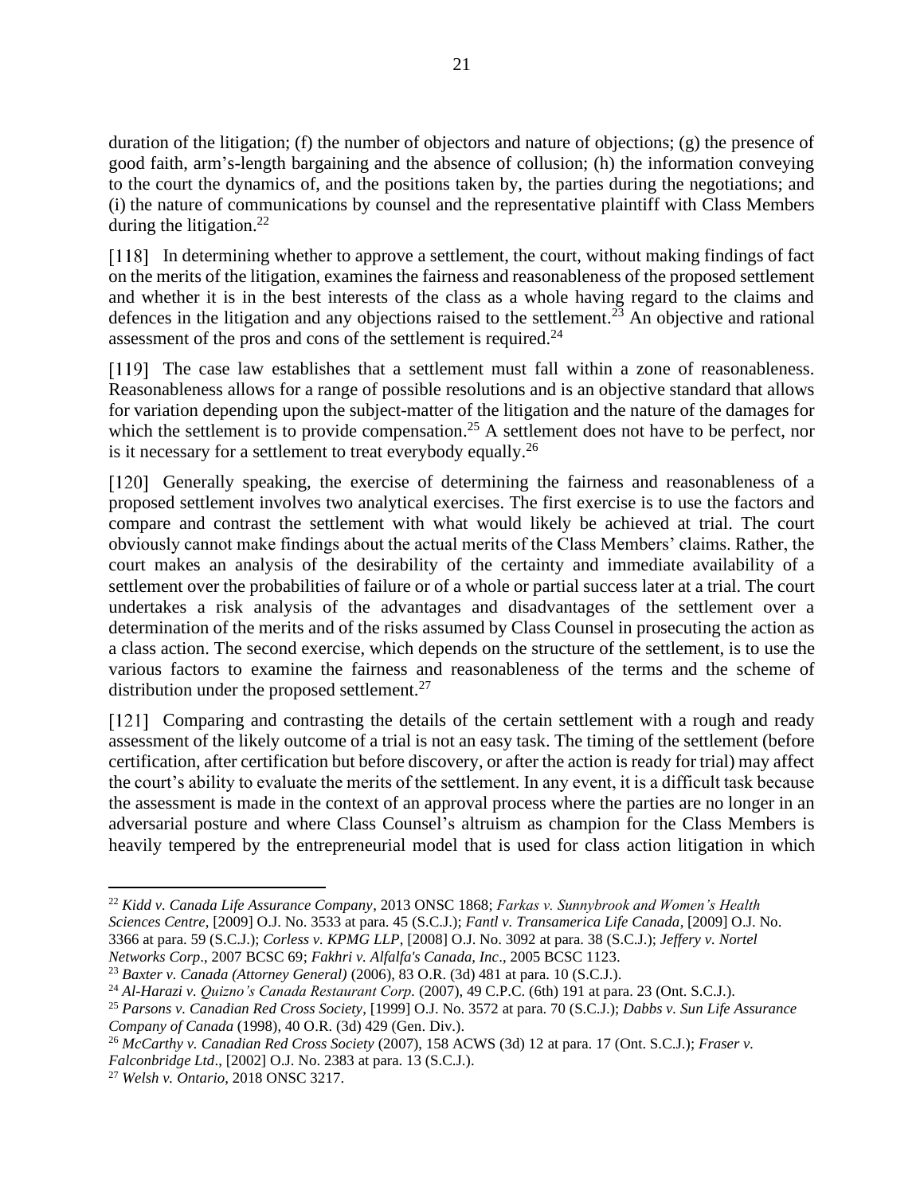duration of the litigation; (f) the number of objectors and nature of objections; (g) the presence of good faith, arm's-length bargaining and the absence of collusion; (h) the information conveying to the court the dynamics of, and the positions taken by, the parties during the negotiations; and (i) the nature of communications by counsel and the representative plaintiff with Class Members during the litigation.[22]

[118] In determining whether to approve a settlement, the court, without making findings of fact on the merits of the litigation, examines the fairness and reasonableness of the proposed settlement and whether it is in the best interests of the class as a whole having regard to the claims and defences in the litigation and any objections raised to the settlement.[23] An objective and rational assessment of the pros and cons of the settlement is required.[24]

[119] The case law establishes that a settlement must fall within a zone of reasonableness. Reasonableness allows for a range of possible resolutions and is an objective standard that allows for variation depending upon the subject-matter of the litigation and the nature of the damages for which the settlement is to provide compensation.[25] A settlement does not have to be perfect, nor is it necessary for a settlement to treat everybody equally.[26]

[120] Generally speaking, the exercise of determining the fairness and reasonableness of a proposed settlement involves two analytical exercises. The first exercise is to use the factors and compare and contrast the settlement with what would likely be achieved at trial. The court obviously cannot make findings about the actual merits of the Class Members' claims. Rather, the court makes an analysis of the desirability of the certainty and immediate availability of a settlement over the probabilities of failure or of a whole or partial success later at a trial. The court undertakes a risk analysis of the advantages and disadvantages of the settlement over a determination of the merits and of the risks assumed by Class Counsel in prosecuting the action as a class action. The second exercise, which depends on the structure of the settlement, is to use the various factors to examine the fairness and reasonableness of the terms and the scheme of distribution under the proposed settlement.[27]

[121] Comparing and contrasting the details of the certain settlement with a rough and ready assessment of the likely outcome of a trial is not an easy task. The timing of the settlement (before certification, after certification but before discovery, or after the action is ready for trial) may affect the court's ability to evaluate the merits of the settlement. In any event, it is a difficult task because the assessment is made in the context of an approval process where the parties are no longer in an adversarial posture and where Class Counsel's altruism as champion for the Class Members is heavily tempered by the entrepreneurial model that is used for class action litigation in which

---

[22] *Kidd v. Canada Life Assurance Company*, 2013 ONSC 1868; *Farkas v. Sunnybrook and Women's Health Sciences Centre*, [2009] O.J. No. 3533 at para. 45 (S.C.J.); *Fantl v. Transamerica Life Canada*, [2009] O.J. No. 3366 at para. 59 (S.C.J.); *Corless v. KPMG LLP*, [2008] O.J. No. 3092 at para. 38 (S.C.J.); *Jeffery v. Nortel Networks Corp*., 2007 BCSC 69; *Fakhri v. Alfalfa's Canada, Inc*., 2005 BCSC 1123.

[23] *Baxter v. Canada (Attorney General)* (2006), 83 O.R. (3d) 481 at para. 10 (S.C.J.).

[24] *Al-Harazi v. Quizno's Canada Restaurant Corp.* (2007), 49 C.P.C. (6th) 191 at para. 23 (Ont. S.C.J.).

[25] *Parsons v. Canadian Red Cross Society*, [1999] O.J. No. 3572 at para. 70 (S.C.J.); *Dabbs v. Sun Life Assurance Company of Canada* (1998), 40 O.R. (3d) 429 (Gen. Div.).

[26] *McCarthy v. Canadian Red Cross Society* (2007), 158 ACWS (3d) 12 at para. 17 (Ont. S.C.J.); *Fraser v. Falconbridge Ltd*., [2002] O.J. No. 2383 at para. 13 (S.C.J.).

[27] *Welsh v. Ontario*, 2018 ONSC 3217.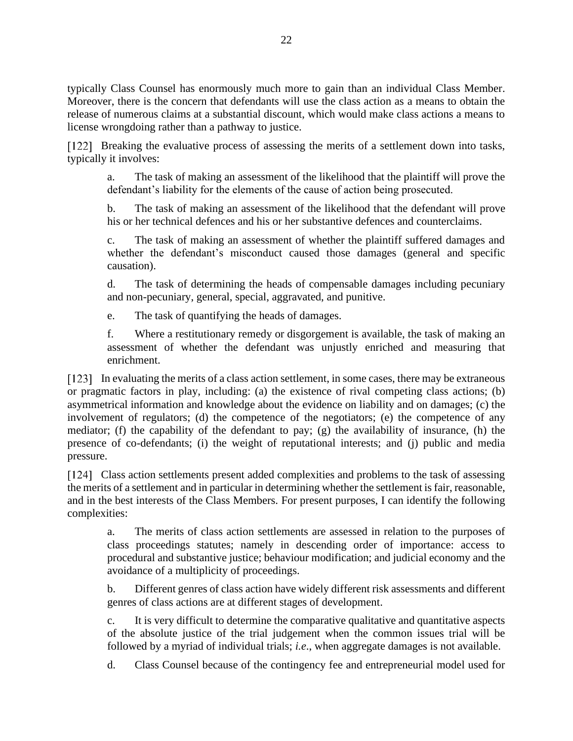typically Class Counsel has enormously much more to gain than an individual Class Member. Moreover, there is the concern that defendants will use the class action as a means to obtain the release of numerous claims at a substantial discount, which would make class actions a means to license wrongdoing rather than a pathway to justice.

[122] Breaking the evaluative process of assessing the merits of a settlement down into tasks, typically it involves:

> a. The task of making an assessment of the likelihood that the plaintiff will prove the defendant's liability for the elements of the cause of action being prosecuted.
>
> b. The task of making an assessment of the likelihood that the defendant will prove his or her technical defences and his or her substantive defences and counterclaims.
>
> c. The task of making an assessment of whether the plaintiff suffered damages and whether the defendant's misconduct caused those damages (general and specific causation).
>
> d. The task of determining the heads of compensable damages including pecuniary and non-pecuniary, general, special, aggravated, and punitive.
>
> e. The task of quantifying the heads of damages.
>
> f. Where a restitutionary remedy or disgorgement is available, the task of making an assessment of whether the defendant was unjustly enriched and measuring that enrichment.

[123] In evaluating the merits of a class action settlement, in some cases, there may be extraneous or pragmatic factors in play, including: (a) the existence of rival competing class actions; (b) asymmetrical information and knowledge about the evidence on liability and on damages; (c) the involvement of regulators; (d) the competence of the negotiators; (e) the competence of any mediator; (f) the capability of the defendant to pay; (g) the availability of insurance, (h) the presence of co-defendants; (i) the weight of reputational interests; and (j) public and media pressure.

[124] Class action settlements present added complexities and problems to the task of assessing the merits of a settlement and in particular in determining whether the settlement is fair, reasonable, and in the best interests of the Class Members. For present purposes, I can identify the following complexities:

> a. The merits of class action settlements are assessed in relation to the purposes of class proceedings statutes; namely in descending order of importance: access to procedural and substantive justice; behaviour modification; and judicial economy and the avoidance of a multiplicity of proceedings.
>
> b. Different genres of class action have widely different risk assessments and different genres of class actions are at different stages of development.
>
> c. It is very difficult to determine the comparative qualitative and quantitative aspects of the absolute justice of the trial judgement when the common issues trial will be followed by a myriad of individual trials; *i.e.*, when aggregate damages is not available.
>
> d. Class Counsel because of the contingency fee and entrepreneurial model used for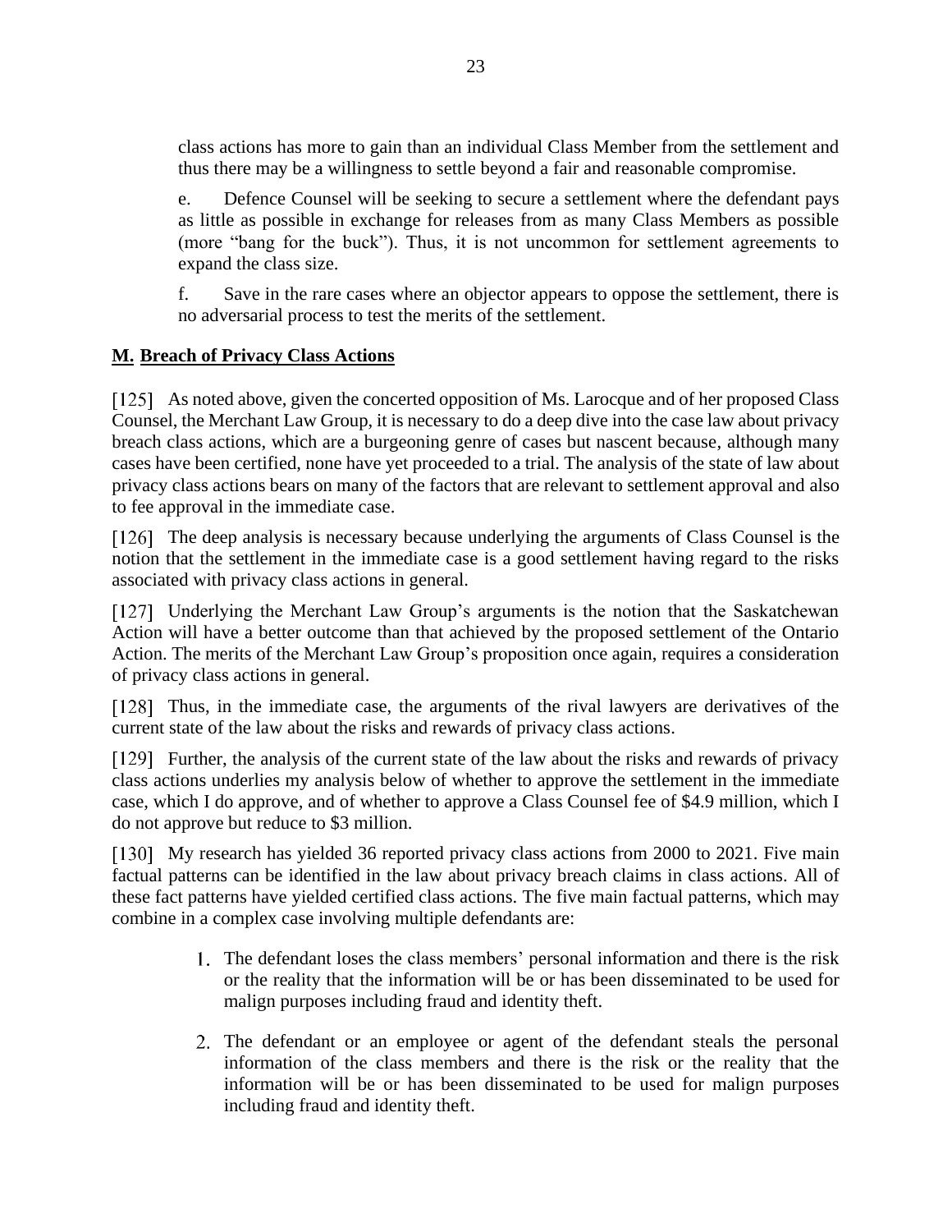class actions has more to gain than an individual Class Member from the settlement and thus there may be a willingness to settle beyond a fair and reasonable compromise.

e. Defence Counsel will be seeking to secure a settlement where the defendant pays as little as possible in exchange for releases from as many Class Members as possible (more "bang for the buck"). Thus, it is not uncommon for settlement agreements to expand the class size.

f. Save in the rare cases where an objector appears to oppose the settlement, there is no adversarial process to test the merits of the settlement.

## **M. Breach of Privacy Class Actions**

[125] As noted above, given the concerted opposition of Ms. Larocque and of her proposed Class Counsel, the Merchant Law Group, it is necessary to do a deep dive into the case law about privacy breach class actions, which are a burgeoning genre of cases but nascent because, although many cases have been certified, none have yet proceeded to a trial. The analysis of the state of law about privacy class actions bears on many of the factors that are relevant to settlement approval and also to fee approval in the immediate case.

[126] The deep analysis is necessary because underlying the arguments of Class Counsel is the notion that the settlement in the immediate case is a good settlement having regard to the risks associated with privacy class actions in general.

[127] Underlying the Merchant Law Group's arguments is the notion that the Saskatchewan Action will have a better outcome than that achieved by the proposed settlement of the Ontario Action. The merits of the Merchant Law Group's proposition once again, requires a consideration of privacy class actions in general.

[128] Thus, in the immediate case, the arguments of the rival lawyers are derivatives of the current state of the law about the risks and rewards of privacy class actions.

[129] Further, the analysis of the current state of the law about the risks and rewards of privacy class actions underlies my analysis below of whether to approve the settlement in the immediate case, which I do approve, and of whether to approve a Class Counsel fee of $4.9 million, which I do not approve but reduce to $3 million.

[130] My research has yielded 36 reported privacy class actions from 2000 to 2021. Five main factual patterns can be identified in the law about privacy breach claims in class actions. All of these fact patterns have yielded certified class actions. The five main factual patterns, which may combine in a complex case involving multiple defendants are:

1. The defendant loses the class members' personal information and there is the risk or the reality that the information will be or has been disseminated to be used for malign purposes including fraud and identity theft.

2. The defendant or an employee or agent of the defendant steals the personal information of the class members and there is the risk or the reality that the information will be or has been disseminated to be used for malign purposes including fraud and identity theft.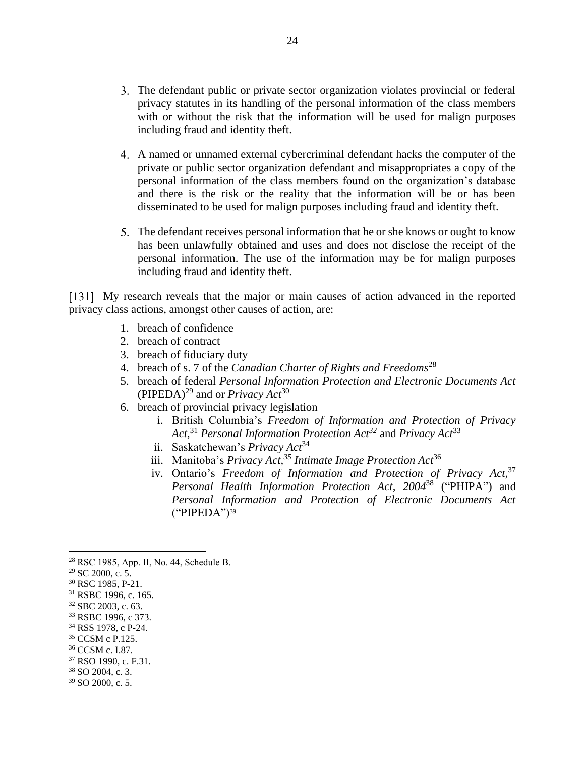3. The defendant public or private sector organization violates provincial or federal privacy statutes in its handling of the personal information of the class members with or without the risk that the information will be used for malign purposes including fraud and identity theft.

4. A named or unnamed external cybercriminal defendant hacks the computer of the private or public sector organization defendant and misappropriates a copy of the personal information of the class members found on the organization's database and there is the risk or the reality that the information will be or has been disseminated to be used for malign purposes including fraud and identity theft.

5. The defendant receives personal information that he or she knows or ought to know has been unlawfully obtained and uses and does not disclose the receipt of the personal information. The use of the information may be for malign purposes including fraud and identity theft.

[131] My research reveals that the major or main causes of action advanced in the reported privacy class actions, amongst other causes of action, are:

1. breach of confidence
2. breach of contract
3. breach of fiduciary duty
4. breach of s. 7 of the *Canadian Charter of Rights and Freedoms*[28]
5. breach of federal *Personal Information Protection and Electronic Documents Act* (PIPEDA)[29] and or *Privacy Act*[30]
6. breach of provincial privacy legislation
   i. British Columbia's *Freedom of Information and Protection of Privacy Act*,[31] *Personal Information Protection Act*[32] and *Privacy Act*[33]
   ii. Saskatchewan's *Privacy Act*[34]
   iii. Manitoba's *Privacy Act*,[35] *Intimate Image Protection Act*[36]
   iv. Ontario's *Freedom of Information and Protection of Privacy Act*,[37] *Personal Health Information Protection Act, 2004*[38] ("PHIPA") and *Personal Information and Protection of Electronic Documents Act* ("PIPEDA")[39]

---

[28] RSC 1985, App. II, No. 44, Schedule B.
[29] SC 2000, c. 5.
[30] RSC 1985, P-21.
[31] RSBC 1996, c. 165.
[32] SBC 2003, c. 63.
[33] RSBC 1996, c 373.
[34] RSS 1978, c P-24.
[35] CCSM c P.125.
[36] CCSM c. I.87.
[37] RSO 1990, c. F.31.
[38] SO 2004, c. 3.
[39] SO 2000, c. 5.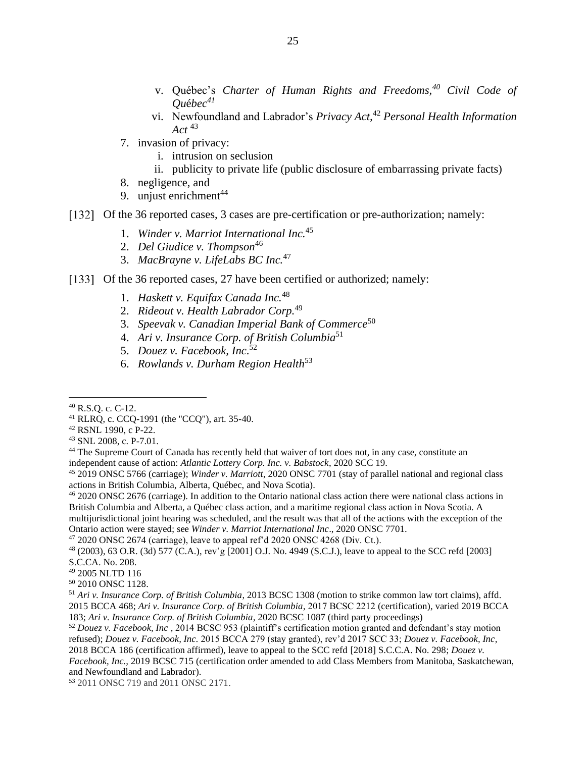v. Québec's *Charter of Human Rights and Freedoms,*[40] *Civil Code of Québec*[41]

vi. Newfoundland and Labrador's *Privacy Act,*[42] *Personal Health Information Act* [43]

7. invasion of privacy:
   i. intrusion on seclusion
   ii. publicity to private life (public disclosure of embarrassing private facts)
8. negligence, and
9. unjust enrichment[44]

[132] Of the 36 reported cases, 3 cases are pre-certification or pre-authorization; namely:

1. *Winder v. Marriot International Inc.*[45]
2. *Del Giudice v. Thompson*[46]
3. *MacBrayne v. LifeLabs BC Inc.*[47]

[133] Of the 36 reported cases, 27 have been certified or authorized; namely:

1. *Haskett v. Equifax Canada Inc.*[48]
2. *Rideout v. Health Labrador Corp.*[49]
3. *Speevak v. Canadian Imperial Bank of Commerce*[50]
4. *Ari v. Insurance Corp. of British Columbia*[51]
5. *Douez v. Facebook, Inc.*[52]
6. *Rowlands v. Durham Region Health*[53]

---

[40] R.S.Q. c. C-12.

[41] RLRQ, c. CCQ-1991 (the "CCQ"), art. 35-40.

[42] RSNL 1990, c P-22.

[43] SNL 2008, c. P-7.01.

[44] The Supreme Court of Canada has recently held that waiver of tort does not, in any case, constitute an independent cause of action: *Atlantic Lottery Corp. Inc. v. Babstock*, 2020 SCC 19.

[45] 2019 ONSC 5766 (carriage); *Winder v. Marriott*, 2020 ONSC 7701 (stay of parallel national and regional class actions in British Columbia, Alberta, Québec, and Nova Scotia).

[46] 2020 ONSC 2676 (carriage). In addition to the Ontario national class action there were national class actions in British Columbia and Alberta, a Québec class action, and a maritime regional class action in Nova Scotia. A multijurisdictional joint hearing was scheduled, and the result was that all of the actions with the exception of the Ontario action were stayed; see *Winder v. Marriot International Inc*., 2020 ONSC 7701.

[47] 2020 ONSC 2674 (carriage), leave to appeal ref'd 2020 ONSC 4268 (Div. Ct.).

[48] (2003), 63 O.R. (3d) 577 (C.A.), rev'g [2001] O.J. No. 4949 (S.C.J.), leave to appeal to the SCC refd [2003] S.C.CA. No. 208.

[49] 2005 NLTD 116

[50] 2010 ONSC 1128.

[51] *Ari v. Insurance Corp. of British Columbia*, 2013 BCSC 1308 (motion to strike common law tort claims), affd. 2015 BCCA 468; *Ari v. Insurance Corp. of British Columbia*, 2017 BCSC 2212 (certification), varied 2019 BCCA 183; *Ari v. Insurance Corp. of British Columbia*, 2020 BCSC 1087 (third party proceedings)

[52] *Douez v. Facebook, Inc* , 2014 BCSC 953 (plaintiff's certification motion granted and defendant's stay motion refused); *Douez v. Facebook, Inc*. 2015 BCCA 279 (stay granted), rev'd 2017 SCC 33; *Douez v. Facebook, Inc,* 2018 BCCA 186 (certification affirmed), leave to appeal to the SCC refd [2018] S.C.C.A. No. 298; *Douez v. Facebook, Inc.,* 2019 BCSC 715 (certification order amended to add Class Members from Manitoba, Saskatchewan, and Newfoundland and Labrador).

[53] 2011 ONSC 719 and 2011 ONSC 2171.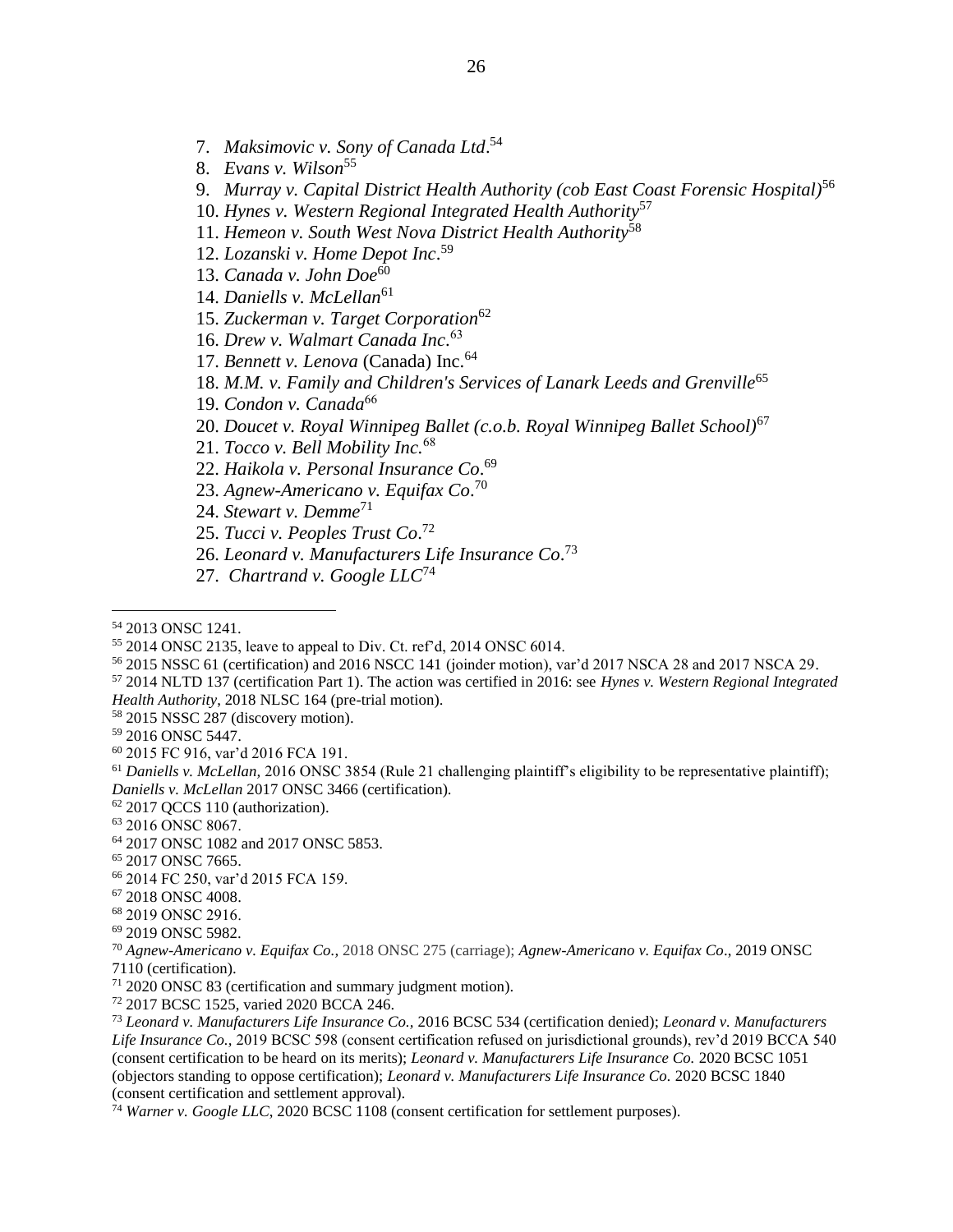7. *Maksimovic v. Sony of Canada Ltd*.[54]
8. *Evans v. Wilson*[55]
9. *Murray v. Capital District Health Authority (cob East Coast Forensic Hospital)*[56]
10. *Hynes v. Western Regional Integrated Health Authority*[57]
11. *Hemeon v. South West Nova District Health Authority*[58]
12. *Lozanski v. Home Depot Inc*.[59]
13. *Canada v. John Doe*[60]
14. *Daniells v. McLellan*[61]
15. *Zuckerman v. Target Corporation*[62]
16. *Drew v. Walmart Canada Inc*.[63]
17. *Bennett v. Lenova* (Canada) Inc.[64]
18. *M.M. v. Family and Children's Services of Lanark Leeds and Grenville*[65]
19. *Condon v. Canada*[66]
20. *Doucet v. Royal Winnipeg Ballet (c.o.b. Royal Winnipeg Ballet School)*[67]
21. *Tocco v. Bell Mobility Inc.*[68]
22. *Haikola v. Personal Insurance Co*.[69]
23. *Agnew-Americano v. Equifax Co*.[70]
24. *Stewart v. Demme*[71]
25. *Tucci v. Peoples Trust Co*.[72]
26. *Leonard v. Manufacturers Life Insurance Co*.[73]
27. *Chartrand v. Google LLC*[74]

---

[54] 2013 ONSC 1241.

[55] 2014 ONSC 2135, leave to appeal to Div. Ct. ref'd, 2014 ONSC 6014.

[56] 2015 NSSC 61 (certification) and 2016 NSCC 141 (joinder motion), var'd 2017 NSCA 28 and 2017 NSCA 29.

[57] 2014 NLTD 137 (certification Part 1). The action was certified in 2016: see *Hynes v. Western Regional Integrated Health Authority*, 2018 NLSC 164 (pre-trial motion).

[58] 2015 NSSC 287 (discovery motion).

[59] 2016 ONSC 5447.

[60] 2015 FC 916, var'd 2016 FCA 191.

[61] *Daniells v. McLellan,* 2016 ONSC 3854 (Rule 21 challenging plaintiff's eligibility to be representative plaintiff); *Daniells v. McLellan* 2017 ONSC 3466 (certification).

[62] 2017 QCCS 110 (authorization).

[63] 2016 ONSC 8067.

[64] 2017 ONSC 1082 and 2017 ONSC 5853.

[65] 2017 ONSC 7665.

[66] 2014 FC 250, var'd 2015 FCA 159.

[67] 2018 ONSC 4008.

[68] 2019 ONSC 2916.

[69] 2019 ONSC 5982.

[70] *Agnew-Americano v. Equifax Co.,* 2018 ONSC 275 (carriage); *Agnew-Americano v. Equifax Co*., 2019 ONSC 7110 (certification).

[71] 2020 ONSC 83 (certification and summary judgment motion).

[72] 2017 BCSC 1525, varied 2020 BCCA 246.

[73] *Leonard v. Manufacturers Life Insurance Co.,* 2016 BCSC 534 (certification denied); *Leonard v. Manufacturers Life Insurance Co.,* 2019 BCSC 598 (consent certification refused on jurisdictional grounds), rev'd 2019 BCCA 540 (consent certification to be heard on its merits); *Leonard v. Manufacturers Life Insurance Co.* 2020 BCSC 1051 (objectors standing to oppose certification); *Leonard v. Manufacturers Life Insurance Co.* 2020 BCSC 1840 (consent certification and settlement approval).

[74] *Warner v. Google LLC*, 2020 BCSC 1108 (consent certification for settlement purposes).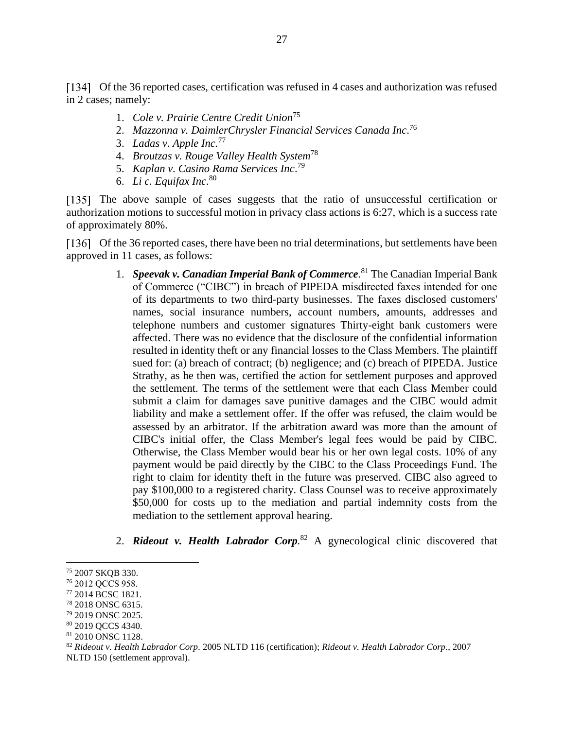[134] Of the 36 reported cases, certification was refused in 4 cases and authorization was refused in 2 cases; namely:

1. *Cole v. Prairie Centre Credit Union*[75]
2. *Mazzonna v. DaimlerChrysler Financial Services Canada Inc*.[76]
3. *Ladas v. Apple Inc.*[77]
4. *Broutzas v. Rouge Valley Health System*[78]
5. *Kaplan v. Casino Rama Services Inc*.[79]
6. *Li c. Equifax Inc*.[80]

[135] The above sample of cases suggests that the ratio of unsuccessful certification or authorization motions to successful motion in privacy class actions is 6:27, which is a success rate of approximately 80%.

[136] Of the 36 reported cases, there have been no trial determinations, but settlements have been approved in 11 cases, as follows:

1. ***Speevak v. Canadian Imperial Bank of Commerce***.[81] The Canadian Imperial Bank of Commerce ("CIBC") in breach of PIPEDA misdirected faxes intended for one of its departments to two third-party businesses. The faxes disclosed customers' names, social insurance numbers, account numbers, amounts, addresses and telephone numbers and customer signatures Thirty-eight bank customers were affected. There was no evidence that the disclosure of the confidential information resulted in identity theft or any financial losses to the Class Members. The plaintiff sued for: (a) breach of contract; (b) negligence; and (c) breach of PIPEDA. Justice Strathy, as he then was, certified the action for settlement purposes and approved the settlement. The terms of the settlement were that each Class Member could submit a claim for damages save punitive damages and the CIBC would admit liability and make a settlement offer. If the offer was refused, the claim would be assessed by an arbitrator. If the arbitration award was more than the amount of CIBC's initial offer, the Class Member's legal fees would be paid by CIBC. Otherwise, the Class Member would bear his or her own legal costs. 10% of any payment would be paid directly by the CIBC to the Class Proceedings Fund. The right to claim for identity theft in the future was preserved. CIBC also agreed to pay $100,000 to a registered charity. Class Counsel was to receive approximately $50,000 for costs up to the mediation and partial indemnity costs from the mediation to the settlement approval hearing.

2. ***Rideout v. Health Labrador Corp***.[82] A gynecological clinic discovered that

---

[75] 2007 SKQB 330.
[76] 2012 QCCS 958.
[77] 2014 BCSC 1821.
[78] 2018 ONSC 6315.
[79] 2019 ONSC 2025.
[80] 2019 QCCS 4340.
[81] 2010 ONSC 1128.
[82] *Rideout v. Health Labrador Corp.* 2005 NLTD 116 (certification); *Rideout v. Health Labrador Corp.*, 2007 NLTD 150 (settlement approval).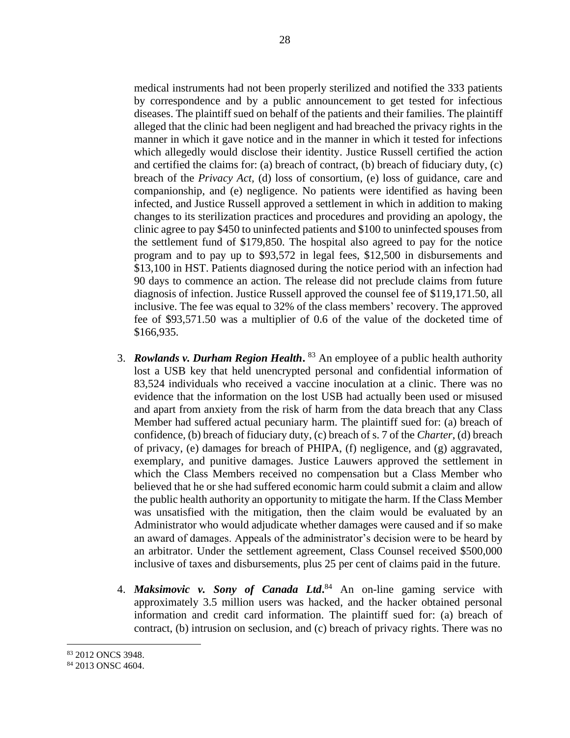medical instruments had not been properly sterilized and notified the 333 patients by correspondence and by a public announcement to get tested for infectious diseases. The plaintiff sued on behalf of the patients and their families. The plaintiff alleged that the clinic had been negligent and had breached the privacy rights in the manner in which it gave notice and in the manner in which it tested for infections which allegedly would disclose their identity. Justice Russell certified the action and certified the claims for: (a) breach of contract, (b) breach of fiduciary duty, (c) breach of the *Privacy Act*, (d) loss of consortium, (e) loss of guidance, care and companionship, and (e) negligence. No patients were identified as having been infected, and Justice Russell approved a settlement in which in addition to making changes to its sterilization practices and procedures and providing an apology, the clinic agree to pay $450 to uninfected patients and $100 to uninfected spouses from the settlement fund of $179,850. The hospital also agreed to pay for the notice program and to pay up to $93,572 in legal fees, $12,500 in disbursements and $13,100 in HST. Patients diagnosed during the notice period with an infection had 90 days to commence an action. The release did not preclude claims from future diagnosis of infection. Justice Russell approved the counsel fee of $119,171.50, all inclusive. The fee was equal to 32% of the class members' recovery. The approved fee of $93,571.50 was a multiplier of 0.6 of the value of the docketed time of $166,935.

3. ***Rowlands v. Durham Region Health***.[83] An employee of a public health authority lost a USB key that held unencrypted personal and confidential information of 83,524 individuals who received a vaccine inoculation at a clinic. There was no evidence that the information on the lost USB had actually been used or misused and apart from anxiety from the risk of harm from the data breach that any Class Member had suffered actual pecuniary harm. The plaintiff sued for: (a) breach of confidence, (b) breach of fiduciary duty, (c) breach of s. 7 of the *Charter*, (d) breach of privacy, (e) damages for breach of PHIPA, (f) negligence, and (g) aggravated, exemplary, and punitive damages. Justice Lauwers approved the settlement in which the Class Members received no compensation but a Class Member who believed that he or she had suffered economic harm could submit a claim and allow the public health authority an opportunity to mitigate the harm. If the Class Member was unsatisfied with the mitigation, then the claim would be evaluated by an Administrator who would adjudicate whether damages were caused and if so make an award of damages. Appeals of the administrator's decision were to be heard by an arbitrator. Under the settlement agreement, Class Counsel received $500,000 inclusive of taxes and disbursements, plus 25 per cent of claims paid in the future.

4. ***Maksimovic v. Sony of Canada Ltd***.[84] An on-line gaming service with approximately 3.5 million users was hacked, and the hacker obtained personal information and credit card information. The plaintiff sued for: (a) breach of contract, (b) intrusion on seclusion, and (c) breach of privacy rights. There was no

---

[83] 2012 ONCS 3948.

[84] 2013 ONSC 4604.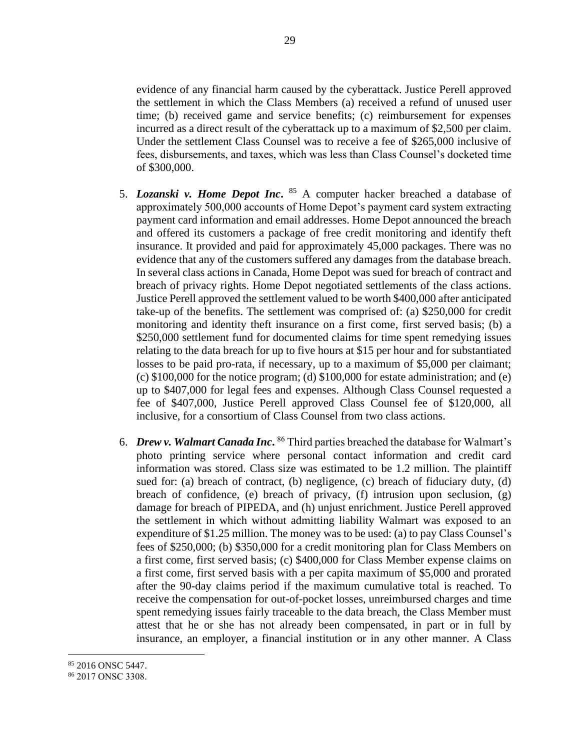evidence of any financial harm caused by the cyberattack. Justice Perell approved the settlement in which the Class Members (a) received a refund of unused user time; (b) received game and service benefits; (c) reimbursement for expenses incurred as a direct result of the cyberattack up to a maximum of $2,500 per claim. Under the settlement Class Counsel was to receive a fee of $265,000 inclusive of fees, disbursements, and taxes, which was less than Class Counsel's docketed time of $300,000.

5. ***Lozanski v. Home Depot Inc.*** [85] A computer hacker breached a database of approximately 500,000 accounts of Home Depot's payment card system extracting payment card information and email addresses. Home Depot announced the breach and offered its customers a package of free credit monitoring and identify theft insurance. It provided and paid for approximately 45,000 packages. There was no evidence that any of the customers suffered any damages from the database breach. In several class actions in Canada, Home Depot was sued for breach of contract and breach of privacy rights. Home Depot negotiated settlements of the class actions. Justice Perell approved the settlement valued to be worth $400,000 after anticipated take-up of the benefits. The settlement was comprised of: (a) $250,000 for credit monitoring and identity theft insurance on a first come, first served basis; (b) a $250,000 settlement fund for documented claims for time spent remedying issues relating to the data breach for up to five hours at $15 per hour and for substantiated losses to be paid pro-rata, if necessary, up to a maximum of $5,000 per claimant; (c) $100,000 for the notice program; (d) $100,000 for estate administration; and (e) up to $407,000 for legal fees and expenses. Although Class Counsel requested a fee of $407,000, Justice Perell approved Class Counsel fee of $120,000, all inclusive, for a consortium of Class Counsel from two class actions.

6. ***Drew v. Walmart Canada Inc.*** [86] Third parties breached the database for Walmart's photo printing service where personal contact information and credit card information was stored. Class size was estimated to be 1.2 million. The plaintiff sued for: (a) breach of contract, (b) negligence, (c) breach of fiduciary duty, (d) breach of confidence, (e) breach of privacy, (f) intrusion upon seclusion, (g) damage for breach of PIPEDA, and (h) unjust enrichment. Justice Perell approved the settlement in which without admitting liability Walmart was exposed to an expenditure of $1.25 million. The money was to be used: (a) to pay Class Counsel's fees of $250,000; (b) $350,000 for a credit monitoring plan for Class Members on a first come, first served basis; (c) $400,000 for Class Member expense claims on a first come, first served basis with a per capita maximum of $5,000 and prorated after the 90-day claims period if the maximum cumulative total is reached. To receive the compensation for out-of-pocket losses, unreimbursed charges and time spent remedying issues fairly traceable to the data breach, the Class Member must attest that he or she has not already been compensated, in part or in full by insurance, an employer, a financial institution or in any other manner. A Class

---

[85] 2016 ONSC 5447.

[86] 2017 ONSC 3308.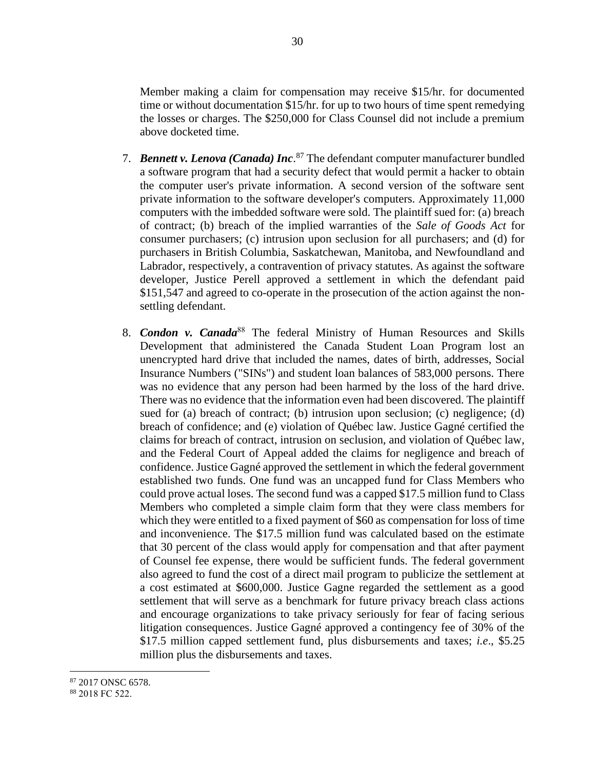Member making a claim for compensation may receive $15/hr. for documented time or without documentation $15/hr. for up to two hours of time spent remedying the losses or charges. The $250,000 for Class Counsel did not include a premium above docketed time.

7. ***Bennett v. Lenova (Canada) Inc***.[87] The defendant computer manufacturer bundled a software program that had a security defect that would permit a hacker to obtain the computer user's private information. A second version of the software sent private information to the software developer's computers. Approximately 11,000 computers with the imbedded software were sold. The plaintiff sued for: (a) breach of contract; (b) breach of the implied warranties of the *Sale of Goods Act* for consumer purchasers; (c) intrusion upon seclusion for all purchasers; and (d) for purchasers in British Columbia, Saskatchewan, Manitoba, and Newfoundland and Labrador, respectively, a contravention of privacy statutes. As against the software developer, Justice Perell approved a settlement in which the defendant paid $151,547 and agreed to co-operate in the prosecution of the action against the non-settling defendant.

8. ***Condon v. Canada***[88] The federal Ministry of Human Resources and Skills Development that administered the Canada Student Loan Program lost an unencrypted hard drive that included the names, dates of birth, addresses, Social Insurance Numbers ("SINs") and student loan balances of 583,000 persons. There was no evidence that any person had been harmed by the loss of the hard drive. There was no evidence that the information even had been discovered. The plaintiff sued for (a) breach of contract; (b) intrusion upon seclusion; (c) negligence; (d) breach of confidence; and (e) violation of Québec law. Justice Gagné certified the claims for breach of contract, intrusion on seclusion, and violation of Québec law, and the Federal Court of Appeal added the claims for negligence and breach of confidence. Justice Gagné approved the settlement in which the federal government established two funds. One fund was an uncapped fund for Class Members who could prove actual loses. The second fund was a capped $17.5 million fund to Class Members who completed a simple claim form that they were class members for which they were entitled to a fixed payment of $60 as compensation for loss of time and inconvenience. The $17.5 million fund was calculated based on the estimate that 30 percent of the class would apply for compensation and that after payment of Counsel fee expense, there would be sufficient funds. The federal government also agreed to fund the cost of a direct mail program to publicize the settlement at a cost estimated at $600,000. Justice Gagne regarded the settlement as a good settlement that will serve as a benchmark for future privacy breach class actions and encourage organizations to take privacy seriously for fear of facing serious litigation consequences. Justice Gagné approved a contingency fee of 30% of the $17.5 million capped settlement fund, plus disbursements and taxes; *i.e*., $5.25 million plus the disbursements and taxes.

[87] 2017 ONSC 6578.

[88] 2018 FC 522.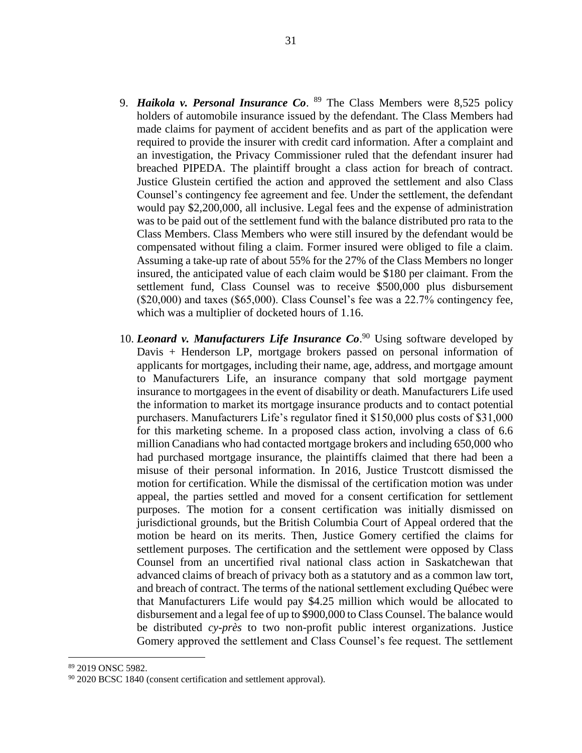9. ***Haikola v. Personal Insurance Co*.** [89] The Class Members were 8,525 policy holders of automobile insurance issued by the defendant. The Class Members had made claims for payment of accident benefits and as part of the application were required to provide the insurer with credit card information. After a complaint and an investigation, the Privacy Commissioner ruled that the defendant insurer had breached PIPEDA. The plaintiff brought a class action for breach of contract. Justice Glustein certified the action and approved the settlement and also Class Counsel's contingency fee agreement and fee. Under the settlement, the defendant would pay $2,200,000, all inclusive. Legal fees and the expense of administration was to be paid out of the settlement fund with the balance distributed pro rata to the Class Members. Class Members who were still insured by the defendant would be compensated without filing a claim. Former insured were obliged to file a claim. Assuming a take-up rate of about 55% for the 27% of the Class Members no longer insured, the anticipated value of each claim would be $180 per claimant. From the settlement fund, Class Counsel was to receive $500,000 plus disbursement ($20,000) and taxes ($65,000). Class Counsel's fee was a 22.7% contingency fee, which was a multiplier of docketed hours of 1.16.

10. ***Leonard v. Manufacturers Life Insurance Co*.**[90] Using software developed by Davis + Henderson LP, mortgage brokers passed on personal information of applicants for mortgages, including their name, age, address, and mortgage amount to Manufacturers Life, an insurance company that sold mortgage payment insurance to mortgagees in the event of disability or death. Manufacturers Life used the information to market its mortgage insurance products and to contact potential purchasers. Manufacturers Life's regulator fined it $150,000 plus costs of $31,000 for this marketing scheme. In a proposed class action, involving a class of 6.6 million Canadians who had contacted mortgage brokers and including 650,000 who had purchased mortgage insurance, the plaintiffs claimed that there had been a misuse of their personal information. In 2016, Justice Trustcott dismissed the motion for certification. While the dismissal of the certification motion was under appeal, the parties settled and moved for a consent certification for settlement purposes. The motion for a consent certification was initially dismissed on jurisdictional grounds, but the British Columbia Court of Appeal ordered that the motion be heard on its merits. Then, Justice Gomery certified the claims for settlement purposes. The certification and the settlement were opposed by Class Counsel from an uncertified rival national class action in Saskatchewan that advanced claims of breach of privacy both as a statutory and as a common law tort, and breach of contract. The terms of the national settlement excluding Québec were that Manufacturers Life would pay $4.25 million which would be allocated to disbursement and a legal fee of up to $900,000 to Class Counsel. The balance would be distributed *cy-près* to two non-profit public interest organizations. Justice Gomery approved the settlement and Class Counsel's fee request. The settlement

---

[89] 2019 ONSC 5982.

[90] 2020 BCSC 1840 (consent certification and settlement approval).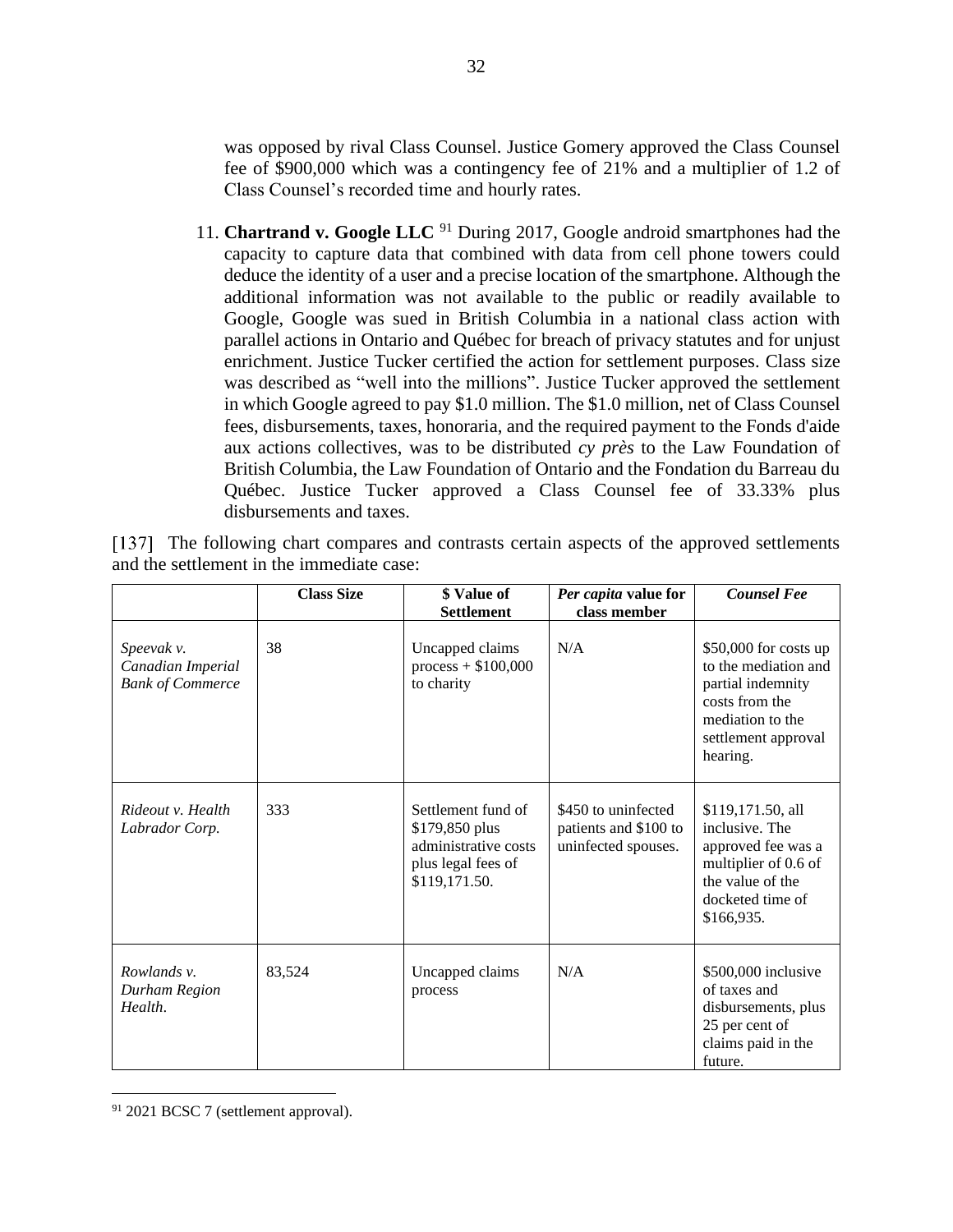was opposed by rival Class Counsel. Justice Gomery approved the Class Counsel fee of $900,000 which was a contingency fee of 21% and a multiplier of 1.2 of Class Counsel's recorded time and hourly rates.

11. **Chartrand v. Google LLC** [91] During 2017, Google android smartphones had the capacity to capture data that combined with data from cell phone towers could deduce the identity of a user and a precise location of the smartphone. Although the additional information was not available to the public or readily available to Google, Google was sued in British Columbia in a national class action with parallel actions in Ontario and Québec for breach of privacy statutes and for unjust enrichment. Justice Tucker certified the action for settlement purposes. Class size was described as "well into the millions". Justice Tucker approved the settlement in which Google agreed to pay $1.0 million. The $1.0 million, net of Class Counsel fees, disbursements, taxes, honoraria, and the required payment to the Fonds d'aide aux actions collectives, was to be distributed *cy près* to the Law Foundation of British Columbia, the Law Foundation of Ontario and the Fondation du Barreau du Québec. Justice Tucker approved a Class Counsel fee of 33.33% plus disbursements and taxes.

[137] The following chart compares and contrasts certain aspects of the approved settlements and the settlement in the immediate case:

| | **Class Size** | **$ Value of Settlement** | ***Per capita* value for class member** | ***Counsel Fee*** |
|---|---|---|---|---|
| *Speevak v. Canadian Imperial Bank of Commerce* | 38 | Uncapped claims process + $100,000 to charity | N/A | $50,000 for costs up to the mediation and partial indemnity costs from the mediation to the settlement approval hearing. |
| *Rideout v. Health Labrador Corp.* | 333 | Settlement fund of $179,850 plus administrative costs plus legal fees of $119,171.50. | $450 to uninfected patients and $100 to uninfected spouses. | $119,171.50, all inclusive. The approved fee was a multiplier of 0.6 of the value of the docketed time of $166,935. |
| *Rowlands v. Durham Region Health*. | 83,524 | Uncapped claims process | N/A | $500,000 inclusive of taxes and disbursements, plus 25 per cent of claims paid in the future. |

[91] 2021 BCSC 7 (settlement approval).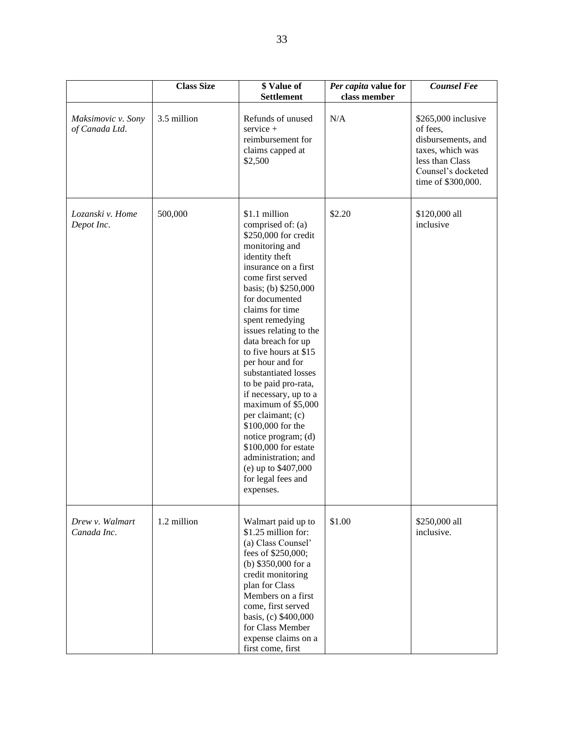| | Class Size | $ Value of Settlement | *Per capita* value for class member | ***Counsel Fee*** |
|---|---|---|---|---|
| *Maksimovic v. Sony of Canada Ltd*. | 3.5 million | Refunds of unused service + reimbursement for claims capped at $2,500 | N/A | $265,000 inclusive of fees, disbursements, and taxes, which was less than Class Counsel's docketed time of $300,000. |
| *Lozanski v. Home Depot Inc*. | 500,000 | $1.1 million comprised of: (a) $250,000 for credit monitoring and identity theft insurance on a first come first served basis; (b) $250,000 for documented claims for time spent remedying issues relating to the data breach for up to five hours at $15 per hour and for substantiated losses to be paid pro-rata, if necessary, up to a maximum of $5,000 per claimant; (c) $100,000 for the notice program; (d) $100,000 for estate administration; and (e) up to $407,000 for legal fees and expenses. | $2.20 | $120,000 all inclusive |
| *Drew v. Walmart Canada Inc*. | 1.2 million | Walmart paid up to $1.25 million for: (a) Class Counsel' fees of $250,000; (b) $350,000 for a credit monitoring plan for Class Members on a first come, first served basis, (c) $400,000 for Class Member expense claims on a first come, first | $1.00 | $250,000 all inclusive. |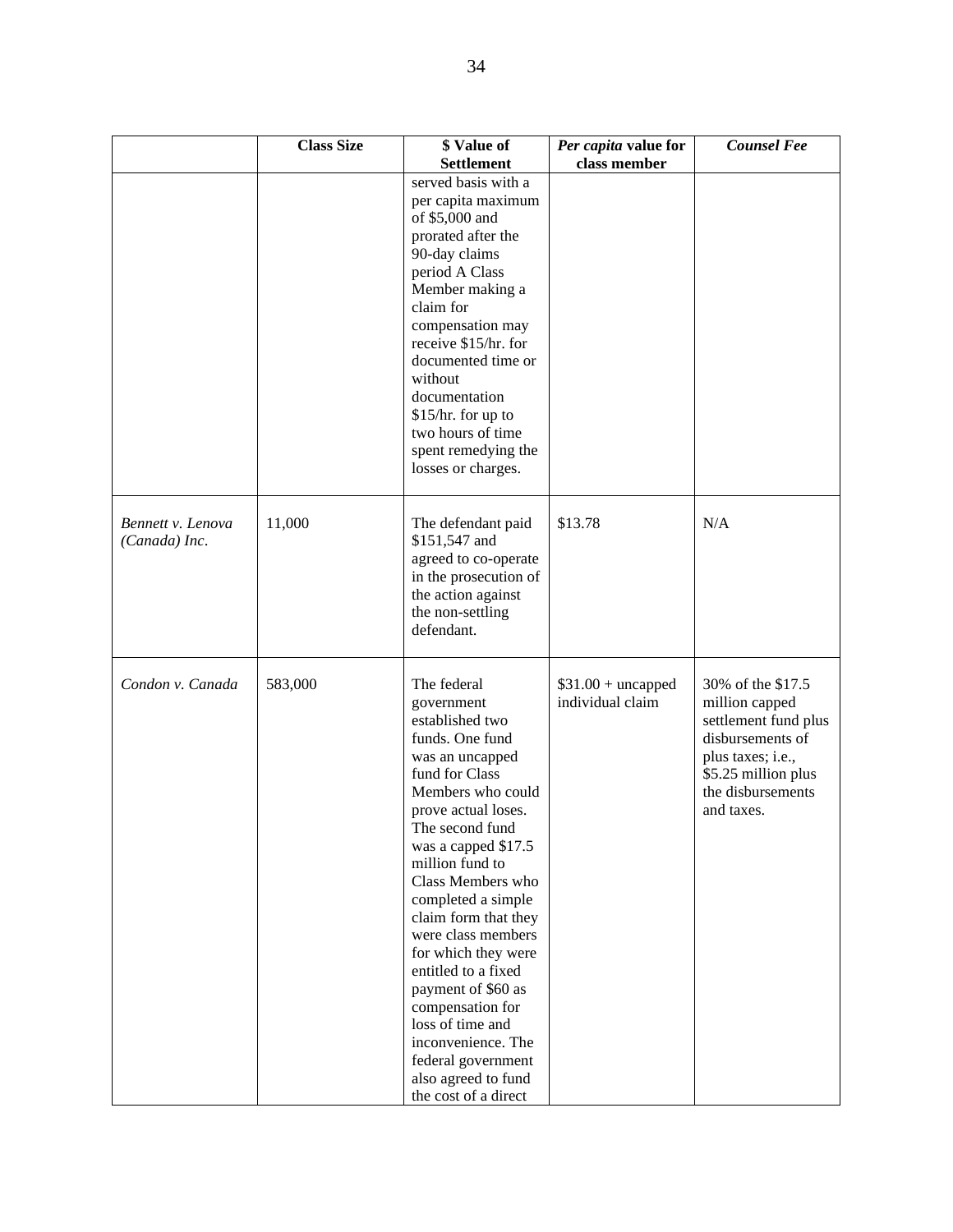| | Class Size | $ Value of Settlement | *Per capita* value for class member | *Counsel Fee* |
|---|---|---|---|---|
| | | served basis with a per capita maximum of $5,000 and prorated after the 90-day claims period A Class Member making a claim for compensation may receive $15/hr. for documented time or without documentation $15/hr. for up to two hours of time spent remedying the losses or charges. | | |
| *Bennett v. Lenova (Canada) Inc*. | 11,000 | The defendant paid $151,547 and agreed to co-operate in the prosecution of the action against the non-settling defendant. | $13.78 | N/A |
| *Condon v. Canada* | 583,000 | The federal government established two funds. One fund was an uncapped fund for Class Members who could prove actual loses. The second fund was a capped $17.5 million fund to Class Members who completed a simple claim form that they were class members for which they were entitled to a fixed payment of $60 as compensation for loss of time and inconvenience. The federal government also agreed to fund the cost of a direct | $31.00 + uncapped individual claim | 30% of the $17.5 million capped settlement fund plus disbursements of plus taxes; i.e., $5.25 million plus the disbursements and taxes. |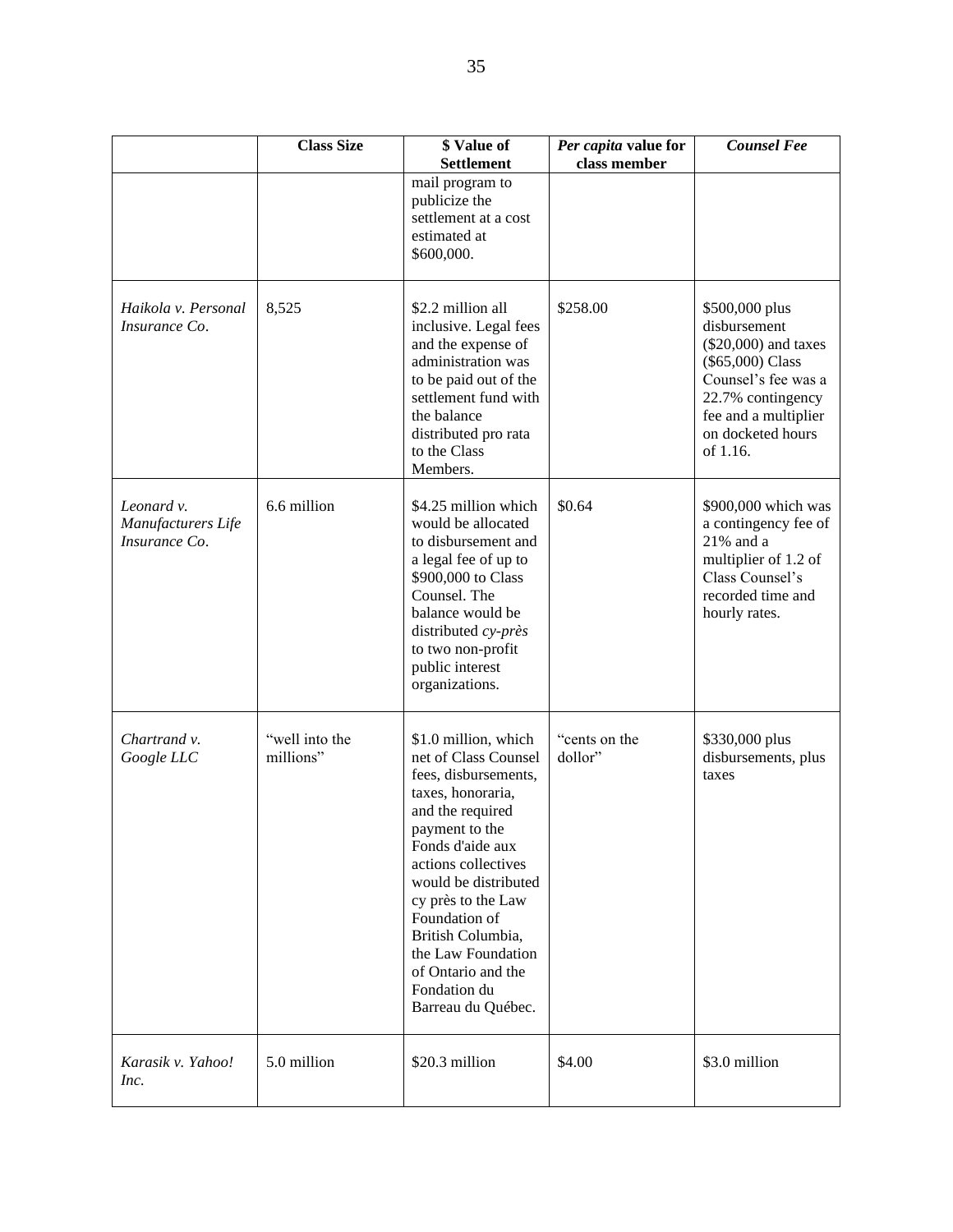| | Class Size | $ Value of Settlement | *Per capita* value for class member | *Counsel Fee* |
|---|---|---|---|---|
| | | mail program to publicize the settlement at a cost estimated at $600,000. | | |
| *Haikola v. Personal Insurance Co*. | 8,525 | $2.2 million all inclusive. Legal fees and the expense of administration was to be paid out of the settlement fund with the balance distributed pro rata to the Class Members. | $258.00 | $500,000 plus disbursement ($20,000) and taxes ($65,000) Class Counsel's fee was a 22.7% contingency fee and a multiplier on docketed hours of 1.16. |
| *Leonard v. Manufacturers Life Insurance Co*. | 6.6 million | $4.25 million which would be allocated to disbursement and a legal fee of up to $900,000 to Class Counsel. The balance would be distributed *cy-près* to two non-profit public interest organizations. | $0.64 | $900,000 which was a contingency fee of 21% and a multiplier of 1.2 of Class Counsel's recorded time and hourly rates. |
| *Chartrand v. Google LLC* | "well into the millions" | $1.0 million, which net of Class Counsel fees, disbursements, taxes, honoraria, and the required payment to the Fonds d'aide aux actions collectives would be distributed cy près to the Law Foundation of British Columbia, the Law Foundation of Ontario and the Fondation du Barreau du Québec. | "cents on the dollar" | $330,000 plus disbursements, plus taxes |
| *Karasik v. Yahoo! Inc.* | 5.0 million | $20.3 million | $4.00 | $3.0 million |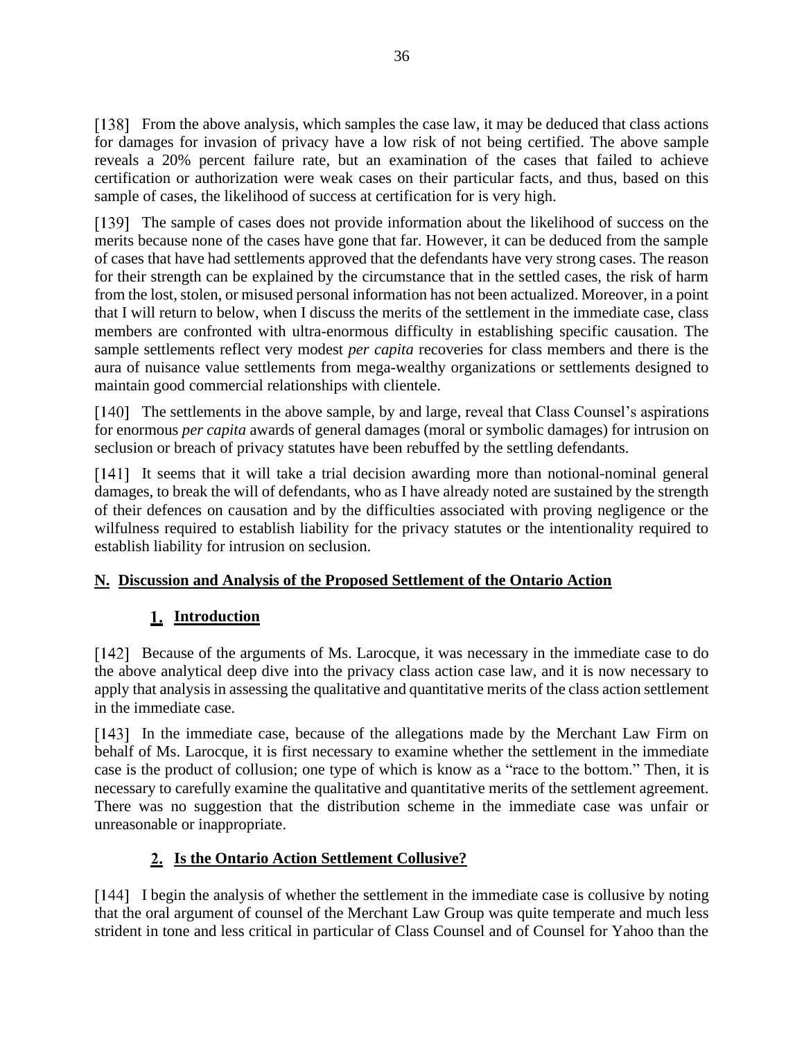[138] From the above analysis, which samples the case law, it may be deduced that class actions for damages for invasion of privacy have a low risk of not being certified. The above sample reveals a 20% percent failure rate, but an examination of the cases that failed to achieve certification or authorization were weak cases on their particular facts, and thus, based on this sample of cases, the likelihood of success at certification for is very high.

[139] The sample of cases does not provide information about the likelihood of success on the merits because none of the cases have gone that far. However, it can be deduced from the sample of cases that have had settlements approved that the defendants have very strong cases. The reason for their strength can be explained by the circumstance that in the settled cases, the risk of harm from the lost, stolen, or misused personal information has not been actualized. Moreover, in a point that I will return to below, when I discuss the merits of the settlement in the immediate case, class members are confronted with ultra-enormous difficulty in establishing specific causation. The sample settlements reflect very modest *per capita* recoveries for class members and there is the aura of nuisance value settlements from mega-wealthy organizations or settlements designed to maintain good commercial relationships with clientele.

[140] The settlements in the above sample, by and large, reveal that Class Counsel's aspirations for enormous *per capita* awards of general damages (moral or symbolic damages) for intrusion on seclusion or breach of privacy statutes have been rebuffed by the settling defendants.

[141] It seems that it will take a trial decision awarding more than notional-nominal general damages, to break the will of defendants, who as I have already noted are sustained by the strength of their defences on causation and by the difficulties associated with proving negligence or the wilfulness required to establish liability for the privacy statutes or the intentionality required to establish liability for intrusion on seclusion.

## <u>N. Discussion and Analysis of the Proposed Settlement of the Ontario Action</u>

### <u>1. Introduction</u>

[142] Because of the arguments of Ms. Larocque, it was necessary in the immediate case to do the above analytical deep dive into the privacy class action case law, and it is now necessary to apply that analysis in assessing the qualitative and quantitative merits of the class action settlement in the immediate case.

[143] In the immediate case, because of the allegations made by the Merchant Law Firm on behalf of Ms. Larocque, it is first necessary to examine whether the settlement in the immediate case is the product of collusion; one type of which is know as a "race to the bottom." Then, it is necessary to carefully examine the qualitative and quantitative merits of the settlement agreement. There was no suggestion that the distribution scheme in the immediate case was unfair or unreasonable or inappropriate.

### <u>2. Is the Ontario Action Settlement Collusive?</u>

[144] I begin the analysis of whether the settlement in the immediate case is collusive by noting that the oral argument of counsel of the Merchant Law Group was quite temperate and much less strident in tone and less critical in particular of Class Counsel and of Counsel for Yahoo than the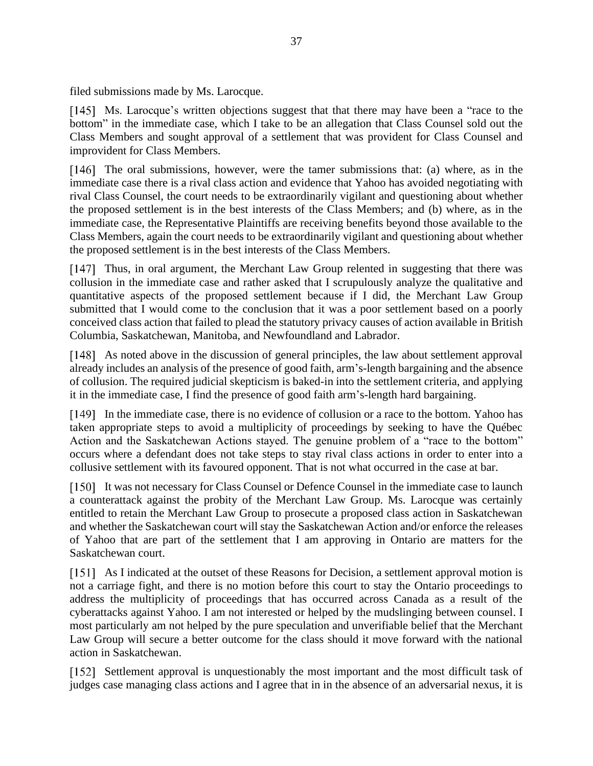filed submissions made by Ms. Larocque.

[145] Ms. Larocque's written objections suggest that that there may have been a "race to the bottom" in the immediate case, which I take to be an allegation that Class Counsel sold out the Class Members and sought approval of a settlement that was provident for Class Counsel and improvident for Class Members.

[146] The oral submissions, however, were the tamer submissions that: (a) where, as in the immediate case there is a rival class action and evidence that Yahoo has avoided negotiating with rival Class Counsel, the court needs to be extraordinarily vigilant and questioning about whether the proposed settlement is in the best interests of the Class Members; and (b) where, as in the immediate case, the Representative Plaintiffs are receiving benefits beyond those available to the Class Members, again the court needs to be extraordinarily vigilant and questioning about whether the proposed settlement is in the best interests of the Class Members.

[147] Thus, in oral argument, the Merchant Law Group relented in suggesting that there was collusion in the immediate case and rather asked that I scrupulously analyze the qualitative and quantitative aspects of the proposed settlement because if I did, the Merchant Law Group submitted that I would come to the conclusion that it was a poor settlement based on a poorly conceived class action that failed to plead the statutory privacy causes of action available in British Columbia, Saskatchewan, Manitoba, and Newfoundland and Labrador.

[148] As noted above in the discussion of general principles, the law about settlement approval already includes an analysis of the presence of good faith, arm's-length bargaining and the absence of collusion. The required judicial skepticism is baked-in into the settlement criteria, and applying it in the immediate case, I find the presence of good faith arm's-length hard bargaining.

[149] In the immediate case, there is no evidence of collusion or a race to the bottom. Yahoo has taken appropriate steps to avoid a multiplicity of proceedings by seeking to have the Québec Action and the Saskatchewan Actions stayed. The genuine problem of a "race to the bottom" occurs where a defendant does not take steps to stay rival class actions in order to enter into a collusive settlement with its favoured opponent. That is not what occurred in the case at bar.

[150] It was not necessary for Class Counsel or Defence Counsel in the immediate case to launch a counterattack against the probity of the Merchant Law Group. Ms. Larocque was certainly entitled to retain the Merchant Law Group to prosecute a proposed class action in Saskatchewan and whether the Saskatchewan court will stay the Saskatchewan Action and/or enforce the releases of Yahoo that are part of the settlement that I am approving in Ontario are matters for the Saskatchewan court.

[151] As I indicated at the outset of these Reasons for Decision, a settlement approval motion is not a carriage fight, and there is no motion before this court to stay the Ontario proceedings to address the multiplicity of proceedings that has occurred across Canada as a result of the cyberattacks against Yahoo. I am not interested or helped by the mudslinging between counsel. I most particularly am not helped by the pure speculation and unverifiable belief that the Merchant Law Group will secure a better outcome for the class should it move forward with the national action in Saskatchewan.

[152] Settlement approval is unquestionably the most important and the most difficult task of judges case managing class actions and I agree that in in the absence of an adversarial nexus, it is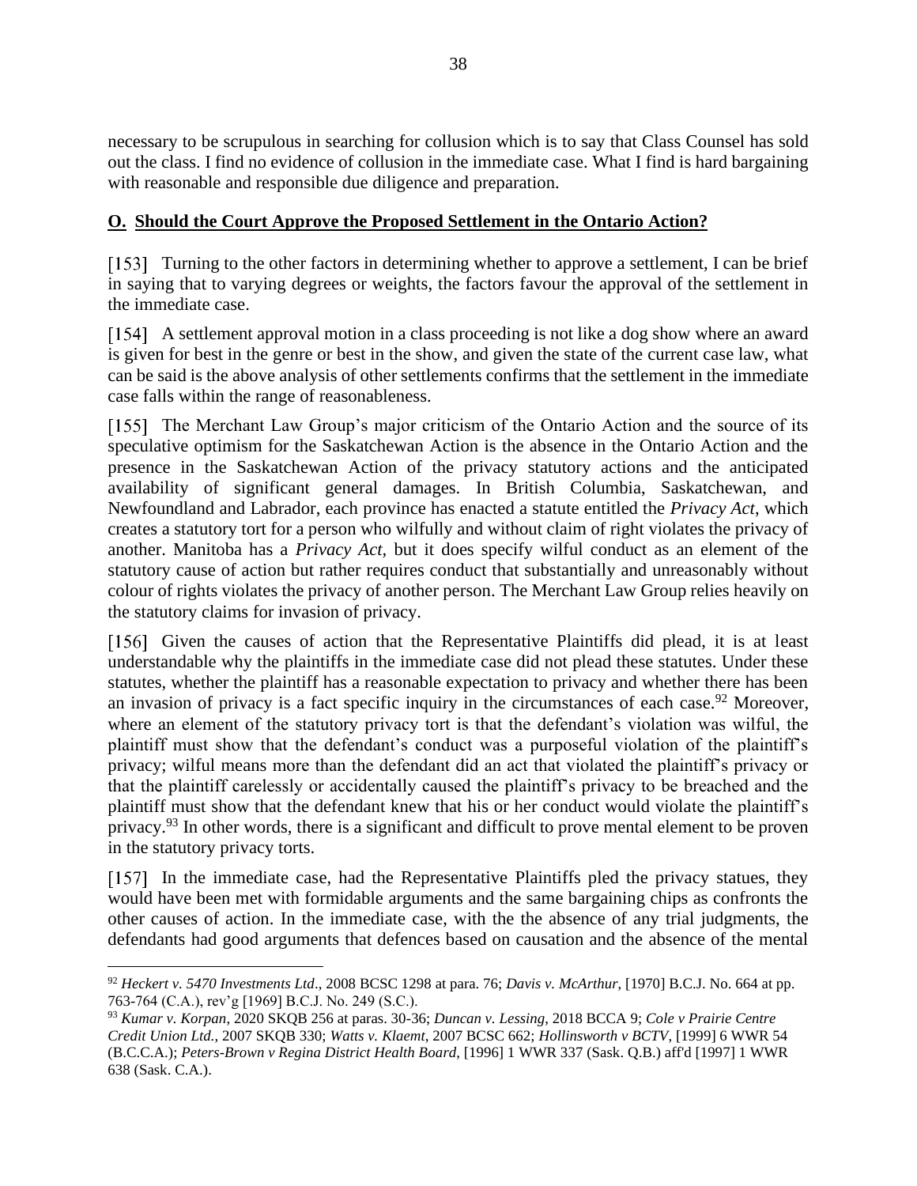necessary to be scrupulous in searching for collusion which is to say that Class Counsel has sold out the class. I find no evidence of collusion in the immediate case. What I find is hard bargaining with reasonable and responsible due diligence and preparation.

## O. Should the Court Approve the Proposed Settlement in the Ontario Action?

[153] Turning to the other factors in determining whether to approve a settlement, I can be brief in saying that to varying degrees or weights, the factors favour the approval of the settlement in the immediate case.

[154] A settlement approval motion in a class proceeding is not like a dog show where an award is given for best in the genre or best in the show, and given the state of the current case law, what can be said is the above analysis of other settlements confirms that the settlement in the immediate case falls within the range of reasonableness.

[155] The Merchant Law Group's major criticism of the Ontario Action and the source of its speculative optimism for the Saskatchewan Action is the absence in the Ontario Action and the presence in the Saskatchewan Action of the privacy statutory actions and the anticipated availability of significant general damages. In British Columbia, Saskatchewan, and Newfoundland and Labrador, each province has enacted a statute entitled the *Privacy Act*, which creates a statutory tort for a person who wilfully and without claim of right violates the privacy of another. Manitoba has a *Privacy Act*, but it does specify wilful conduct as an element of the statutory cause of action but rather requires conduct that substantially and unreasonably without colour of rights violates the privacy of another person. The Merchant Law Group relies heavily on the statutory claims for invasion of privacy.

[156] Given the causes of action that the Representative Plaintiffs did plead, it is at least understandable why the plaintiffs in the immediate case did not plead these statutes. Under these statutes, whether the plaintiff has a reasonable expectation to privacy and whether there has been an invasion of privacy is a fact specific inquiry in the circumstances of each case.[92] Moreover, where an element of the statutory privacy tort is that the defendant's violation was wilful, the plaintiff must show that the defendant's conduct was a purposeful violation of the plaintiff's privacy; wilful means more than the defendant did an act that violated the plaintiff's privacy or that the plaintiff carelessly or accidentally caused the plaintiff's privacy to be breached and the plaintiff must show that the defendant knew that his or her conduct would violate the plaintiff's privacy.[93] In other words, there is a significant and difficult to prove mental element to be proven in the statutory privacy torts.

[157] In the immediate case, had the Representative Plaintiffs pled the privacy statues, they would have been met with formidable arguments and the same bargaining chips as confronts the other causes of action. In the immediate case, with the the absence of any trial judgments, the defendants had good arguments that defences based on causation and the absence of the mental

---

[92] *Heckert v. 5470 Investments Ltd*., 2008 BCSC 1298 at para. 76; *Davis v. McArthur*, [1970] B.C.J. No. 664 at pp. 763-764 (C.A.), rev'g [1969] B.C.J. No. 249 (S.C.).

[93] *Kumar v. Korpan*, 2020 SKQB 256 at paras. 30-36; *Duncan v. Lessing*, 2018 BCCA 9; *Cole v Prairie Centre Credit Union Ltd.*, 2007 SKQB 330; *Watts v. Klaemt*, 2007 BCSC 662; *Hollinsworth v BCTV*, [1999] 6 WWR 54 (B.C.C.A.); *Peters-Brown v Regina District Health Board*, [1996] 1 WWR 337 (Sask. Q.B.) aff'd [1997] 1 WWR 638 (Sask. C.A.).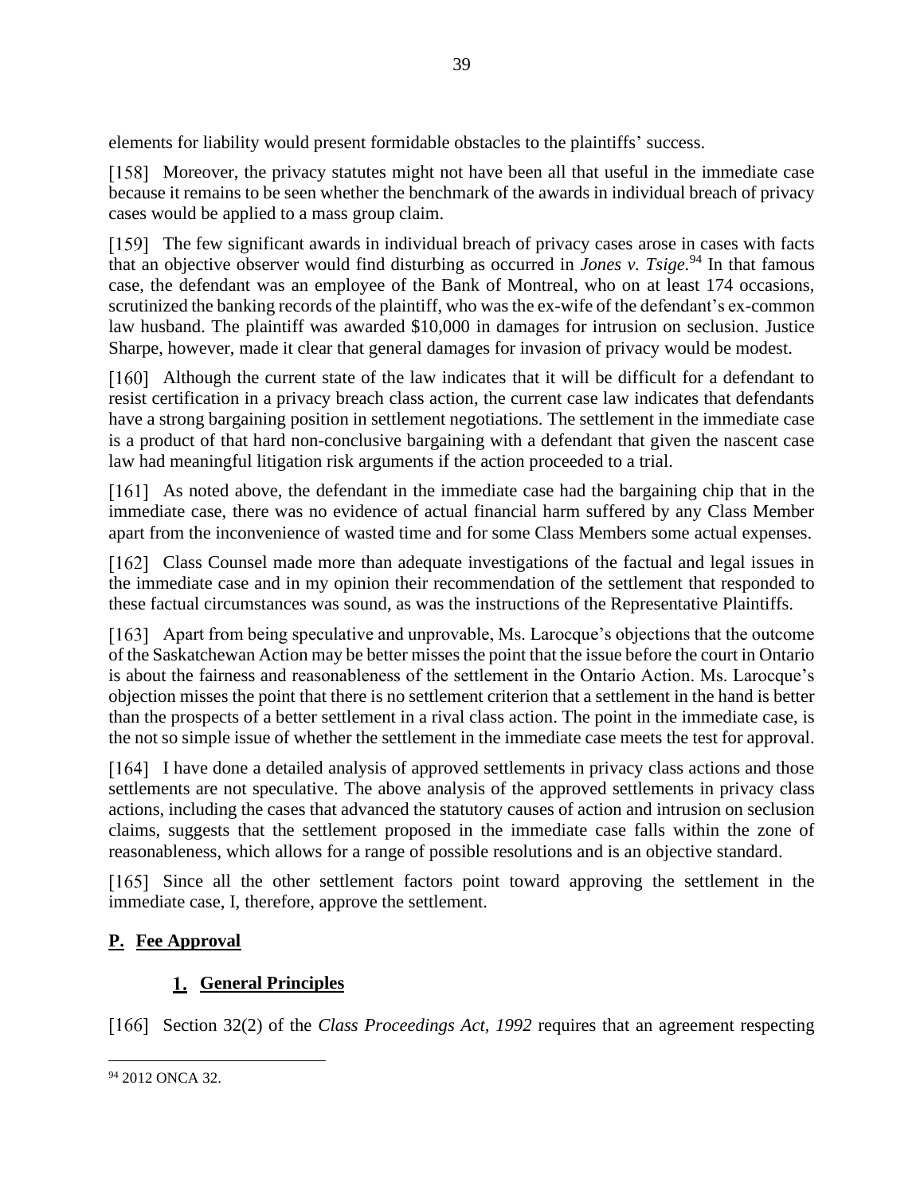elements for liability would present formidable obstacles to the plaintiffs' success.

[158] Moreover, the privacy statutes might not have been all that useful in the immediate case because it remains to be seen whether the benchmark of the awards in individual breach of privacy cases would be applied to a mass group claim.

[159] The few significant awards in individual breach of privacy cases arose in cases with facts that an objective observer would find disturbing as occurred in *Jones v. Tsige*.[94] In that famous case, the defendant was an employee of the Bank of Montreal, who on at least 174 occasions, scrutinized the banking records of the plaintiff, who was the ex-wife of the defendant's ex-common law husband. The plaintiff was awarded $10,000 in damages for intrusion on seclusion. Justice Sharpe, however, made it clear that general damages for invasion of privacy would be modest.

[160] Although the current state of the law indicates that it will be difficult for a defendant to resist certification in a privacy breach class action, the current case law indicates that defendants have a strong bargaining position in settlement negotiations. The settlement in the immediate case is a product of that hard non-conclusive bargaining with a defendant that given the nascent case law had meaningful litigation risk arguments if the action proceeded to a trial.

[161] As noted above, the defendant in the immediate case had the bargaining chip that in the immediate case, there was no evidence of actual financial harm suffered by any Class Member apart from the inconvenience of wasted time and for some Class Members some actual expenses.

[162] Class Counsel made more than adequate investigations of the factual and legal issues in the immediate case and in my opinion their recommendation of the settlement that responded to these factual circumstances was sound, as was the instructions of the Representative Plaintiffs.

[163] Apart from being speculative and unprovable, Ms. Larocque's objections that the outcome of the Saskatchewan Action may be better misses the point that the issue before the court in Ontario is about the fairness and reasonableness of the settlement in the Ontario Action. Ms. Larocque's objection misses the point that there is no settlement criterion that a settlement in the hand is better than the prospects of a better settlement in a rival class action. The point in the immediate case, is the not so simple issue of whether the settlement in the immediate case meets the test for approval.

[164] I have done a detailed analysis of approved settlements in privacy class actions and those settlements are not speculative. The above analysis of the approved settlements in privacy class actions, including the cases that advanced the statutory causes of action and intrusion on seclusion claims, suggests that the settlement proposed in the immediate case falls within the zone of reasonableness, which allows for a range of possible resolutions and is an objective standard.

[165] Since all the other settlement factors point toward approving the settlement in the immediate case, I, therefore, approve the settlement.

## P. Fee Approval

### 1. General Principles

[166] Section 32(2) of the *Class Proceedings Act, 1992* requires that an agreement respecting

---

[94] 2012 ONCA 32.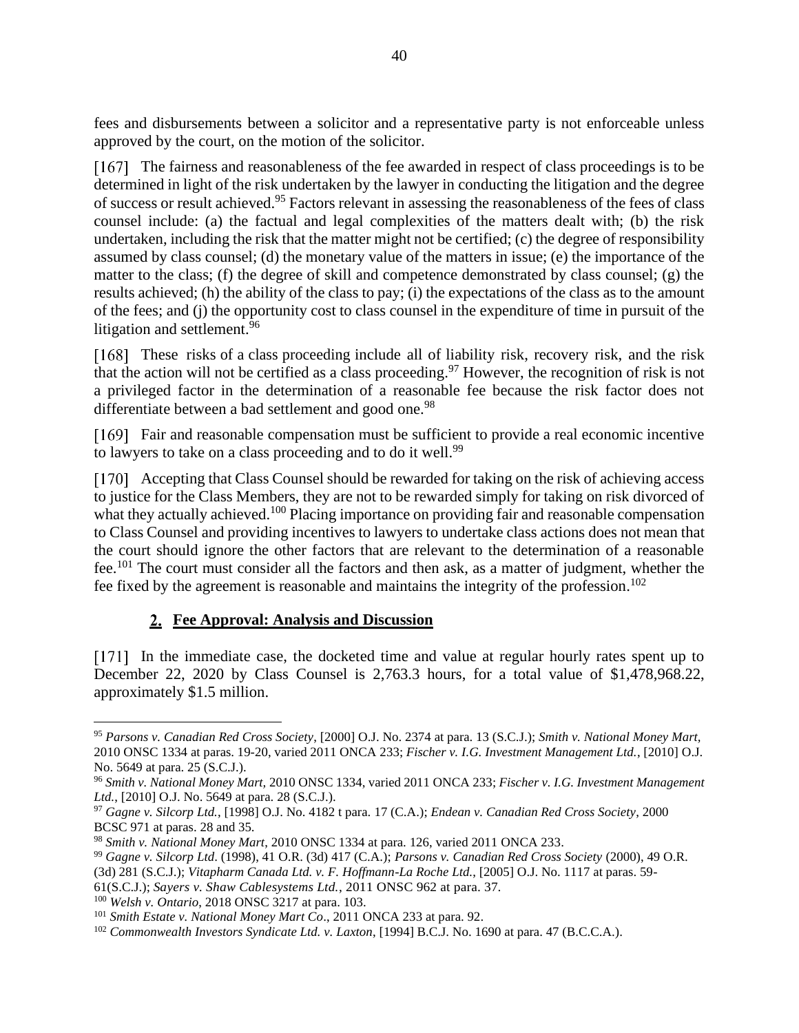fees and disbursements between a solicitor and a representative party is not enforceable unless approved by the court, on the motion of the solicitor.

[167] The fairness and reasonableness of the fee awarded in respect of class proceedings is to be determined in light of the risk undertaken by the lawyer in conducting the litigation and the degree of success or result achieved.[95] Factors relevant in assessing the reasonableness of the fees of class counsel include: (a) the factual and legal complexities of the matters dealt with; (b) the risk undertaken, including the risk that the matter might not be certified; (c) the degree of responsibility assumed by class counsel; (d) the monetary value of the matters in issue; (e) the importance of the matter to the class; (f) the degree of skill and competence demonstrated by class counsel; (g) the results achieved; (h) the ability of the class to pay; (i) the expectations of the class as to the amount of the fees; and (j) the opportunity cost to class counsel in the expenditure of time in pursuit of the litigation and settlement.[96]

[168] These risks of a class proceeding include all of liability risk, recovery risk, and the risk that the action will not be certified as a class proceeding.[97] However, the recognition of risk is not a privileged factor in the determination of a reasonable fee because the risk factor does not differentiate between a bad settlement and good one.[98]

[169] Fair and reasonable compensation must be sufficient to provide a real economic incentive to lawyers to take on a class proceeding and to do it well.[99]

[170] Accepting that Class Counsel should be rewarded for taking on the risk of achieving access to justice for the Class Members, they are not to be rewarded simply for taking on risk divorced of what they actually achieved.[100] Placing importance on providing fair and reasonable compensation to Class Counsel and providing incentives to lawyers to undertake class actions does not mean that the court should ignore the other factors that are relevant to the determination of a reasonable fee.[101] The court must consider all the factors and then ask, as a matter of judgment, whether the fee fixed by the agreement is reasonable and maintains the integrity of the profession.[102]

## 2. Fee Approval: Analysis and Discussion

[171] In the immediate case, the docketed time and value at regular hourly rates spent up to December 22, 2020 by Class Counsel is 2,763.3 hours, for a total value of $1,478,968.22, approximately $1.5 million.

---

[95] *Parsons v. Canadian Red Cross Society*, [2000] O.J. No. 2374 at para. 13 (S.C.J.); *Smith v. National Money Mart,* 2010 ONSC 1334 at paras. 19-20, varied 2011 ONCA 233; *Fischer v. I.G. Investment Management Ltd.*, [2010] O.J. No. 5649 at para. 25 (S.C.J.).

[96] *Smith v. National Money Mart,* 2010 ONSC 1334, varied 2011 ONCA 233; *Fischer v. I.G. Investment Management Ltd.*, [2010] O.J. No. 5649 at para. 28 (S.C.J.).

[97] *Gagne v. Silcorp Ltd.*, [1998] O.J. No. 4182 t para. 17 (C.A.); *Endean v. Canadian Red Cross Society*, 2000 BCSC 971 at paras. 28 and 35.

[98] *Smith v. National Money Mart*, 2010 ONSC 1334 at para. 126, varied 2011 ONCA 233.

[99] *Gagne v. Silcorp Ltd*. (1998), 41 O.R. (3d) 417 (C.A.); *Parsons v. Canadian Red Cross Society* (2000), 49 O.R. (3d) 281 (S.C.J.); *Vitapharm Canada Ltd. v. F. Hoffmann-La Roche Ltd.*, [2005] O.J. No. 1117 at paras. 59-61(S.C.J.); *Sayers v. Shaw Cablesystems Ltd.*, 2011 ONSC 962 at para. 37.

[100] *Welsh v. Ontario*, 2018 ONSC 3217 at para. 103.

[101] *Smith Estate v. National Money Mart Co*., 2011 ONCA 233 at para. 92.

[102] *Commonwealth Investors Syndicate Ltd. v. Laxton*, [1994] B.C.J. No. 1690 at para. 47 (B.C.C.A.).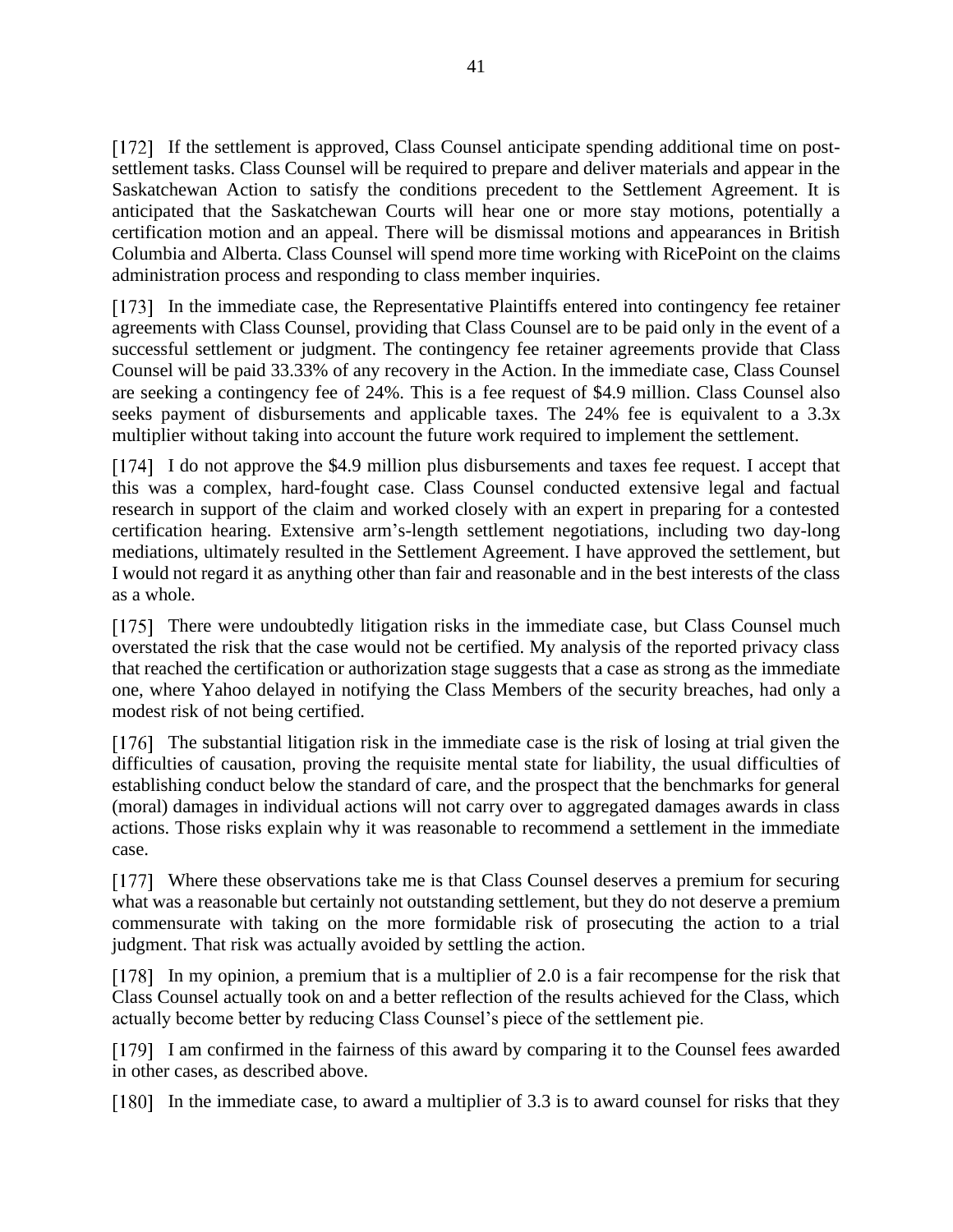[172] If the settlement is approved, Class Counsel anticipate spending additional time on post-settlement tasks. Class Counsel will be required to prepare and deliver materials and appear in the Saskatchewan Action to satisfy the conditions precedent to the Settlement Agreement. It is anticipated that the Saskatchewan Courts will hear one or more stay motions, potentially a certification motion and an appeal. There will be dismissal motions and appearances in British Columbia and Alberta. Class Counsel will spend more time working with RicePoint on the claims administration process and responding to class member inquiries.

[173] In the immediate case, the Representative Plaintiffs entered into contingency fee retainer agreements with Class Counsel, providing that Class Counsel are to be paid only in the event of a successful settlement or judgment. The contingency fee retainer agreements provide that Class Counsel will be paid 33.33% of any recovery in the Action. In the immediate case, Class Counsel are seeking a contingency fee of 24%. This is a fee request of $4.9 million. Class Counsel also seeks payment of disbursements and applicable taxes. The 24% fee is equivalent to a 3.3x multiplier without taking into account the future work required to implement the settlement.

[174] I do not approve the $4.9 million plus disbursements and taxes fee request. I accept that this was a complex, hard-fought case. Class Counsel conducted extensive legal and factual research in support of the claim and worked closely with an expert in preparing for a contested certification hearing. Extensive arm's-length settlement negotiations, including two day-long mediations, ultimately resulted in the Settlement Agreement. I have approved the settlement, but I would not regard it as anything other than fair and reasonable and in the best interests of the class as a whole.

[175] There were undoubtedly litigation risks in the immediate case, but Class Counsel much overstated the risk that the case would not be certified. My analysis of the reported privacy class that reached the certification or authorization stage suggests that a case as strong as the immediate one, where Yahoo delayed in notifying the Class Members of the security breaches, had only a modest risk of not being certified.

[176] The substantial litigation risk in the immediate case is the risk of losing at trial given the difficulties of causation, proving the requisite mental state for liability, the usual difficulties of establishing conduct below the standard of care, and the prospect that the benchmarks for general (moral) damages in individual actions will not carry over to aggregated damages awards in class actions. Those risks explain why it was reasonable to recommend a settlement in the immediate case.

[177] Where these observations take me is that Class Counsel deserves a premium for securing what was a reasonable but certainly not outstanding settlement, but they do not deserve a premium commensurate with taking on the more formidable risk of prosecuting the action to a trial judgment. That risk was actually avoided by settling the action.

[178] In my opinion, a premium that is a multiplier of 2.0 is a fair recompense for the risk that Class Counsel actually took on and a better reflection of the results achieved for the Class, which actually become better by reducing Class Counsel's piece of the settlement pie.

[179] I am confirmed in the fairness of this award by comparing it to the Counsel fees awarded in other cases, as described above.

[180] In the immediate case, to award a multiplier of 3.3 is to award counsel for risks that they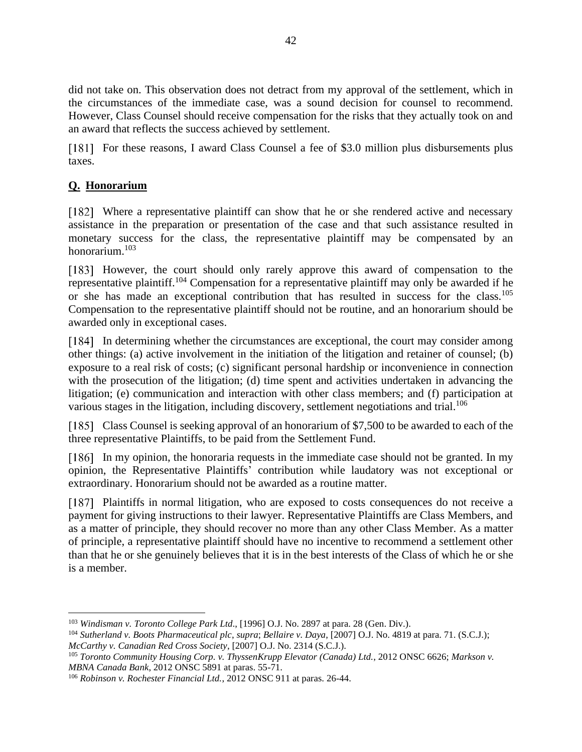did not take on. This observation does not detract from my approval of the settlement, which in the circumstances of the immediate case, was a sound decision for counsel to recommend. However, Class Counsel should receive compensation for the risks that they actually took on and an award that reflects the success achieved by settlement.

[181] For these reasons, I award Class Counsel a fee of $3.0 million plus disbursements plus taxes.

## **Q. Honorarium**

[182] Where a representative plaintiff can show that he or she rendered active and necessary assistance in the preparation or presentation of the case and that such assistance resulted in monetary success for the class, the representative plaintiff may be compensated by an honorarium.[103]

[183] However, the court should only rarely approve this award of compensation to the representative plaintiff.[104] Compensation for a representative plaintiff may only be awarded if he or she has made an exceptional contribution that has resulted in success for the class.[105] Compensation to the representative plaintiff should not be routine, and an honorarium should be awarded only in exceptional cases.

[184] In determining whether the circumstances are exceptional, the court may consider among other things: (a) active involvement in the initiation of the litigation and retainer of counsel; (b) exposure to a real risk of costs; (c) significant personal hardship or inconvenience in connection with the prosecution of the litigation; (d) time spent and activities undertaken in advancing the litigation; (e) communication and interaction with other class members; and (f) participation at various stages in the litigation, including discovery, settlement negotiations and trial.[106]

[185] Class Counsel is seeking approval of an honorarium of $7,500 to be awarded to each of the three representative Plaintiffs, to be paid from the Settlement Fund.

[186] In my opinion, the honoraria requests in the immediate case should not be granted. In my opinion, the Representative Plaintiffs' contribution while laudatory was not exceptional or extraordinary. Honorarium should not be awarded as a routine matter.

[187] Plaintiffs in normal litigation, who are exposed to costs consequences do not receive a payment for giving instructions to their lawyer. Representative Plaintiffs are Class Members, and as a matter of principle, they should recover no more than any other Class Member. As a matter of principle, a representative plaintiff should have no incentive to recommend a settlement other than that he or she genuinely believes that it is in the best interests of the Class of which he or she is a member.

---

[103] *Windisman v. Toronto College Park Ltd*., [1996] O.J. No. 2897 at para. 28 (Gen. Div.).

[104] *Sutherland v. Boots Pharmaceutical plc*, *supra*; *Bellaire v. Daya*, [2007] O.J. No. 4819 at para. 71. (S.C.J.); *McCarthy v. Canadian Red Cross Society*, [2007] O.J. No. 2314 (S.C.J.).

[105] *Toronto Community Housing Corp. v. ThyssenKrupp Elevator (Canada) Ltd.*, 2012 ONSC 6626; *Markson v. MBNA Canada Bank*, 2012 ONSC 5891 at paras. 55-71.

[106] *Robinson v. Rochester Financial Ltd.*, 2012 ONSC 911 at paras. 26-44.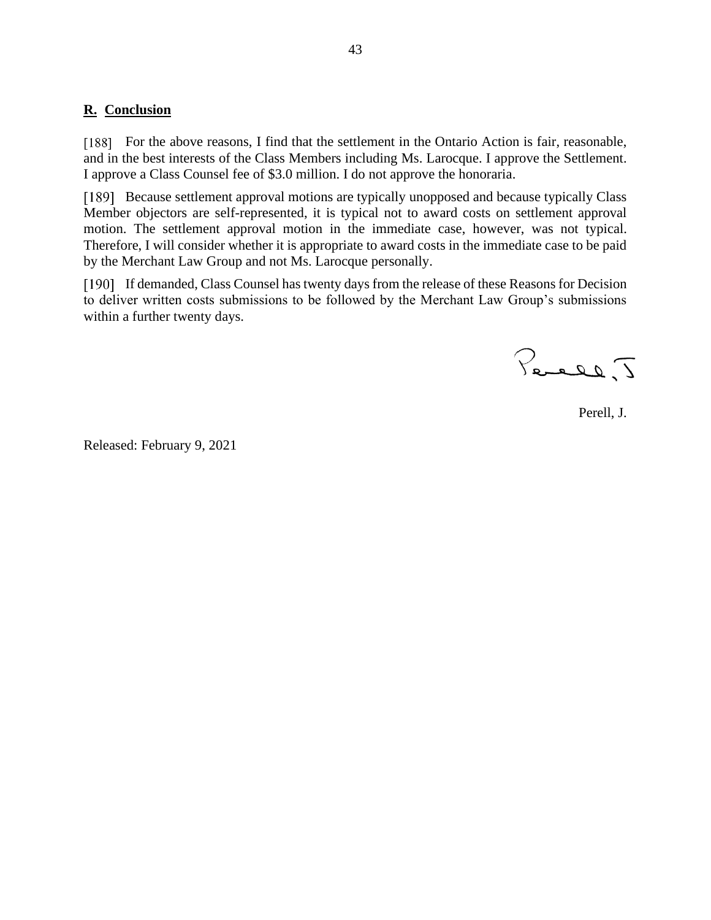## R. Conclusion

[188] For the above reasons, I find that the settlement in the Ontario Action is fair, reasonable, and in the best interests of the Class Members including Ms. Larocque. I approve the Settlement. I approve a Class Counsel fee of $3.0 million. I do not approve the honoraria.

[189] Because settlement approval motions are typically unopposed and because typically Class Member objectors are self-represented, it is typical not to award costs on settlement approval motion. The settlement approval motion in the immediate case, however, was not typical. Therefore, I will consider whether it is appropriate to award costs in the immediate case to be paid by the Merchant Law Group and not Ms. Larocque personally.

[190] If demanded, Class Counsel has twenty days from the release of these Reasons for Decision to deliver written costs submissions to be followed by the Merchant Law Group's submissions within a further twenty days.

Perell, J.

Perell, J.

Released: February 9, 2021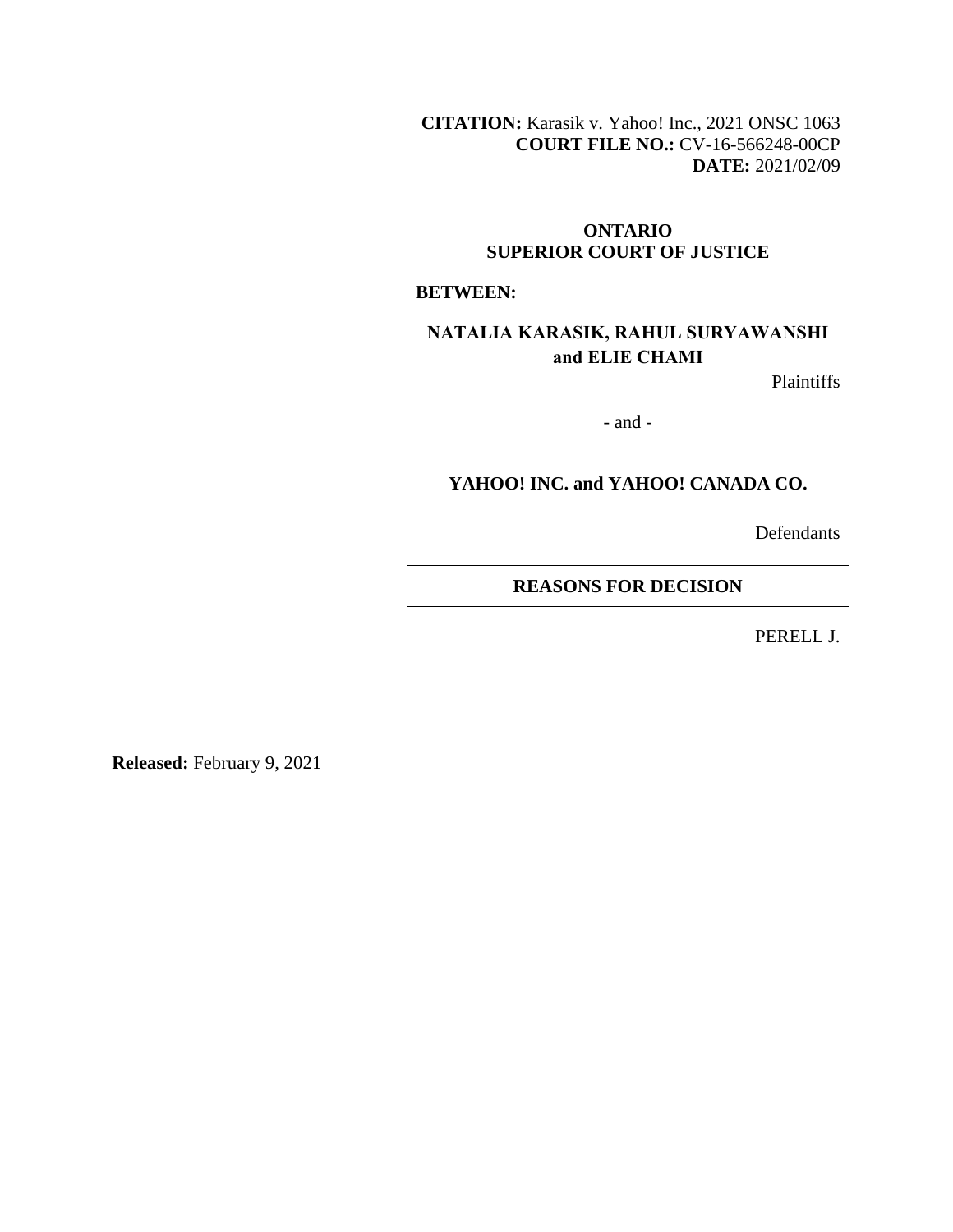**CITATION:** Karasik v. Yahoo! Inc., 2021 ONSC 1063
**COURT FILE NO.:** CV-16-566248-00CP
**DATE:** 2021/02/09

**ONTARIO**
**SUPERIOR COURT OF JUSTICE**

**BETWEEN:**

**NATALIA KARASIK, RAHUL SURYAWANSHI and ELIE CHAMI**

Plaintiffs

\- and -

**YAHOO! INC. and YAHOO! CANADA CO.**

Defendants

---

**REASONS FOR DECISION**

---

PERELL J.

**Released:** February 9, 2021